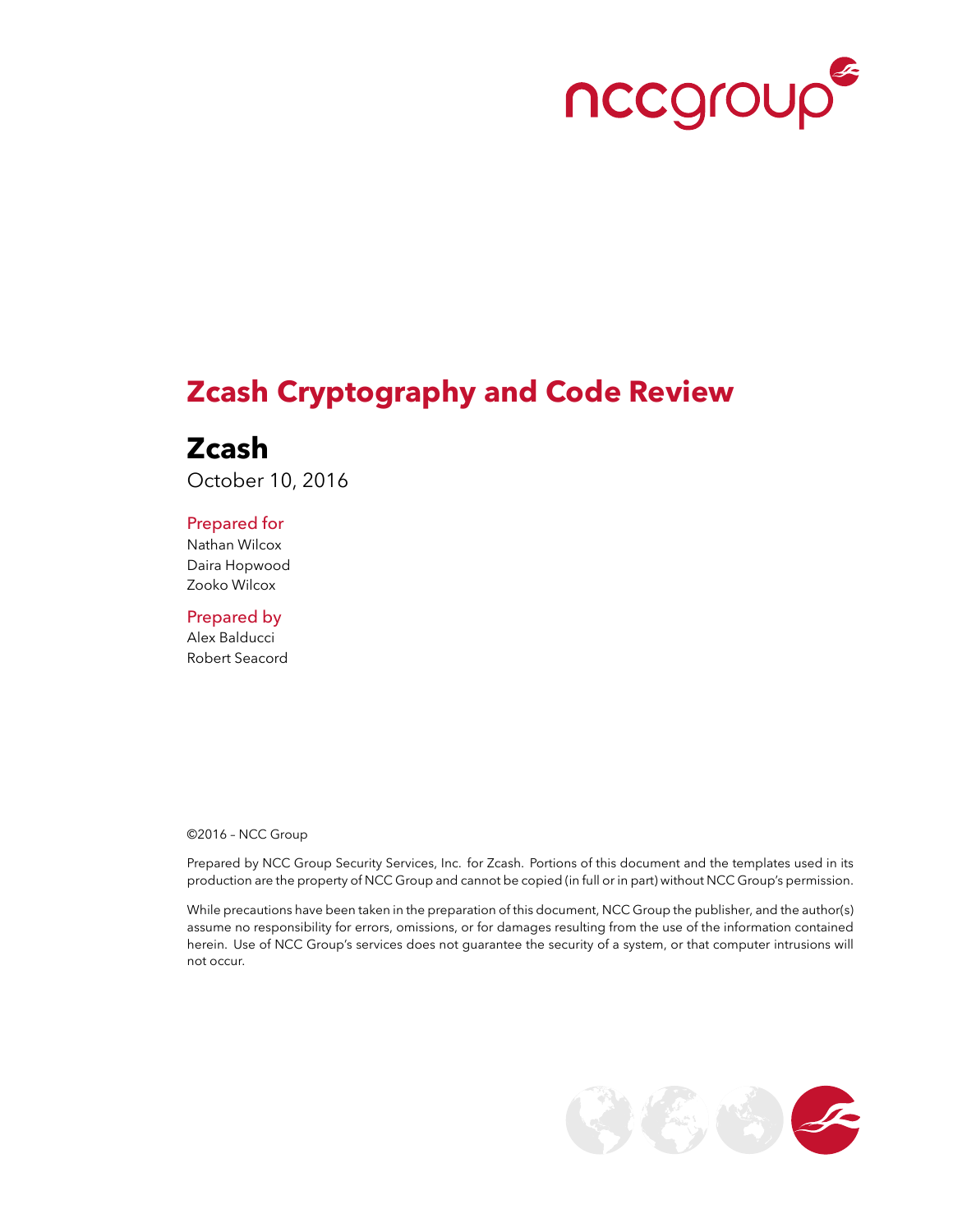# Zcash Cryptography and Code Review

## Zcash

October 10, 2016

### Prepared for

Nathan Wilcox
Daira Hopwood
Zooko Wilcox

### Prepared by

Alex Balducci
Robert Seacord

©2016 – NCC Group

Prepared by NCC Group Security Services, Inc. for Zcash. Portions of this document and the templates used in its production are the property of NCC Group and cannot be copied (in full or in part) without NCC Group's permission.

While precautions have been taken in the preparation of this document, NCC Group the publisher, and the author(s) assume no responsibility for errors, omissions, or for damages resulting from the use of the information contained herein. Use of NCC Group's services does not guarantee the security of a system, or that computer intrusions will not occur.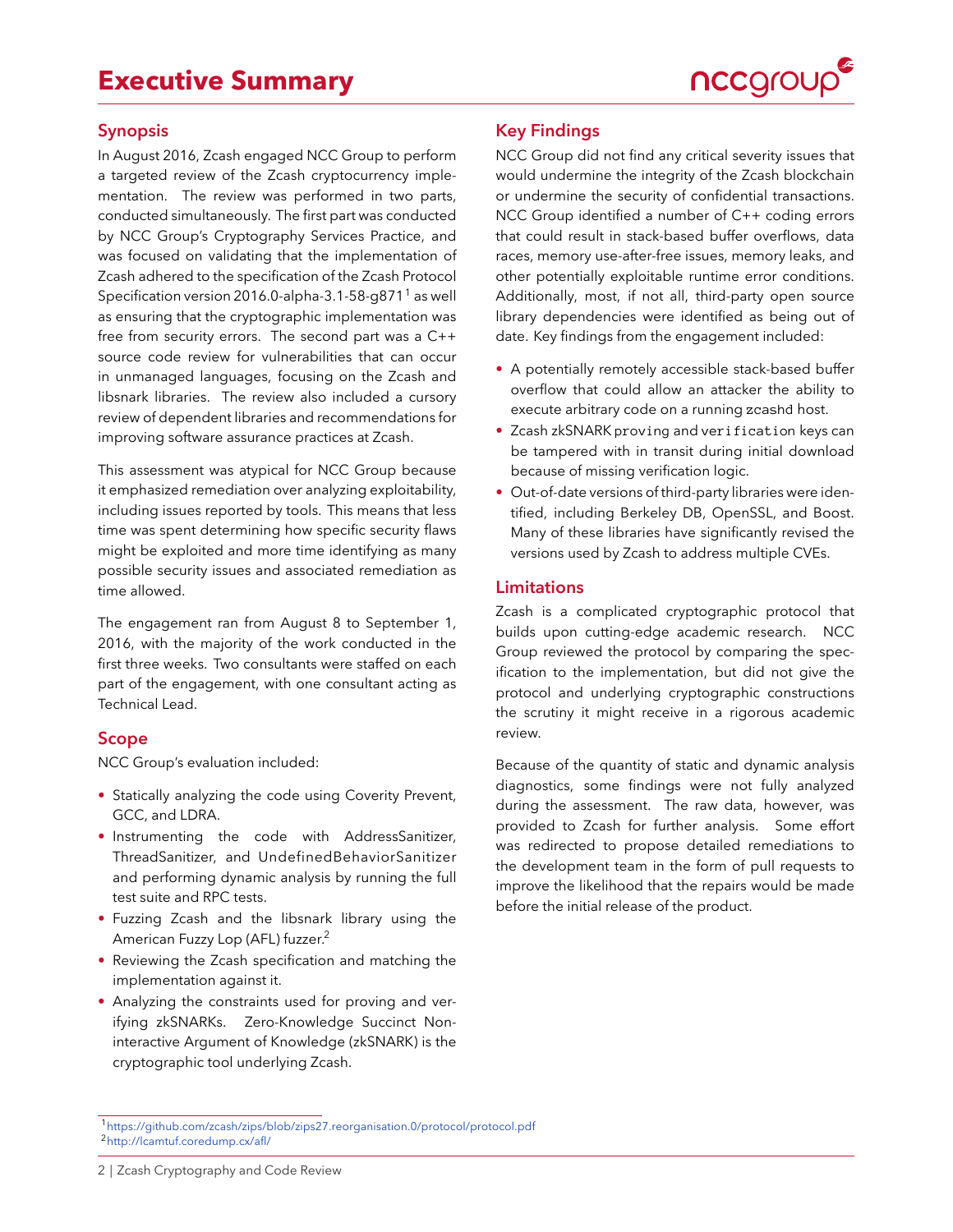# Executive Summary

## Synopsis

In August 2016, Zcash engaged NCC Group to perform a targeted review of the Zcash cryptocurrency implementation. The review was performed in two parts, conducted simultaneously. The first part was conducted by NCC Group's Cryptography Services Practice, and was focused on validating that the implementation of Zcash adhered to the specification of the Zcash Protocol Specification version 2016.0-alpha-3.1-58-g871[1] as well as ensuring that the cryptographic implementation was free from security errors. The second part was a C++ source code review for vulnerabilities that can occur in unmanaged languages, focusing on the Zcash and libsnark libraries. The review also included a cursory review of dependent libraries and recommendations for improving software assurance practices at Zcash.

This assessment was atypical for NCC Group because it emphasized remediation over analyzing exploitability, including issues reported by tools. This means that less time was spent determining how specific security flaws might be exploited and more time identifying as many possible security issues and associated remediation as time allowed.

The engagement ran from August 8 to September 1, 2016, with the majority of the work conducted in the first three weeks. Two consultants were staffed on each part of the engagement, with one consultant acting as Technical Lead.

## Scope

NCC Group's evaluation included:

- Statically analyzing the code using Coverity Prevent, GCC, and LDRA.
- Instrumenting the code with AddressSanitizer, ThreadSanitizer, and UndefinedBehaviorSanitizer and performing dynamic analysis by running the full test suite and RPC tests.
- Fuzzing Zcash and the libsnark library using the American Fuzzy Lop (AFL) fuzzer.[2]
- Reviewing the Zcash specification and matching the implementation against it.
- Analyzing the constraints used for proving and verifying zkSNARKs. Zero-Knowledge Succinct Non-interactive Argument of Knowledge (zkSNARK) is the cryptographic tool underlying Zcash.

## Key Findings

NCC Group did not find any critical severity issues that would undermine the integrity of the Zcash blockchain or undermine the security of confidential transactions. NCC Group identified a number of C++ coding errors that could result in stack-based buffer overflows, data races, memory use-after-free issues, memory leaks, and other potentially exploitable runtime error conditions. Additionally, most, if not all, third-party open source library dependencies were identified as being out of date. Key findings from the engagement included:

- A potentially remotely accessible stack-based buffer overflow that could allow an attacker the ability to execute arbitrary code on a running `zcashd` host.
- Zcash zkSNARK `proving` and `verification` keys can be tampered with in transit during initial download because of missing verification logic.
- Out-of-date versions of third-party libraries were identified, including Berkeley DB, OpenSSL, and Boost. Many of these libraries have significantly revised the versions used by Zcash to address multiple CVEs.

## Limitations

Zcash is a complicated cryptographic protocol that builds upon cutting-edge academic research. NCC Group reviewed the protocol by comparing the specification to the implementation, but did not give the protocol and underlying cryptographic constructions the scrutiny it might receive in a rigorous academic review.

Because of the quantity of static and dynamic analysis diagnostics, some findings were not fully analyzed during the assessment. The raw data, however, was provided to Zcash for further analysis. Some effort was redirected to propose detailed remediations to the development team in the form of pull requests to improve the likelihood that the repairs would be made before the initial release of the product.

[1] https://github.com/zcash/zips/blob/zips27.reorganisation.0/protocol/protocol.pdf
[2] http://lcamtuf.coredump.cx/afl/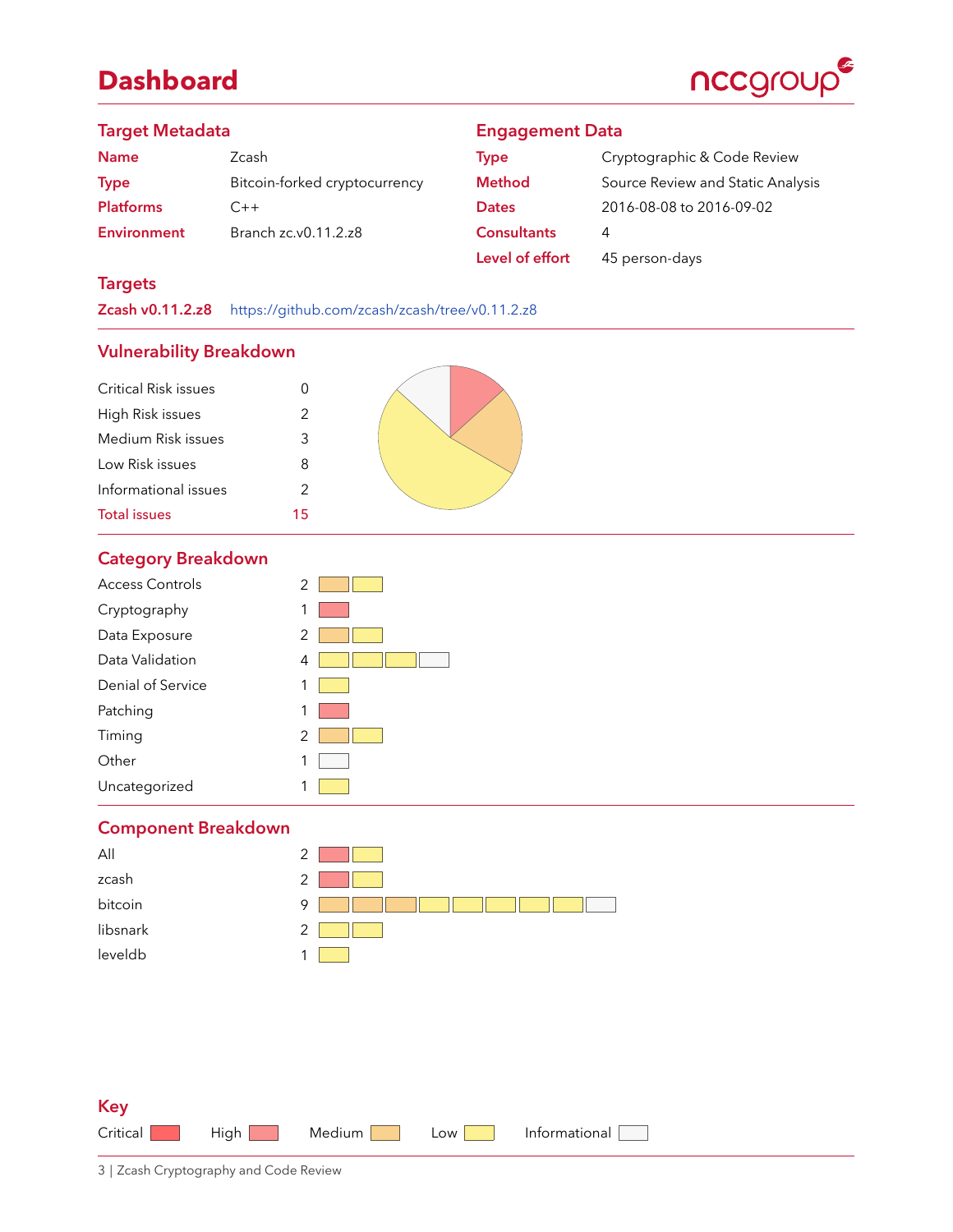# Dashboard

## Target Metadata

| | |
|---|---|
| **Name** | Zcash |
| **Type** | Bitcoin-forked cryptocurrency |
| **Platforms** | C++ |
| **Environment** | Branch zc.v0.11.2.z8 |

## Engagement Data

| | |
|---|---|
| **Type** | Cryptographic & Code Review |
| **Method** | Source Review and Static Analysis |
| **Dates** | 2016-08-08 to 2016-09-02 |
| **Consultants** | 4 |
| **Level of effort** | 45 person-days |

## Targets

**Zcash v0.11.2.z8** https://github.com/zcash/zcash/tree/v0.11.2.z8

## Vulnerability Breakdown

| | |
|---|---|
| Critical Risk issues | 0 |
| High Risk issues | 2 |
| Medium Risk issues | 3 |
| Low Risk issues | 8 |
| Informational issues | 2 |
| **Total issues** | **15** |

## Category Breakdown

| Category | Count | Breakdown |
|---|---|---|
| Access Controls | 2 | Medium, Low |
| Cryptography | 1 | High |
| Data Exposure | 2 | Medium, Low |
| Data Validation | 4 | Low, Low, Low, Informational |
| Denial of Service | 1 | Low |
| Patching | 1 | High |
| Timing | 2 | Medium, Low |
| Other | 1 | Informational |
| Uncategorized | 1 | Low |

## Component Breakdown

| Component | Count | Breakdown |
|---|---|---|
| All | 2 | High, Low |
| zcash | 2 | High, Low |
| bitcoin | 9 | Medium, Medium, Medium, Low, Low, Low, Low, Low, Informational |
| libsnark | 2 | Low, Low |
| leveldb | 1 | Low |

## Key

Critical | High | Medium | Low | Informational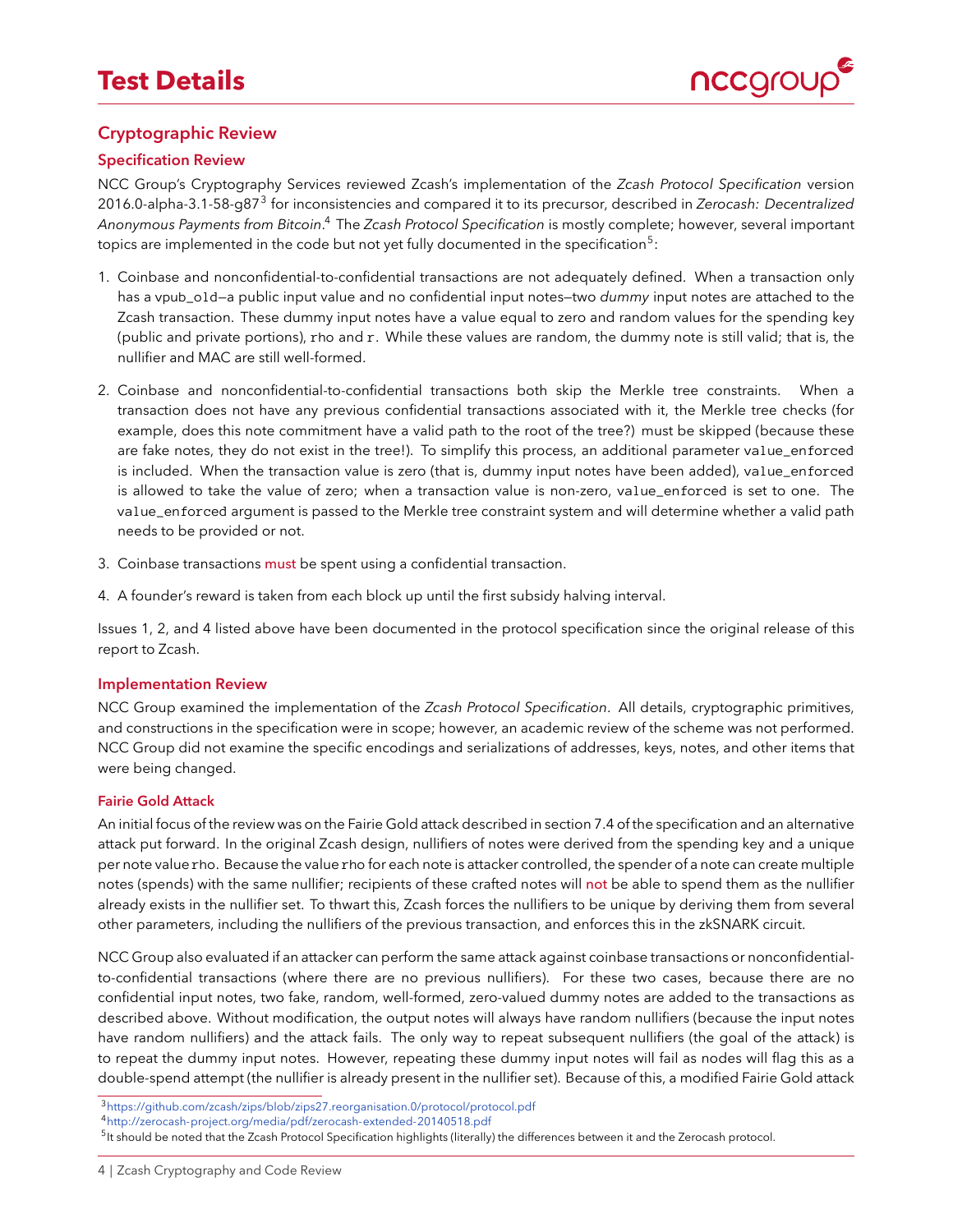# Test Details

## Cryptographic Review

### Specification Review

NCC Group's Cryptography Services reviewed Zcash's implementation of the *Zcash Protocol Specification* version 2016.0-alpha-3.1-58-g87[3] for inconsistencies and compared it to its precursor, described in *Zerocash: Decentralized Anonymous Payments from Bitcoin*.[4] The *Zcash Protocol Specification* is mostly complete; however, several important topics are implemented in the code but not yet fully documented in the specification[5]:

1. Coinbase and nonconfidential-to-confidential transactions are not adequately defined. When a transaction only has a `vpub_old`—a public input value and no confidential input notes—two *dummy* input notes are attached to the Zcash transaction. These dummy input notes have a value equal to zero and random values for the spending key (public and private portions), `rho` and `r`. While these values are random, the dummy note is still valid; that is, the nullifier and MAC are still well-formed.

2. Coinbase and nonconfidential-to-confidential transactions both skip the Merkle tree constraints. When a transaction does not have any previous confidential transactions associated with it, the Merkle tree checks (for example, does this note commitment have a valid path to the root of the tree?) must be skipped (because these are fake notes, they do not exist in the tree!). To simplify this process, an additional parameter `value_enforced` is included. When the transaction value is zero (that is, dummy input notes have been added), `value_enforced` is allowed to take the value of zero; when a transaction value is non-zero, `value_enforced` is set to one. The `value_enforced` argument is passed to the Merkle tree constraint system and will determine whether a valid path needs to be provided or not.

3. Coinbase transactions must be spent using a confidential transaction.

4. A founder's reward is taken from each block up until the first subsidy halving interval.

Issues 1, 2, and 4 listed above have been documented in the protocol specification since the original release of this report to Zcash.

### Implementation Review

NCC Group examined the implementation of the *Zcash Protocol Specification*. All details, cryptographic primitives, and constructions in the specification were in scope; however, an academic review of the scheme was not performed. NCC Group did not examine the specific encodings and serializations of addresses, keys, notes, and other items that were being changed.

#### Fairie Gold Attack

An initial focus of the review was on the Fairie Gold attack described in section 7.4 of the specification and an alternative attack put forward. In the original Zcash design, nullifiers of notes were derived from the spending key and a unique per note value `rho`. Because the value `rho` for each note is attacker controlled, the spender of a note can create multiple notes (spends) with the same nullifier; recipients of these crafted notes will not be able to spend them as the nullifier already exists in the nullifier set. To thwart this, Zcash forces the nullifiers to be unique by deriving them from several other parameters, including the nullifiers of the previous transaction, and enforces this in the zkSNARK circuit.

NCC Group also evaluated if an attacker can perform the same attack against coinbase transactions or nonconfidential-to-confidential transactions (where there are no previous nullifiers). For these two cases, because there are no confidential input notes, two fake, random, well-formed, zero-valued dummy notes are added to the transactions as described above. Without modification, the output notes will always have random nullifiers (because the input notes have random nullifiers) and the attack fails. The only way to repeat subsequent nullifiers (the goal of the attack) is to repeat the dummy input notes. However, repeating these dummy input notes will fail as nodes will flag this as a double-spend attempt (the nullifier is already present in the nullifier set). Because of this, a modified Fairie Gold attack

[3] https://github.com/zcash/zips/blob/zips27.reorganisation.0/protocol/protocol.pdf

[4] http://zerocash-project.org/media/pdf/zerocash-extended-20140518.pdf

[5] It should be noted that the Zcash Protocol Specification highlights (literally) the differences between it and the Zerocash protocol.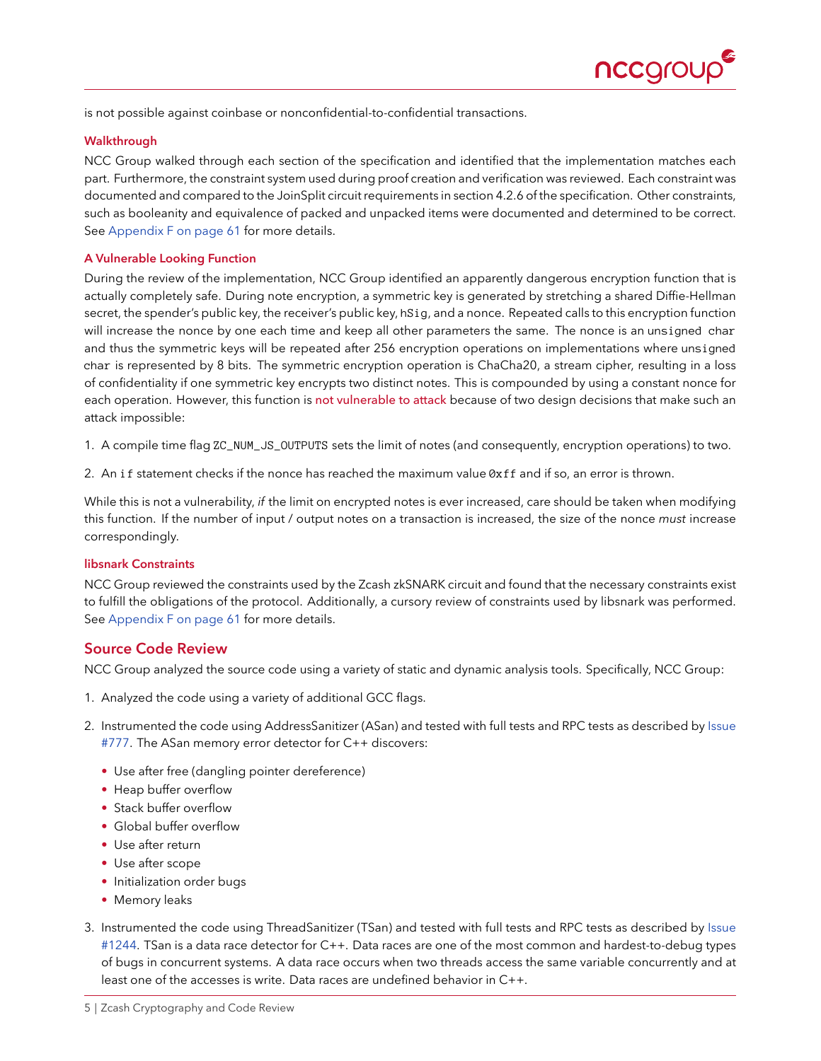is not possible against coinbase or nonconfidential-to-confidential transactions.

### Walkthrough

NCC Group walked through each section of the specification and identified that the implementation matches each part. Furthermore, the constraint system used during proof creation and verification was reviewed. Each constraint was documented and compared to the JoinSplit circuit requirements in section 4.2.6 of the specification. Other constraints, such as booleanity and equivalence of packed and unpacked items were documented and determined to be correct. See Appendix F on page 61 for more details.

### A Vulnerable Looking Function

During the review of the implementation, NCC Group identified an apparently dangerous encryption function that is actually completely safe. During note encryption, a symmetric key is generated by stretching a shared Diffie-Hellman secret, the spender's public key, the receiver's public key, `hSig`, and a nonce. Repeated calls to this encryption function will increase the nonce by one each time and keep all other parameters the same. The nonce is an `unsigned char` and thus the symmetric keys will be repeated after 256 encryption operations on implementations where `unsigned char` is represented by 8 bits. The symmetric encryption operation is ChaCha20, a stream cipher, resulting in a loss of confidentiality if one symmetric key encrypts two distinct notes. This is compounded by using a constant nonce for each operation. However, this function is not vulnerable to attack because of two design decisions that make such an attack impossible:

1. A compile time flag `ZC_NUM_JS_OUTPUTS` sets the limit of notes (and consequently, encryption operations) to two.
2. An `if` statement checks if the nonce has reached the maximum value `0xff` and if so, an error is thrown.

While this is not a vulnerability, *if* the limit on encrypted notes is ever increased, care should be taken when modifying this function. If the number of input / output notes on a transaction is increased, the size of the nonce *must* increase correspondingly.

### libsnark Constraints

NCC Group reviewed the constraints used by the Zcash zkSNARK circuit and found that the necessary constraints exist to fulfill the obligations of the protocol. Additionally, a cursory review of constraints used by libsnark was performed. See Appendix F on page 61 for more details.

## Source Code Review

NCC Group analyzed the source code using a variety of static and dynamic analysis tools. Specifically, NCC Group:

1. Analyzed the code using a variety of additional GCC flags.
2. Instrumented the code using AddressSanitizer (ASan) and tested with full tests and RPC tests as described by Issue #777. The ASan memory error detector for C++ discovers:
   - Use after free (dangling pointer dereference)
   - Heap buffer overflow
   - Stack buffer overflow
   - Global buffer overflow
   - Use after return
   - Use after scope
   - Initialization order bugs
   - Memory leaks
3. Instrumented the code using ThreadSanitizer (TSan) and tested with full tests and RPC tests as described by Issue #1244. TSan is a data race detector for C++. Data races are one of the most common and hardest-to-debug types of bugs in concurrent systems. A data race occurs when two threads access the same variable concurrently and at least one of the accesses is write. Data races are undefined behavior in C++.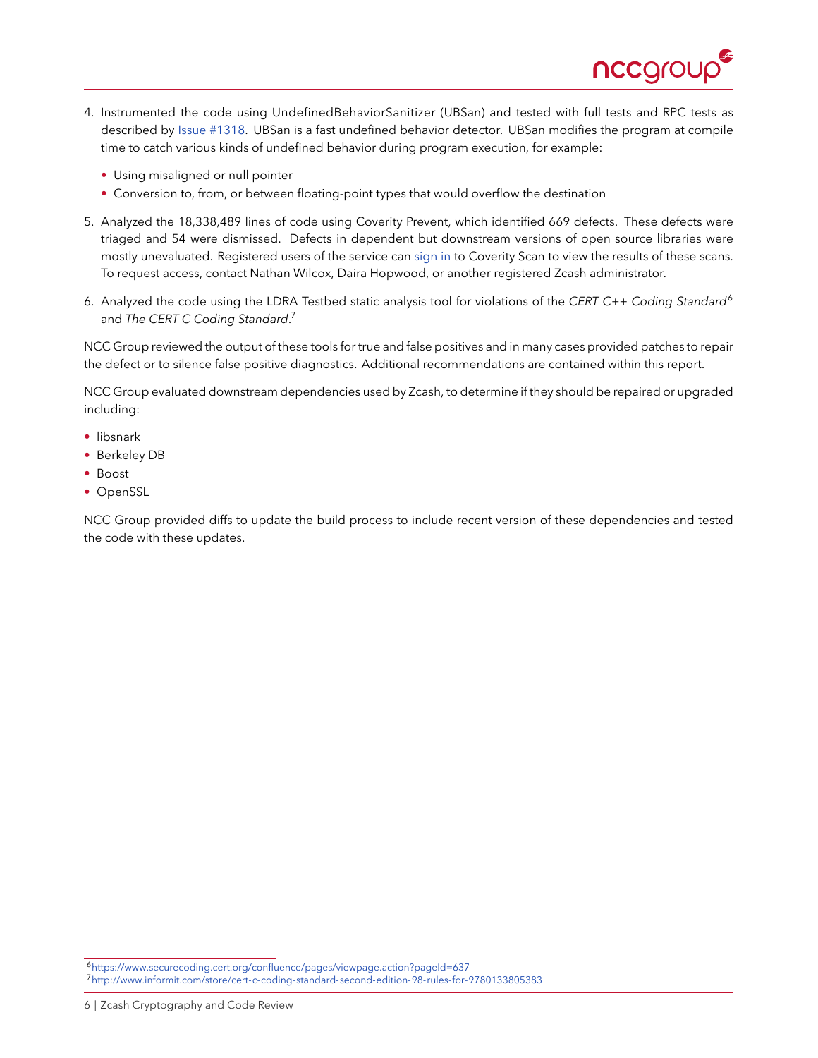4. Instrumented the code using UndefinedBehaviorSanitizer (UBSan) and tested with full tests and RPC tests as described by Issue #1318. UBSan is a fast undefined behavior detector. UBSan modifies the program at compile time to catch various kinds of undefined behavior during program execution, for example:
   - Using misaligned or null pointer
   - Conversion to, from, or between floating-point types that would overflow the destination
5. Analyzed the 18,338,489 lines of code using Coverity Prevent, which identified 669 defects. These defects were triaged and 54 were dismissed. Defects in dependent but downstream versions of open source libraries were mostly unevaluated. Registered users of the service can sign in to Coverity Scan to view the results of these scans. To request access, contact Nathan Wilcox, Daira Hopwood, or another registered Zcash administrator.
6. Analyzed the code using the LDRA Testbed static analysis tool for violations of the *CERT C++ Coding Standard*[6] and *The CERT C Coding Standard*.[7]

NCC Group reviewed the output of these tools for true and false positives and in many cases provided patches to repair the defect or to silence false positive diagnostics. Additional recommendations are contained within this report.

NCC Group evaluated downstream dependencies used by Zcash, to determine if they should be repaired or upgraded including:

- libsnark
- Berkeley DB
- Boost
- OpenSSL

NCC Group provided diffs to update the build process to include recent version of these dependencies and tested the code with these updates.

[6] https://www.securecoding.cert.org/confluence/pages/viewpage.action?pageId=637

[7] http://www.informit.com/store/cert-c-coding-standard-second-edition-98-rules-for-9780133805383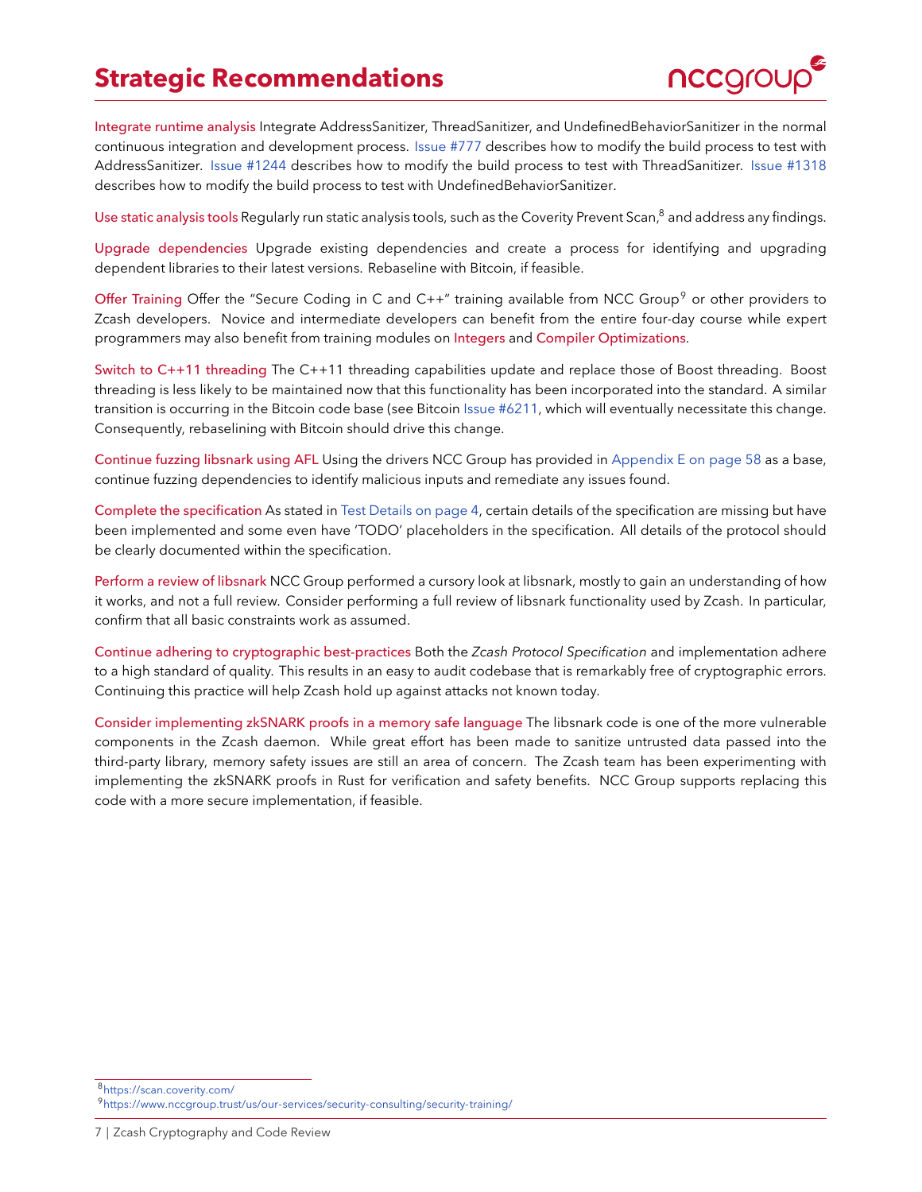# Strategic Recommendations

**Integrate runtime analysis** Integrate AddressSanitizer, ThreadSanitizer, and UndefinedBehaviorSanitizer in the normal continuous integration and development process. Issue #777 describes how to modify the build process to test with AddressSanitizer. Issue #1244 describes how to modify the build process to test with ThreadSanitizer. Issue #1318 describes how to modify the build process to test with UndefinedBehaviorSanitizer.

**Use static analysis tools** Regularly run static analysis tools, such as the Coverity Prevent Scan,[8] and address any findings.

**Upgrade dependencies** Upgrade existing dependencies and create a process for identifying and upgrading dependent libraries to their latest versions. Rebaseline with Bitcoin, if feasible.

**Offer Training** Offer the "Secure Coding in C and C++" training available from NCC Group[9] or other providers to Zcash developers. Novice and intermediate developers can benefit from the entire four-day course while expert programmers may also benefit from training modules on Integers and Compiler Optimizations.

**Switch to C++11 threading** The C++11 threading capabilities update and replace those of Boost threading. Boost threading is less likely to be maintained now that this functionality has been incorporated into the standard. A similar transition is occurring in the Bitcoin code base (see Bitcoin Issue #6211, which will eventually necessitate this change. Consequently, rebaselining with Bitcoin should drive this change.

**Continue fuzzing libsnark using AFL** Using the drivers NCC Group has provided in Appendix E on page 58 as a base, continue fuzzing dependencies to identify malicious inputs and remediate any issues found.

**Complete the specification** As stated in Test Details on page 4, certain details of the specification are missing but have been implemented and some even have 'TODO' placeholders in the specification. All details of the protocol should be clearly documented within the specification.

**Perform a review of libsnark** NCC Group performed a cursory look at libsnark, mostly to gain an understanding of how it works, and not a full review. Consider performing a full review of libsnark functionality used by Zcash. In particular, confirm that all basic constraints work as assumed.

**Continue adhering to cryptographic best-practices** Both the *Zcash Protocol Specification* and implementation adhere to a high standard of quality. This results in an easy to audit codebase that is remarkably free of cryptographic errors. Continuing this practice will help Zcash hold up against attacks not known today.

**Consider implementing zkSNARK proofs in a memory safe language** The libsnark code is one of the more vulnerable components in the Zcash daemon. While great effort has been made to sanitize untrusted data passed into the third-party library, memory safety issues are still an area of concern. The Zcash team has been experimenting with implementing the zkSNARK proofs in Rust for verification and safety benefits. NCC Group supports replacing this code with a more secure implementation, if feasible.

[8] https://scan.coverity.com/

[9] https://www.nccgroup.trust/us/our-services/security-consulting/security-training/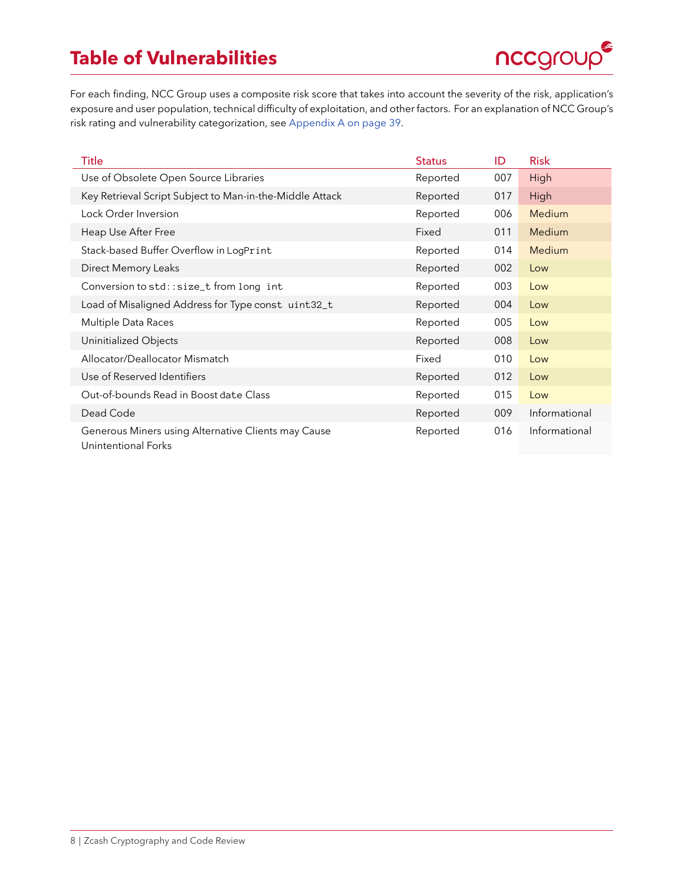# Table of Vulnerabilities

For each finding, NCC Group uses a composite risk score that takes into account the severity of the risk, application's exposure and user population, technical difficulty of exploitation, and other factors. For an explanation of NCC Group's risk rating and vulnerability categorization, see Appendix A on page 39.

| Title | Status | ID | Risk |
|---|---|---|---|
| Use of Obsolete Open Source Libraries | Reported | 007 | High |
| Key Retrieval Script Subject to Man-in-the-Middle Attack | Reported | 017 | High |
| Lock Order Inversion | Reported | 006 | Medium |
| Heap Use After Free | Fixed | 011 | Medium |
| Stack-based Buffer Overflow in `LogPrint` | Reported | 014 | Medium |
| Direct Memory Leaks | Reported | 002 | Low |
| Conversion to `std::size_t` from `long int` | Reported | 003 | Low |
| Load of Misaligned Address for Type `const uint32_t` | Reported | 004 | Low |
| Multiple Data Races | Reported | 005 | Low |
| Uninitialized Objects | Reported | 008 | Low |
| Allocator/Deallocator Mismatch | Fixed | 010 | Low |
| Use of Reserved Identifiers | Reported | 012 | Low |
| Out-of-bounds Read in Boost `date` Class | Reported | 015 | Low |
| Dead Code | Reported | 009 | Informational |
| Generous Miners using Alternative Clients may Cause Unintentional Forks | Reported | 016 | Informational |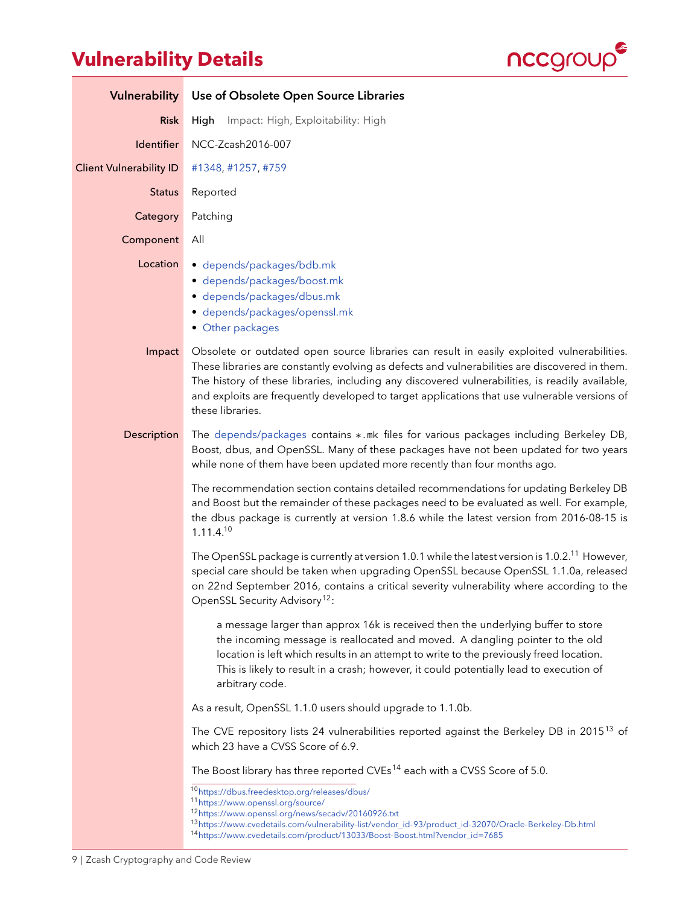# Vulnerability Details

| | |
|---|---|
| **Vulnerability** | **Use of Obsolete Open Source Libraries** |
| **Risk** | **High** Impact: High, Exploitability: High |
| **Identifier** | NCC-Zcash2016-007 |
| **Client Vulnerability ID** | #1348, #1257, #759 |
| **Status** | Reported |
| **Category** | Patching |
| **Component** | All |

**Location**

- depends/packages/bdb.mk
- depends/packages/boost.mk
- depends/packages/dbus.mk
- depends/packages/openssl.mk
- Other packages

**Impact**

Obsolete or outdated open source libraries can result in easily exploited vulnerabilities. These libraries are constantly evolving as defects and vulnerabilities are discovered in them. The history of these libraries, including any discovered vulnerabilities, is readily available, and exploits are frequently developed to target applications that use vulnerable versions of these libraries.

**Description**

The depends/packages contains *.mk files for various packages including Berkeley DB, Boost, dbus, and OpenSSL. Many of these packages have not been updated for two years while none of them have been updated more recently than four months ago.

The recommendation section contains detailed recommendations for updating Berkeley DB and Boost but the remainder of these packages need to be evaluated as well. For example, the dbus package is currently at version 1.8.6 while the latest version from 2016-08-15 is 1.11.4.[10]

The OpenSSL package is currently at version 1.0.1 while the latest version is 1.0.2.[11] However, special care should be taken when upgrading OpenSSL because OpenSSL 1.1.0a, released on 22nd September 2016, contains a critical severity vulnerability where according to the OpenSSL Security Advisory[12]:

> a message larger than approx 16k is received then the underlying buffer to store the incoming message is reallocated and moved. A dangling pointer to the old location is left which results in an attempt to write to the previously freed location. This is likely to result in a crash; however, it could potentially lead to execution of arbitrary code.

As a result, OpenSSL 1.1.0 users should upgrade to 1.1.0b.

The CVE repository lists 24 vulnerabilities reported against the Berkeley DB in 2015[13] of which 23 have a CVSS Score of 6.9.

The Boost library has three reported CVEs[14] each with a CVSS Score of 5.0.

[10] https://dbus.freedesktop.org/releases/dbus/
[11] https://www.openssl.org/source/
[12] https://www.openssl.org/news/secadv/20160926.txt
[13] https://www.cvedetails.com/vulnerability-list/vendor_id-93/product_id-32070/Oracle-Berkeley-Db.html
[14] https://www.cvedetails.com/product/13033/Boost-Boost.html?vendor_id=7685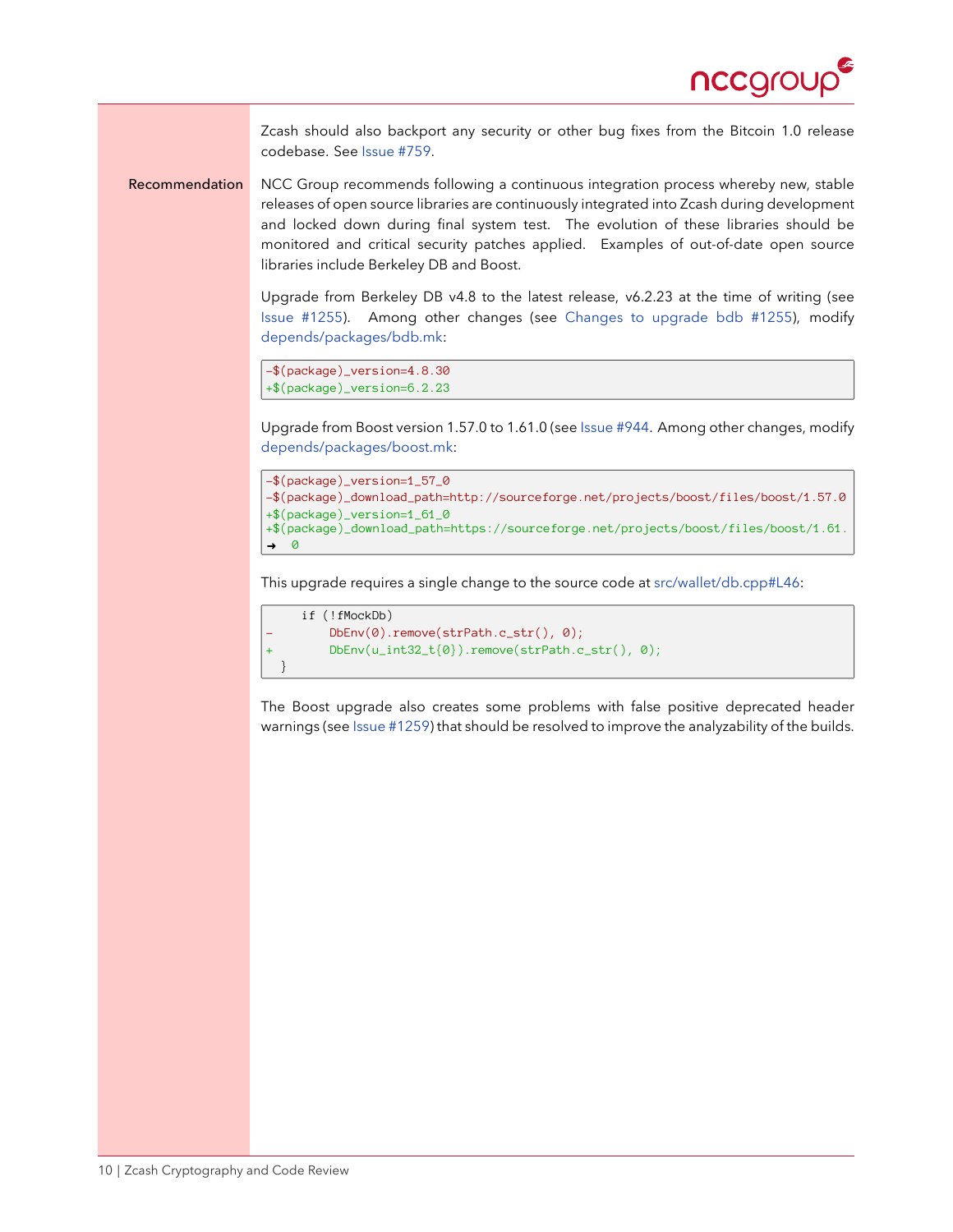Zcash should also backport any security or other bug fixes from the Bitcoin 1.0 release codebase. See Issue #759.

**Recommendation** NCC Group recommends following a continuous integration process whereby new, stable releases of open source libraries are continuously integrated into Zcash during development and locked down during final system test. The evolution of these libraries should be monitored and critical security patches applied. Examples of out-of-date open source libraries include Berkeley DB and Boost.

Upgrade from Berkeley DB v4.8 to the latest release, v6.2.23 at the time of writing (see Issue #1255). Among other changes (see Changes to upgrade bdb #1255), modify depends/packages/bdb.mk:

```
-$(package)_version=4.8.30
+$(package)_version=6.2.23
```

Upgrade from Boost version 1.57.0 to 1.61.0 (see Issue #944. Among other changes, modify depends/packages/boost.mk:

```
-$(package)_version=1_57_0
-$(package)_download_path=http://sourceforge.net/projects/boost/files/boost/1.57.0
+$(package)_version=1_61_0
+$(package)_download_path=https://sourceforge.net/projects/boost/files/boost/1.61.
➜  0
```

This upgrade requires a single change to the source code at src/wallet/db.cpp#L46:

```
    if (!fMockDb)
-       DbEnv(0).remove(strPath.c_str(), 0);
+       DbEnv(u_int32_t{0}).remove(strPath.c_str(), 0);
  }
```

The Boost upgrade also creates some problems with false positive deprecated header warnings (see Issue #1259) that should be resolved to improve the analyzability of the builds.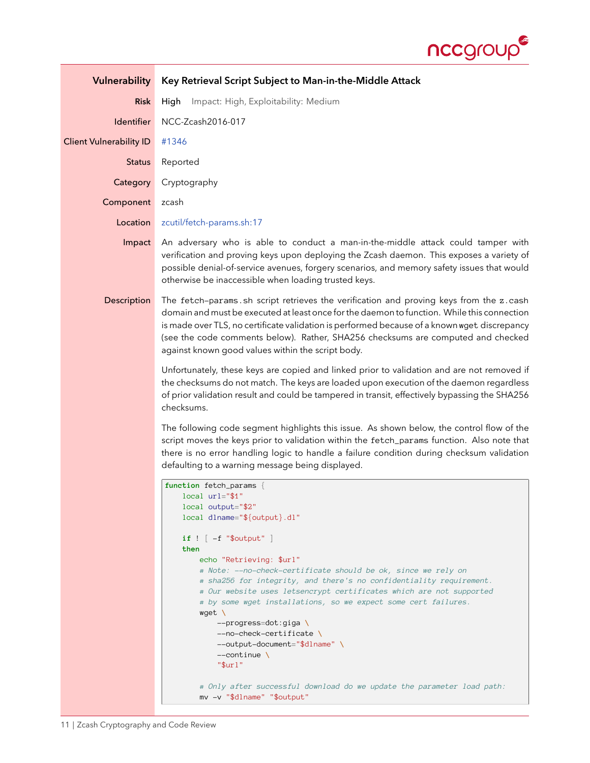| | |
|---|---|
| **Vulnerability** | **Key Retrieval Script Subject to Man-in-the-Middle Attack** |
| **Risk** | **High** Impact: High, Exploitability: Medium |
| **Identifier** | NCC-Zcash2016-017 |
| **Client Vulnerability ID** | #1346 |
| **Status** | Reported |
| **Category** | Cryptography |
| **Component** | zcash |
| **Location** | zcutil/fetch-params.sh:17 |
| **Impact** | An adversary who is able to conduct a man-in-the-middle attack could tamper with verification and proving keys upon deploying the Zcash daemon. This exposes a variety of possible denial-of-service avenues, forgery scenarios, and memory safety issues that would otherwise be inaccessible when loading trusted keys. |

**Description**

The `fetch-params.sh` script retrieves the verification and proving keys from the `z.cash` domain and must be executed at least once for the daemon to function. While this connection is made over TLS, no certificate validation is performed because of a known `wget` discrepancy (see the code comments below). Rather, SHA256 checksums are computed and checked against known good values within the script body.

Unfortunately, these keys are copied and linked prior to validation and are not removed if the checksums do not match. The keys are loaded upon execution of the daemon regardless of prior validation result and could be tampered in transit, effectively bypassing the SHA256 checksums.

The following code segment highlights this issue. As shown below, the control flow of the script moves the keys prior to validation within the `fetch_params` function. Also note that there is no error handling logic to handle a failure condition during checksum validation defaulting to a warning message being displayed.

```
function fetch_params {
    local url="$1"
    local output="$2"
    local dlname="${output}.dl"

    if ! [ -f "$output" ]
    then
        echo "Retrieving: $url"
        # Note: --no-check-certificate should be ok, since we rely on
        # sha256 for integrity, and there's no confidentiality requirement.
        # Our website uses letsencrypt certificates which are not supported
        # by some wget installations, so we expect some cert failures.
        wget \
            --progress=dot:giga \
            --no-check-certificate \
            --output-document="$dlname" \
            --continue \
            "$url"

        # Only after successful download do we update the parameter load path:
        mv -v "$dlname" "$output"
```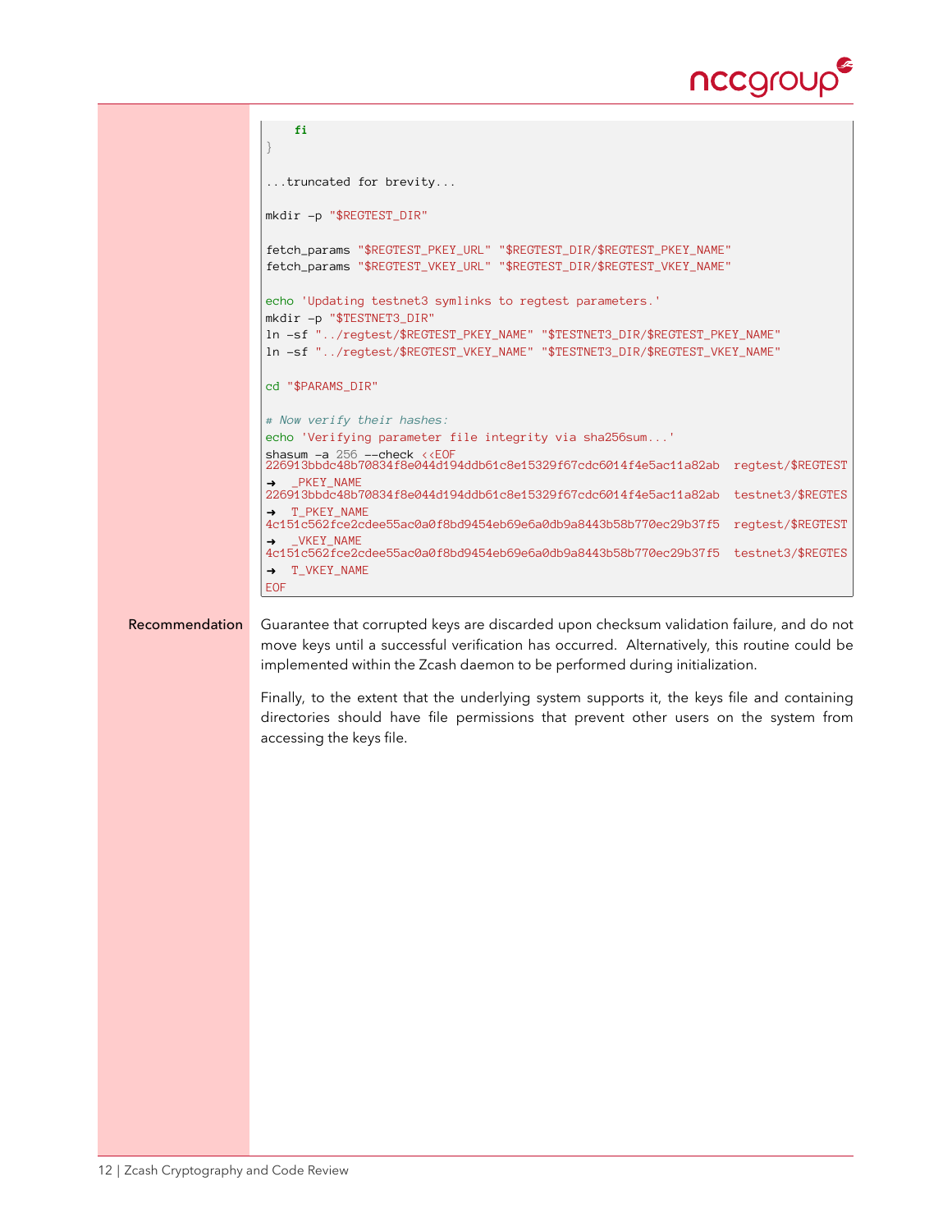```
    fi
}

...truncated for brevity...

mkdir -p "$REGTEST_DIR"

fetch_params "$REGTEST_PKEY_URL" "$REGTEST_DIR/$REGTEST_PKEY_NAME"
fetch_params "$REGTEST_VKEY_URL" "$REGTEST_DIR/$REGTEST_VKEY_NAME"

echo 'Updating testnet3 symlinks to regtest parameters.'
mkdir -p "$TESTNET3_DIR"
ln -sf "../regtest/$REGTEST_PKEY_NAME" "$TESTNET3_DIR/$REGTEST_PKEY_NAME"
ln -sf "../regtest/$REGTEST_VKEY_NAME" "$TESTNET3_DIR/$REGTEST_VKEY_NAME"

cd "$PARAMS_DIR"

# Now verify their hashes:
echo 'Verifying parameter file integrity via sha256sum...'
shasum -a 256 --check <<EOF
226913bbdc48b70834f8e044d194ddb61c8e15329f67cdc6014f4e5ac11a82ab  regtest/$REGTEST_PKEY_NAME
226913bbdc48b70834f8e044d194ddb61c8e15329f67cdc6014f4e5ac11a82ab  testnet3/$REGTEST_PKEY_NAME
4c151c562fce2cdee55ac0a0f8bd9454eb69e6a0db9a8443b58b770ec29b37f5  regtest/$REGTEST_VKEY_NAME
4c151c562fce2cdee55ac0a0f8bd9454eb69e6a0db9a8443b58b770ec29b37f5  testnet3/$REGTEST_VKEY_NAME
EOF
```

**Recommendation** Guarantee that corrupted keys are discarded upon checksum validation failure, and do not move keys until a successful verification has occurred. Alternatively, this routine could be implemented within the Zcash daemon to be performed during initialization.

Finally, to the extent that the underlying system supports it, the keys file and containing directories should have file permissions that prevent other users on the system from accessing the keys file.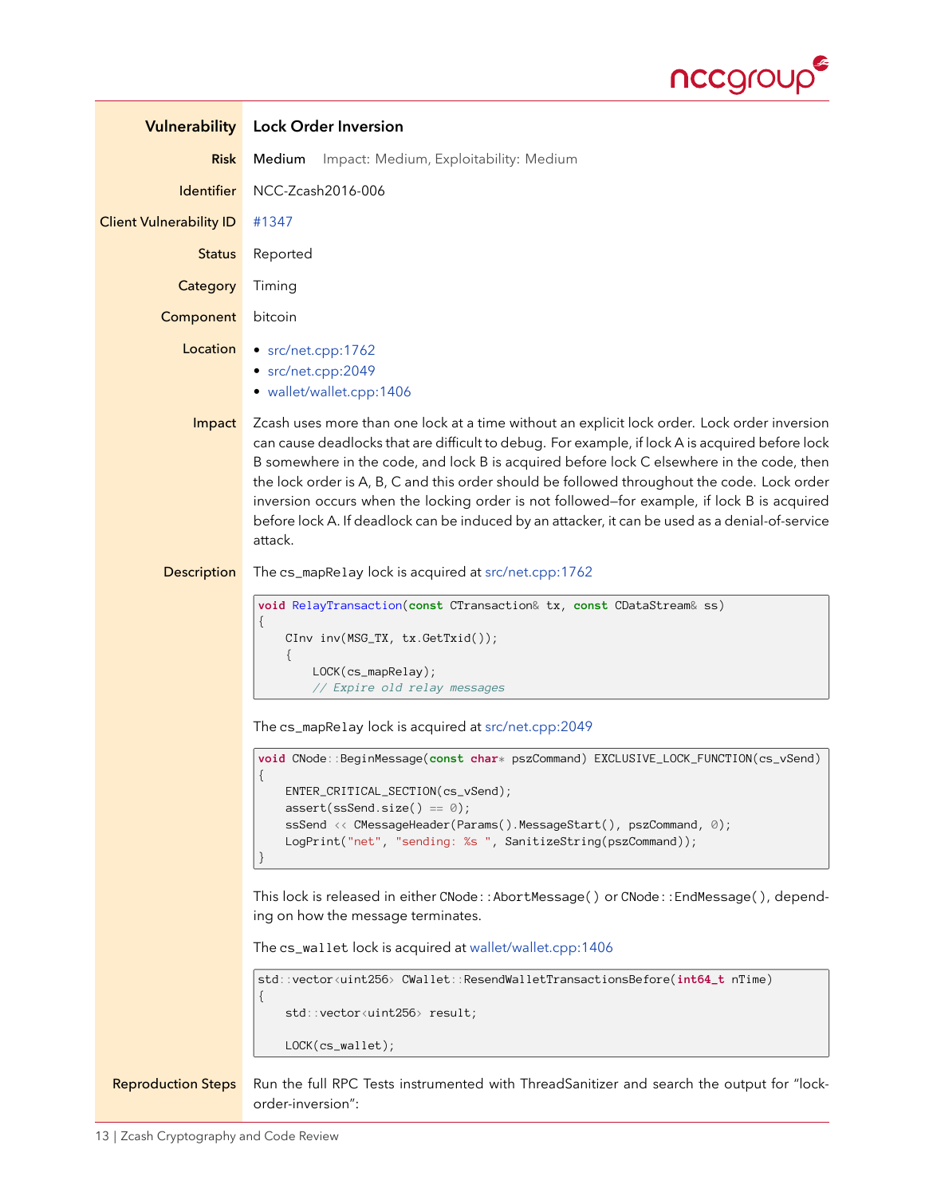| | |
|---|---|
| **Vulnerability** | **Lock Order Inversion** |
| **Risk** | **Medium** Impact: Medium, Exploitability: Medium |
| **Identifier** | NCC-Zcash2016-006 |
| **Client Vulnerability ID** | #1347 |
| **Status** | Reported |
| **Category** | Timing |
| **Component** | bitcoin |
| **Location** | • src/net.cpp:1762 • src/net.cpp:2049 • wallet/wallet.cpp:1406 |

**Impact**

Zcash uses more than one lock at a time without an explicit lock order. Lock order inversion can cause deadlocks that are difficult to debug. For example, if lock A is acquired before lock B somewhere in the code, and lock B is acquired before lock C elsewhere in the code, then the lock order is A, B, C and this order should be followed throughout the code. Lock order inversion occurs when the locking order is not followed—for example, if lock B is acquired before lock A. If deadlock can be induced by an attacker, it can be used as a denial-of-service attack.

**Description**

The cs_mapRelay lock is acquired at src/net.cpp:1762

```
void RelayTransaction(const CTransaction& tx, const CDataStream& ss)
{
    CInv inv(MSG_TX, tx.GetTxid());
    {
        LOCK(cs_mapRelay);
        // Expire old relay messages
```

The cs_mapRelay lock is acquired at src/net.cpp:2049

```
void CNode::BeginMessage(const char* pszCommand) EXCLUSIVE_LOCK_FUNCTION(cs_vSend)
{
    ENTER_CRITICAL_SECTION(cs_vSend);
    assert(ssSend.size() == 0);
    ssSend << CMessageHeader(Params().MessageStart(), pszCommand, 0);
    LogPrint("net", "sending: %s ", SanitizeString(pszCommand));
}
```

This lock is released in either CNode::AbortMessage() or CNode::EndMessage(), depending on how the message terminates.

The cs_wallet lock is acquired at wallet/wallet.cpp:1406

```
std::vector<uint256> CWallet::ResendWalletTransactionsBefore(int64_t nTime)
{
    std::vector<uint256> result;

    LOCK(cs_wallet);
```

**Reproduction Steps**

Run the full RPC Tests instrumented with ThreadSanitizer and search the output for "lock-order-inversion":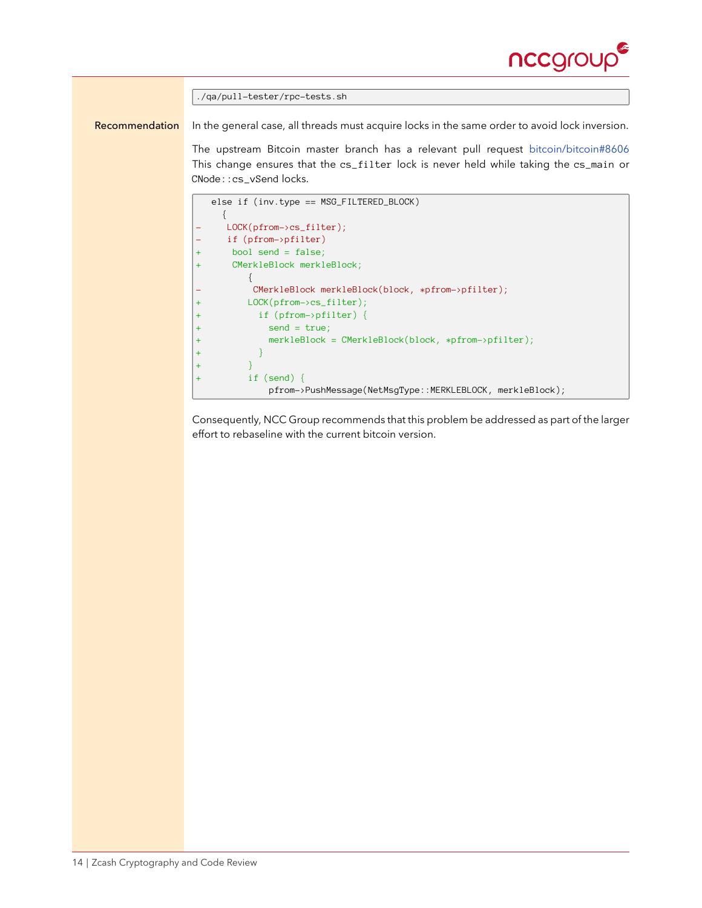```
./qa/pull-tester/rpc-tests.sh
```

**Recommendation**

In the general case, all threads must acquire locks in the same order to avoid lock inversion.

The upstream Bitcoin master branch has a relevant pull request bitcoin/bitcoin#8606 This change ensures that the cs_filter lock is never held while taking the cs_main or CNode::cs_vSend locks.

```
   else if (inv.type == MSG_FILTERED_BLOCK)
     {
-     LOCK(pfrom->cs_filter);
-     if (pfrom->pfilter)
+      bool send = false;
+      CMerkleBlock merkleBlock;
         {
-         CMerkleBlock merkleBlock(block, *pfrom->pfilter);
+        LOCK(pfrom->cs_filter);
+          if (pfrom->pfilter) {
+            send = true;
+            merkleBlock = CMerkleBlock(block, *pfrom->pfilter);
+          }
+        }
+        if (send) {
             pfrom->PushMessage(NetMsgType::MERKLEBLOCK, merkleBlock);
```

Consequently, NCC Group recommends that this problem be addressed as part of the larger effort to rebaseline with the current bitcoin version.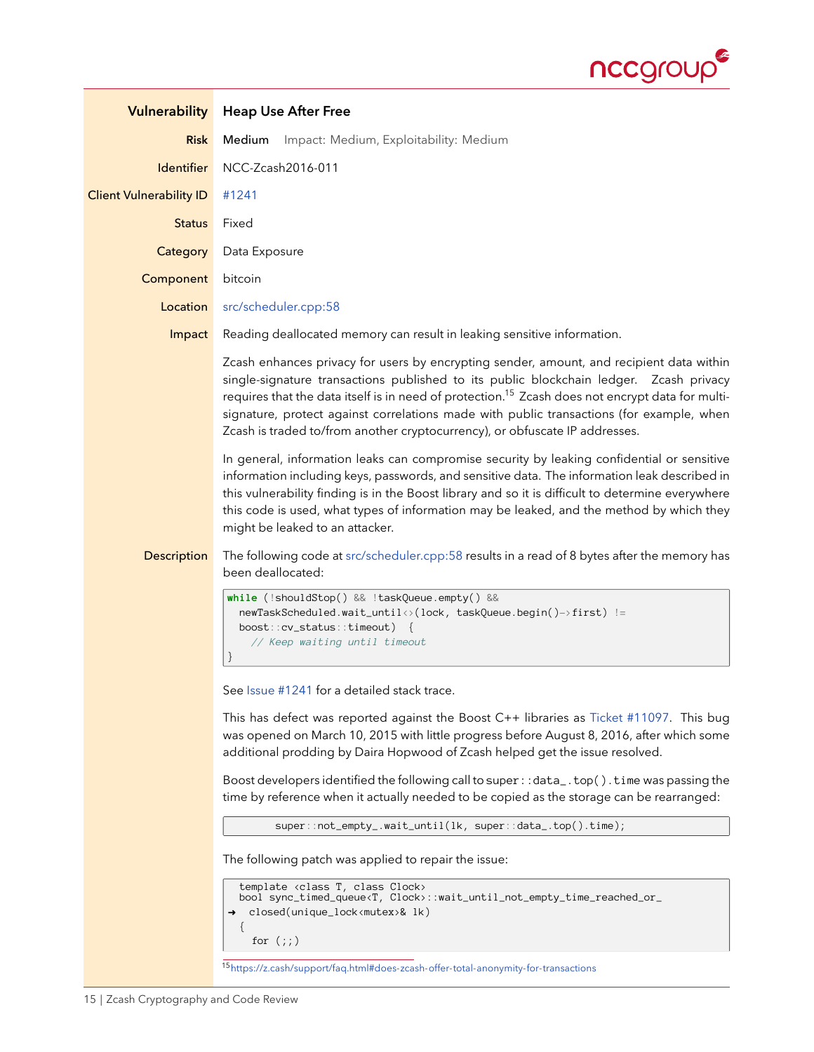| | |
|---|---|
| **Vulnerability** | **Heap Use After Free** |
| **Risk** | **Medium** Impact: Medium, Exploitability: Medium |
| **Identifier** | NCC-Zcash2016-011 |
| **Client Vulnerability ID** | #1241 |
| **Status** | Fixed |
| **Category** | Data Exposure |
| **Component** | bitcoin |
| **Location** | src/scheduler.cpp:58 |
| **Impact** | Reading deallocated memory can result in leaking sensitive information. |

Zcash enhances privacy for users by encrypting sender, amount, and recipient data within single-signature transactions published to its public blockchain ledger. Zcash privacy requires that the data itself is in need of protection.[15] Zcash does not encrypt data for multi-signature, protect against correlations made with public transactions (for example, when Zcash is traded to/from another cryptocurrency), or obfuscate IP addresses.

In general, information leaks can compromise security by leaking confidential or sensitive information including keys, passwords, and sensitive data. The information leak described in this vulnerability finding is in the Boost library and so it is difficult to determine everywhere this code is used, what types of information may be leaked, and the method by which they might be leaked to an attacker.

**Description**

The following code at src/scheduler.cpp:58 results in a read of 8 bytes after the memory has been deallocated:

```
while (!shouldStop() && !taskQueue.empty() &&
  newTaskScheduled.wait_until<>(lock, taskQueue.begin()->first) !=
  boost::cv_status::timeout) {
    // Keep waiting until timeout
}
```

See Issue #1241 for a detailed stack trace.

This has defect was reported against the Boost C++ libraries as Ticket #11097. This bug was opened on March 10, 2015 with little progress before August 8, 2016, after which some additional prodding by Daira Hopwood of Zcash helped get the issue resolved.

Boost developers identified the following call to `super::data_.top().time` was passing the time by reference when it actually needed to be copied as the storage can be rearranged:

```
        super::not_empty_.wait_until(lk, super::data_.top().time);
```

The following patch was applied to repair the issue:

```
  template <class T, class Clock>
  bool sync_timed_queue<T, Clock>::wait_until_not_empty_time_reached_or_
➜   closed(unique_lock<mutex>& lk)
  {
    for (;;)
```

[15] https://z.cash/support/faq.html#does-zcash-offer-total-anonymity-for-transactions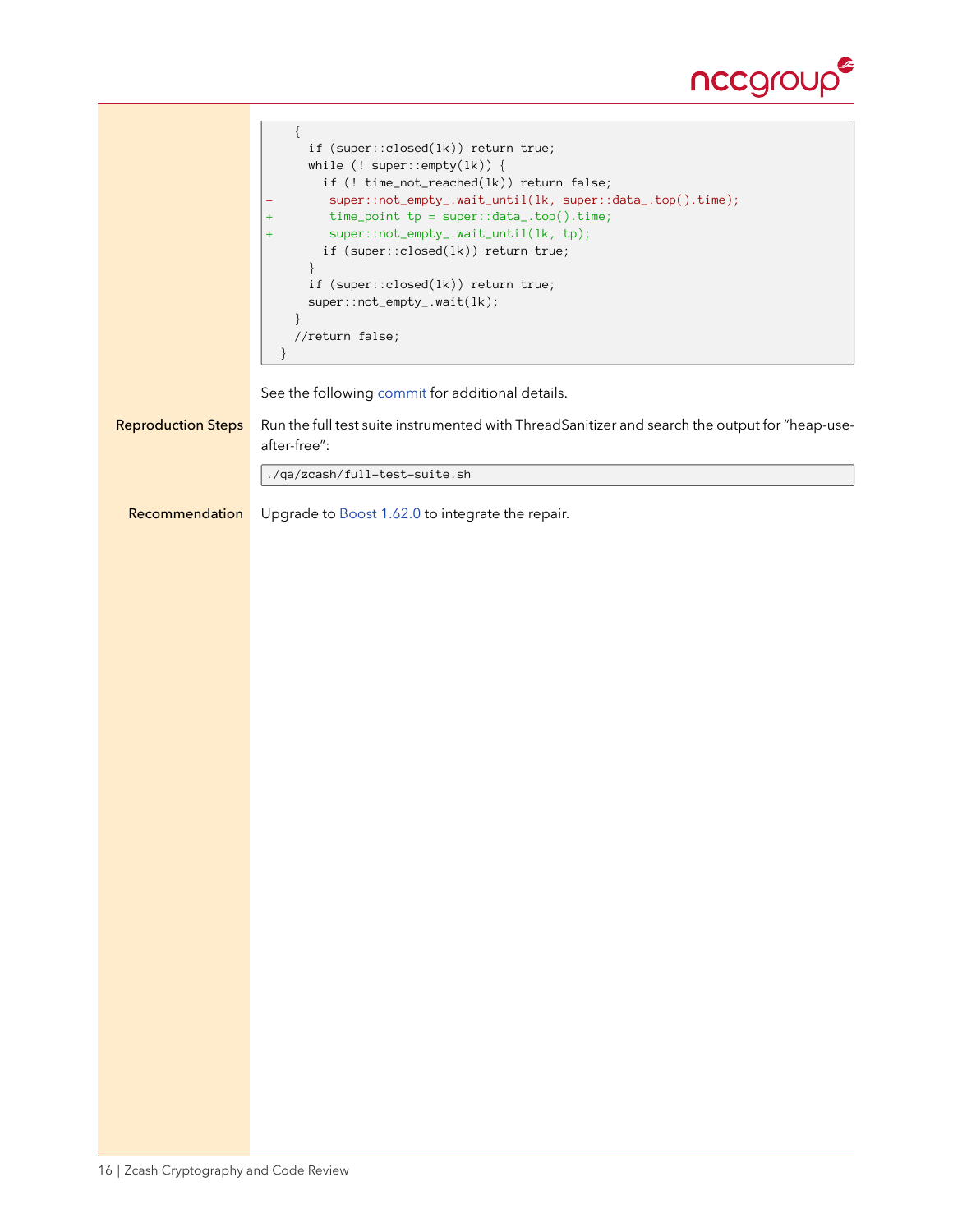```
    {
      if (super::closed(lk)) return true;
      while (! super::empty(lk)) {
        if (! time_not_reached(lk)) return false;
-        super::not_empty_.wait_until(lk, super::data_.top().time);
+        time_point tp = super::data_.top().time;
+        super::not_empty_.wait_until(lk, tp);
        if (super::closed(lk)) return true;
      }
      if (super::closed(lk)) return true;
      super::not_empty_.wait(lk);
    }
    //return false;
  }
```

See the following commit for additional details.

**Reproduction Steps** Run the full test suite instrumented with ThreadSanitizer and search the output for "heap-use-after-free":

```
./qa/zcash/full-test-suite.sh
```

**Recommendation** Upgrade to Boost 1.62.0 to integrate the repair.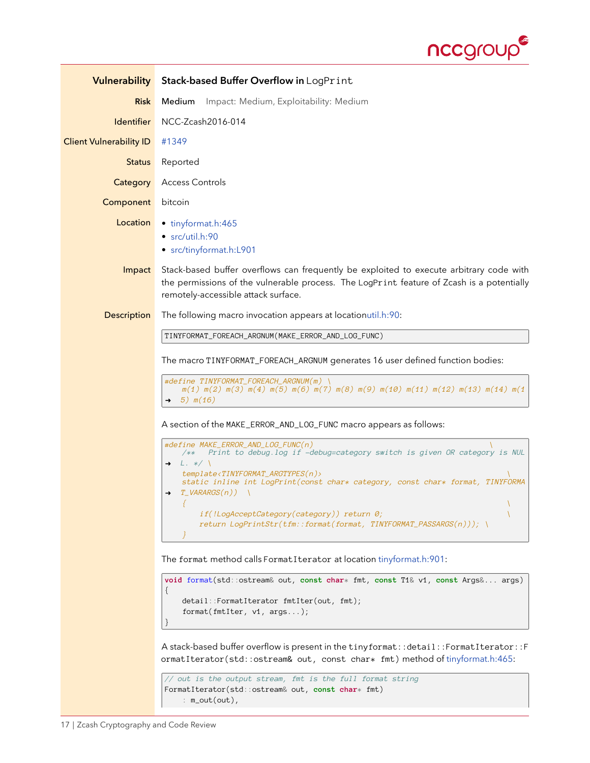| | |
|---|---|
| **Vulnerability** | **Stack-based Buffer Overflow in** `LogPrint` |
| **Risk** | **Medium** Impact: Medium, Exploitability: Medium |
| **Identifier** | NCC-Zcash2016-014 |
| **Client Vulnerability ID** | #1349 |
| **Status** | Reported |
| **Category** | Access Controls |
| **Component** | bitcoin |
| **Location** | • tinyformat.h:465<br>• src/util.h:90<br>• src/tinyformat.h:L901 |
| **Impact** | Stack-based buffer overflows can frequently be exploited to execute arbitrary code with the permissions of the vulnerable process. The `LogPrint` feature of Zcash is a potentially remotely-accessible attack surface. |

**Description** The following macro invocation appears at locationutil.h:90:

```
TINYFORMAT_FOREACH_ARGNUM(MAKE_ERROR_AND_LOG_FUNC)
```

The macro `TINYFORMAT_FOREACH_ARGNUM` generates 16 user defined function bodies:

```
#define TINYFORMAT_FOREACH_ARGNUM(m) \
    m(1) m(2) m(3) m(4) m(5) m(6) m(7) m(8) m(9) m(10) m(11) m(12) m(13) m(14) m(1
→  5) m(16)
```

A section of the `MAKE_ERROR_AND_LOG_FUNC` macro appears as follows:

```
#define MAKE_ERROR_AND_LOG_FUNC(n)                                        \
    /**   Print to debug.log if -debug=category switch is given OR category is NUL
→  L. */ \
    template<TINYFORMAT_ARGTYPES(n)>                                          \
    static inline int LogPrint(const char* category, const char* format, TINYFORMA
→  T_VARARGS(n))  \
    {                                                                         \
        if(!LogAcceptCategory(category)) return 0;                            \
        return LogPrintStr(tfm::format(format, TINYFORMAT_PASSARGS(n))); \
    }
```

The `format` method calls `FormatIterator` at location tinyformat.h:901:

```
void format(std::ostream& out, const char* fmt, const T1& v1, const Args&... args)
{
    detail::FormatIterator fmtIter(out, fmt);
    format(fmtIter, v1, args...);
}
```

A stack-based buffer overflow is present in the `tinyformat::detail::FormatIterator::FormatIterator(std::ostream& out, const char* fmt)` method of tinyformat.h:465:

```
// out is the output stream, fmt is the full format string
FormatIterator(std::ostream& out, const char* fmt)
    : m_out(out),
```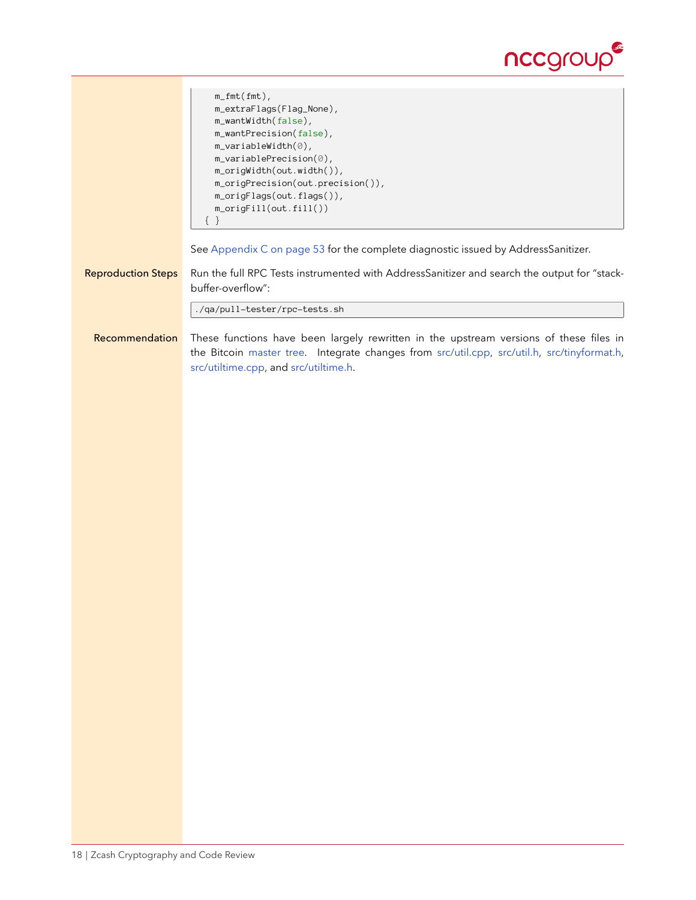```
    m_fmt(fmt),
    m_extraFlags(Flag_None),
    m_wantWidth(false),
    m_wantPrecision(false),
    m_variableWidth(0),
    m_variablePrecision(0),
    m_origWidth(out.width()),
    m_origPrecision(out.precision()),
    m_origFlags(out.flags()),
    m_origFill(out.fill())
  { }
```

See Appendix C on page 53 for the complete diagnostic issued by AddressSanitizer.

**Reproduction Steps** Run the full RPC Tests instrumented with AddressSanitizer and search the output for "stack-buffer-overflow":

```
./qa/pull-tester/rpc-tests.sh
```

**Recommendation** These functions have been largely rewritten in the upstream versions of these files in the Bitcoin master tree. Integrate changes from src/util.cpp, src/util.h, src/tinyformat.h, src/utiltime.cpp, and src/utiltime.h.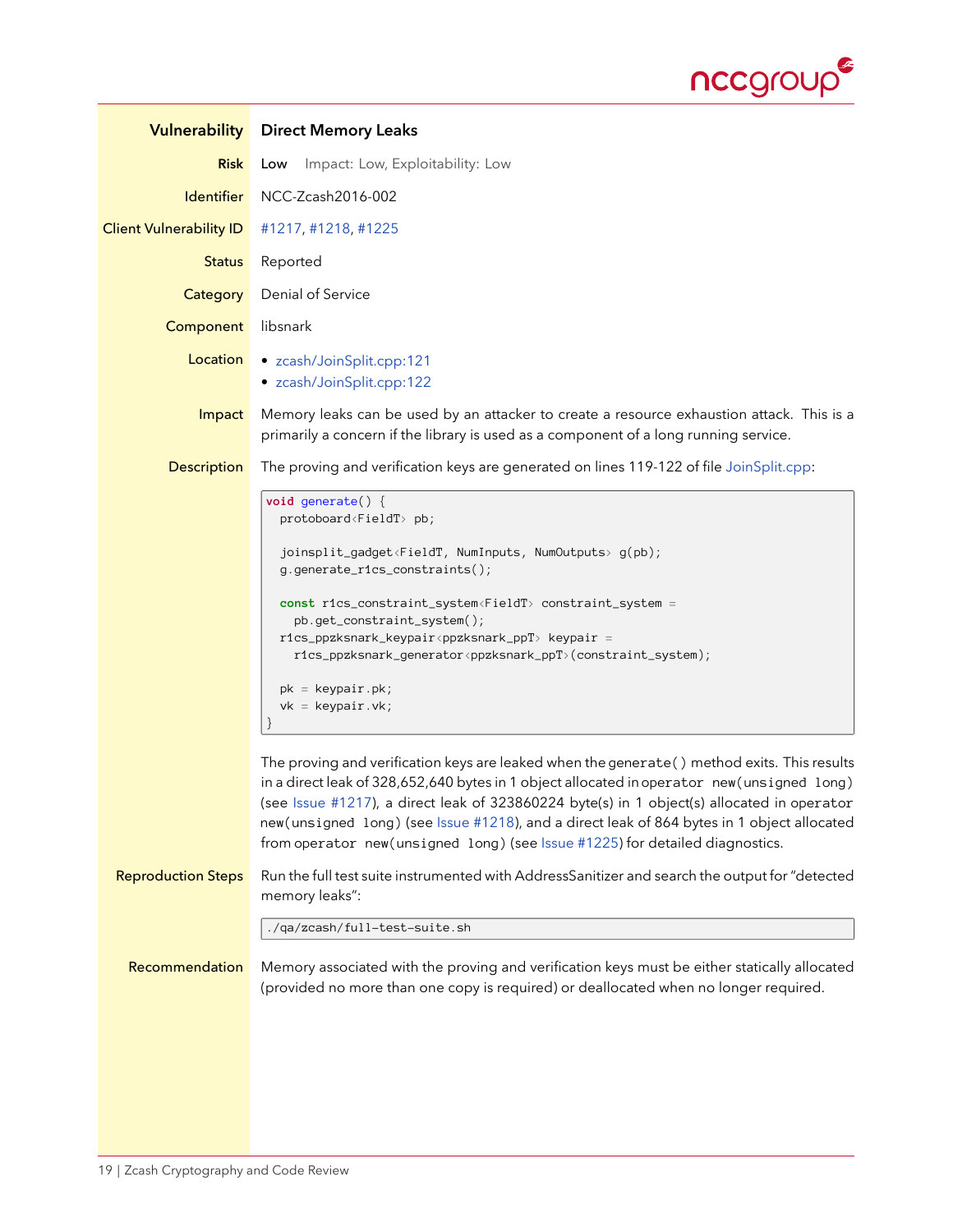| | |
|---|---|
| **Vulnerability** | **Direct Memory Leaks** |
| **Risk** | Low Impact: Low, Exploitability: Low |
| **Identifier** | NCC-Zcash2016-002 |
| **Client Vulnerability ID** | #1217, #1218, #1225 |
| **Status** | Reported |
| **Category** | Denial of Service |
| **Component** | libsnark |
| **Location** | • zcash/JoinSplit.cpp:121<br>• zcash/JoinSplit.cpp:122 |
| **Impact** | Memory leaks can be used by an attacker to create a resource exhaustion attack. This is a primarily a concern if the library is used as a component of a long running service. |

**Description**

The proving and verification keys are generated on lines 119-122 of file JoinSplit.cpp:

```
void generate() {
  protoboard<FieldT> pb;

  joinsplit_gadget<FieldT, NumInputs, NumOutputs> g(pb);
  g.generate_r1cs_constraints();

  const r1cs_constraint_system<FieldT> constraint_system =
    pb.get_constraint_system();
  r1cs_ppzksnark_keypair<ppzksnark_ppT> keypair =
    r1cs_ppzksnark_generator<ppzksnark_ppT>(constraint_system);

  pk = keypair.pk;
  vk = keypair.vk;
}
```

The proving and verification keys are leaked when the `generate()` method exits. This results in a direct leak of 328,652,640 bytes in 1 object allocated in `operator new(unsigned long)` (see Issue #1217), a direct leak of 323860224 byte(s) in 1 object(s) allocated in operator `new(unsigned long)` (see Issue #1218), and a direct leak of 864 bytes in 1 object allocated from `operator new(unsigned long)` (see Issue #1225) for detailed diagnostics.

**Reproduction Steps**

Run the full test suite instrumented with AddressSanitizer and search the output for "detected memory leaks":

```
./qa/zcash/full-test-suite.sh
```

**Recommendation**

Memory associated with the proving and verification keys must be either statically allocated (provided no more than one copy is required) or deallocated when no longer required.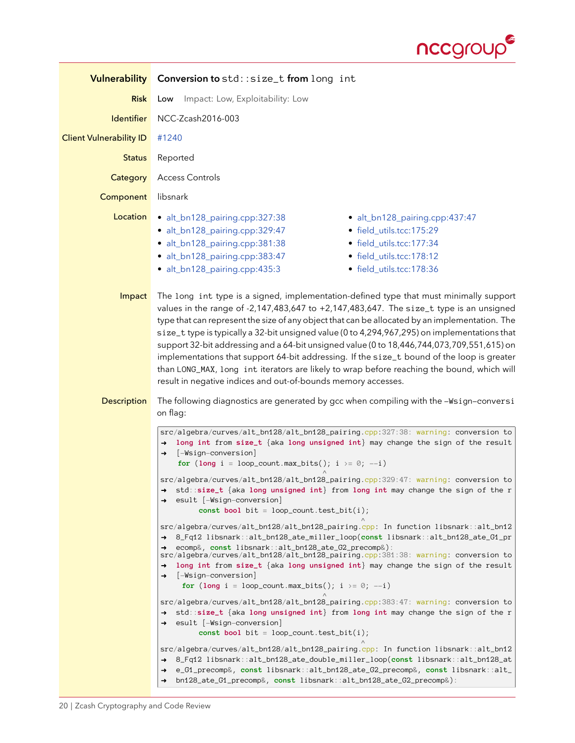| | |
|---|---|
| **Vulnerability** | **Conversion to `std::size_t` from `long int`** |
| **Risk** | Low    Impact: Low, Exploitability: Low |
| **Identifier** | NCC-Zcash2016-003 |
| **Client Vulnerability ID** | #1240 |
| **Status** | Reported |
| **Category** | Access Controls |
| **Component** | libsnark |

**Location**

- alt_bn128_pairing.cpp:327:38
- alt_bn128_pairing.cpp:329:47
- alt_bn128_pairing.cpp:381:38
- alt_bn128_pairing.cpp:383:47
- alt_bn128_pairing.cpp:435:3
- alt_bn128_pairing.cpp:437:47
- field_utils.tcc:175:29
- field_utils.tcc:177:34
- field_utils.tcc:178:12
- field_utils.tcc:178:36

**Impact**

The `long int` type is a signed, implementation-defined type that must minimally support values in the range of -2,147,483,647 to +2,147,483,647. The `size_t` type is an unsigned type that can represent the size of any object that can be allocated by an implementation. The `size_t` type is typically a 32-bit unsigned value (0 to 4,294,967,295) on implementations that support 32-bit addressing and a 64-bit unsigned value (0 to 18,446,744,073,709,551,615) on implementations that support 64-bit addressing. If the `size_t` bound of the loop is greater than `LONG_MAX`, `long int` iterators are likely to wrap before reaching the bound, which will result in negative indices and out-of-bounds memory accesses.

**Description**

The following diagnostics are generated by gcc when compiling with the `-Wsign-conversion` flag:

```
src/algebra/curves/alt_bn128/alt_bn128_pairing.cpp:327:38: warning: conversion to
→ long int from size_t {aka long unsigned int} may change the sign of the result
→ [-Wsign-conversion]
    for (long i = loop_count.max_bits(); i >= 0; --i)
                                      ^
src/algebra/curves/alt_bn128/alt_bn128_pairing.cpp:329:47: warning: conversion to
→ std::size_t {aka long unsigned int} from long int may change the sign of the r
→ esult [-Wsign-conversion]
         const bool bit = loop_count.test_bit(i);
                                               ^
src/algebra/curves/alt_bn128/alt_bn128_pairing.cpp: In function libsnark::alt_bn12
→ 8_Fq12 libsnark::alt_bn128_ate_miller_loop(const libsnark::alt_bn128_ate_G1_pr
→ ecomp&, const libsnark::alt_bn128_ate_G2_precomp&):
src/algebra/curves/alt_bn128/alt_bn128_pairing.cpp:381:38: warning: conversion to
→ long int from size_t {aka long unsigned int} may change the sign of the result
→ [-Wsign-conversion]
     for (long i = loop_count.max_bits(); i >= 0; --i)
                                      ^
src/algebra/curves/alt_bn128/alt_bn128_pairing.cpp:383:47: warning: conversion to
→ std::size_t {aka long unsigned int} from long int may change the sign of the r
→ esult [-Wsign-conversion]
         const bool bit = loop_count.test_bit(i);
                                               ^
src/algebra/curves/alt_bn128/alt_bn128_pairing.cpp: In function libsnark::alt_bn12
→ 8_Fq12 libsnark::alt_bn128_ate_double_miller_loop(const libsnark::alt_bn128_at
→ e_G1_precomp&, const libsnark::alt_bn128_ate_G2_precomp&, const libsnark::alt_
→ bn128_ate_G1_precomp&, const libsnark::alt_bn128_ate_G2_precomp&):
```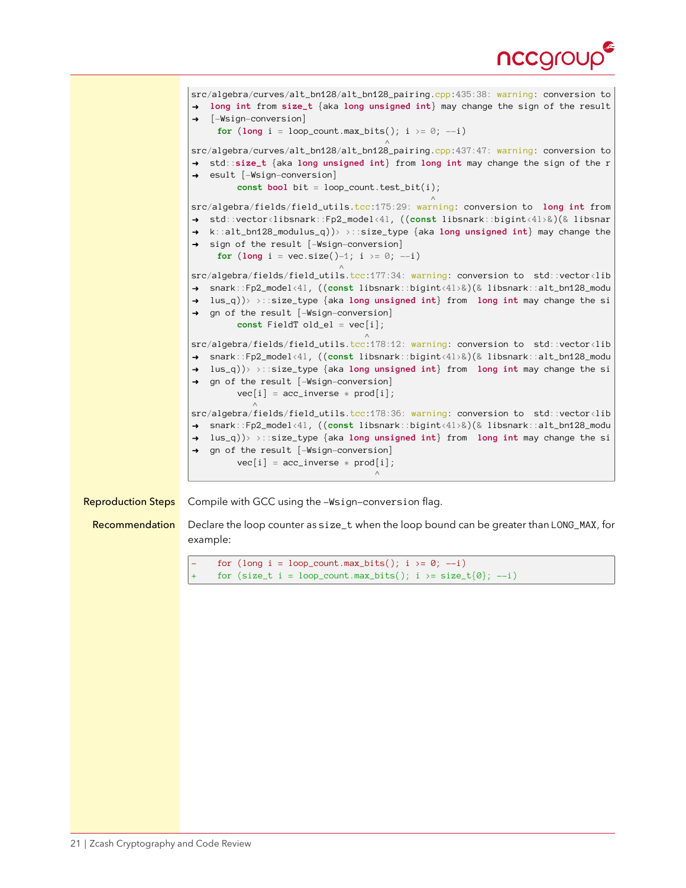```
src/algebra/curves/alt_bn128/alt_bn128_pairing.cpp:435:38: warning: conversion to
→  long int from size_t {aka long unsigned int} may change the sign of the result
→  [-Wsign-conversion]
     for (long i = loop_count.max_bits(); i >= 0; --i)
                                      ^
src/algebra/curves/alt_bn128/alt_bn128_pairing.cpp:437:47: warning: conversion to
→  std::size_t {aka long unsigned int} from long int may change the sign of the r
→  esult [-Wsign-conversion]
         const bool bit = loop_count.test_bit(i);
                                               ^
src/algebra/fields/field_utils.tcc:175:29: warning: conversion to  long int from
→  std::vector<libsnark::Fp2_model<4l, ((const libsnark::bigint<4l>&)(& libsnar
→  k::alt_bn128_modulus_q))> >::size_type {aka long unsigned int} may change the
→  sign of the result [-Wsign-conversion]
     for (long i = vec.size()-1; i >= 0; --i)
                             ^
src/algebra/fields/field_utils.tcc:177:34: warning: conversion to  std::vector<lib
→  snark::Fp2_model<4l, ((const libsnark::bigint<4l>&)(& libsnark::alt_bn128_modu
→  lus_q))> >::size_type {aka long unsigned int} from  long int may change the si
→  gn of the result [-Wsign-conversion]
         const FieldT old_el = vec[i];
                                  ^
src/algebra/fields/field_utils.tcc:178:12: warning: conversion to  std::vector<lib
→  snark::Fp2_model<4l, ((const libsnark::bigint<4l>&)(& libsnark::alt_bn128_modu
→  lus_q))> >::size_type {aka long unsigned int} from  long int may change the si
→  gn of the result [-Wsign-conversion]
         vec[i] = acc_inverse * prod[i];
            ^
src/algebra/fields/field_utils.tcc:178:36: warning: conversion to  std::vector<lib
→  snark::Fp2_model<4l, ((const libsnark::bigint<4l>&)(& libsnark::alt_bn128_modu
→  lus_q))> >::size_type {aka long unsigned int} from  long int may change the si
→  gn of the result [-Wsign-conversion]
         vec[i] = acc_inverse * prod[i];
                                    ^
```

**Reproduction Steps** Compile with GCC using the `-Wsign-conversion` flag.

**Recommendation** Declare the loop counter as `size_t` when the loop bound can be greater than `LONG_MAX`, for example:

```
-    for (long i = loop_count.max_bits(); i >= 0; --i)
+    for (size_t i = loop_count.max_bits(); i >= size_t{0}; --i)
```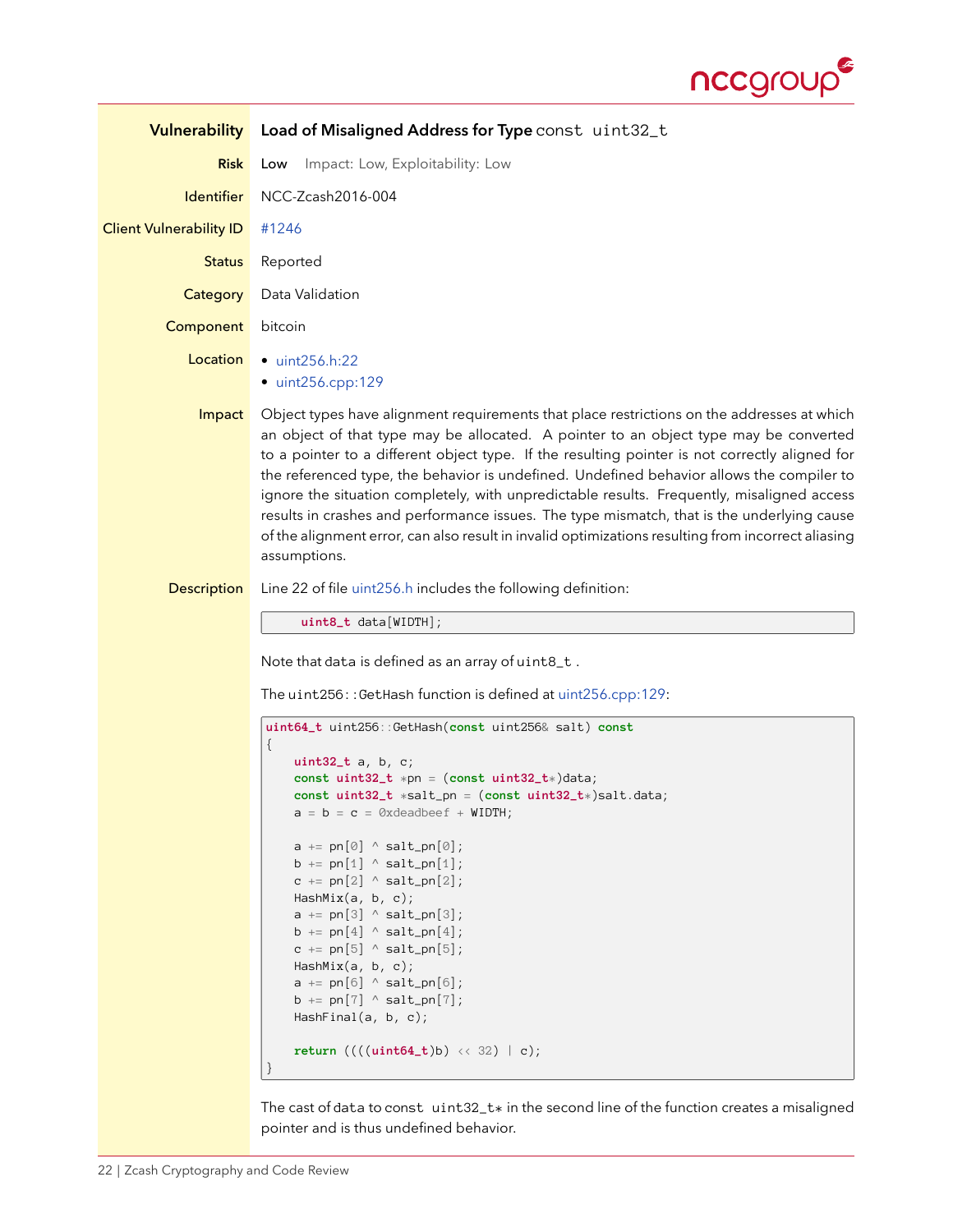| | |
|---|---|
| **Vulnerability** | **Load of Misaligned Address for Type** `const uint32_t` |
| **Risk** | Low   Impact: Low, Exploitability: Low |
| **Identifier** | NCC-Zcash2016-004 |
| **Client Vulnerability ID** | #1246 |
| **Status** | Reported |
| **Category** | Data Validation |
| **Component** | bitcoin |
| **Location** | • uint256.h:22<br>• uint256.cpp:129 |
| **Impact** | Object types have alignment requirements that place restrictions on the addresses at which an object of that type may be allocated. A pointer to an object type may be converted to a pointer to a different object type. If the resulting pointer is not correctly aligned for the referenced type, the behavior is undefined. Undefined behavior allows the compiler to ignore the situation completely, with unpredictable results. Frequently, misaligned access results in crashes and performance issues. The type mismatch, that is the underlying cause of the alignment error, can also result in invalid optimizations resulting from incorrect aliasing assumptions. |

**Description**

Line 22 of file uint256.h includes the following definition:

```
    uint8_t data[WIDTH];
```

Note that `data` is defined as an array of `uint8_t` .

The `uint256::GetHash` function is defined at uint256.cpp:129:

```
uint64_t uint256::GetHash(const uint256& salt) const
{
    uint32_t a, b, c;
    const uint32_t *pn = (const uint32_t*)data;
    const uint32_t *salt_pn = (const uint32_t*)salt.data;
    a = b = c = 0xdeadbeef + WIDTH;

    a += pn[0] ^ salt_pn[0];
    b += pn[1] ^ salt_pn[1];
    c += pn[2] ^ salt_pn[2];
    HashMix(a, b, c);
    a += pn[3] ^ salt_pn[3];
    b += pn[4] ^ salt_pn[4];
    c += pn[5] ^ salt_pn[5];
    HashMix(a, b, c);
    a += pn[6] ^ salt_pn[6];
    b += pn[7] ^ salt_pn[7];
    HashFinal(a, b, c);

    return ((((uint64_t)b) << 32) | c);
}
```

The cast of `data` to `const uint32_t*` in the second line of the function creates a misaligned pointer and is thus undefined behavior.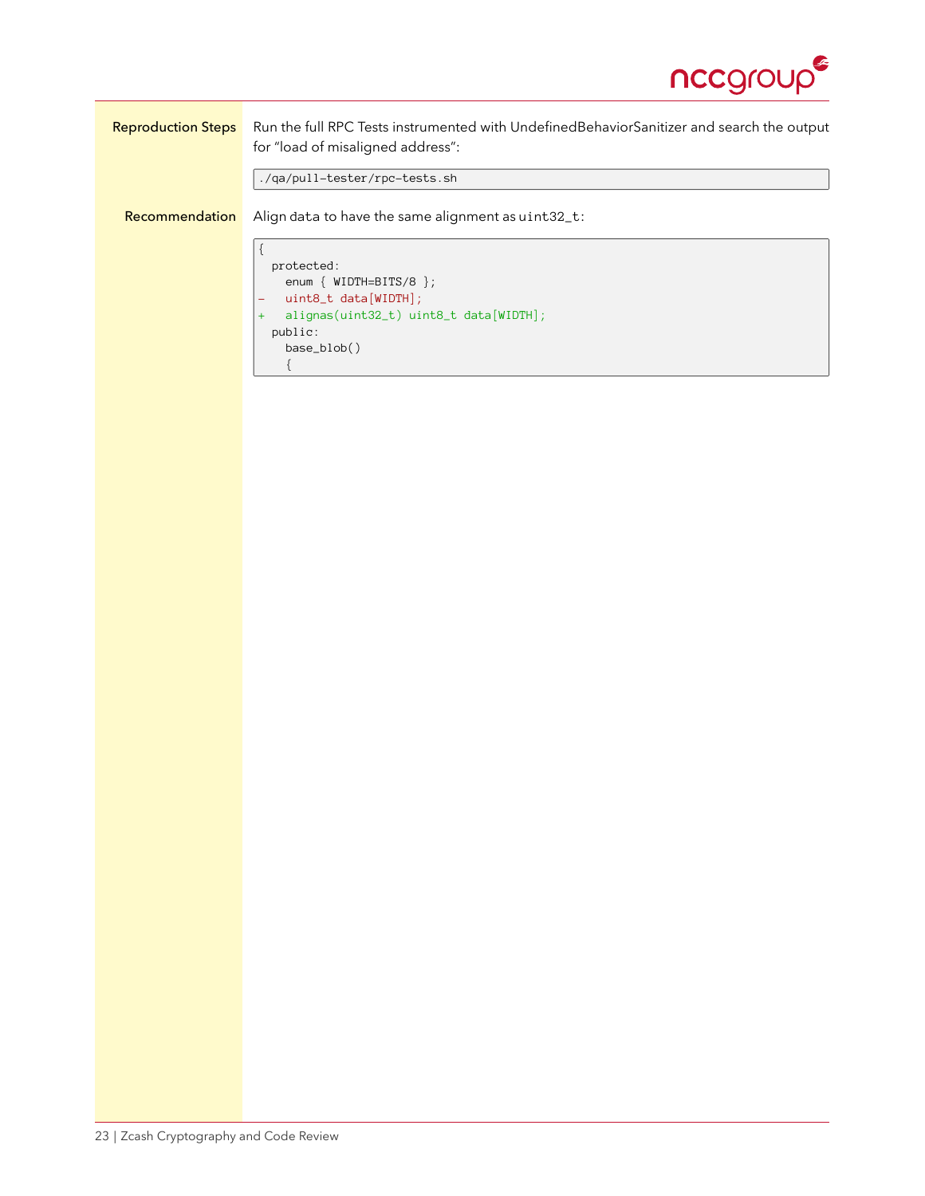**Reproduction Steps** Run the full RPC Tests instrumented with UndefinedBehaviorSanitizer and search the output for "load of misaligned address":

```
./qa/pull-tester/rpc-tests.sh
```

**Recommendation** Align data to have the same alignment as `uint32_t`:

```
{
  protected:
    enum { WIDTH=BITS/8 };
-   uint8_t data[WIDTH];
+   alignas(uint32_t) uint8_t data[WIDTH];
  public:
    base_blob()
    {
```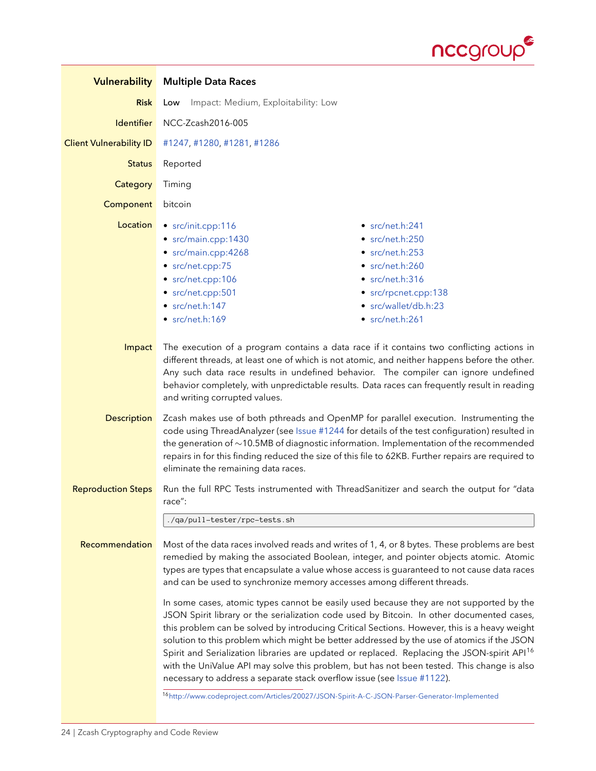| | |
|---|---|
| **Vulnerability** | **Multiple Data Races** |
| **Risk** | Low Impact: Medium, Exploitability: Low |
| **Identifier** | NCC-Zcash2016-005 |
| **Client Vulnerability ID** | #1247, #1280, #1281, #1286 |
| **Status** | Reported |
| **Category** | Timing |
| **Component** | bitcoin |

**Location**

- src/init.cpp:116
- src/main.cpp:1430
- src/main.cpp:4268
- src/net.cpp:75
- src/net.cpp:106
- src/net.cpp:501
- src/net.h:147
- src/net.h:169
- src/net.h:241
- src/net.h:250
- src/net.h:253
- src/net.h:260
- src/net.h:316
- src/rpcnet.cpp:138
- src/wallet/db.h:23
- src/net.h:261

**Impact**

The execution of a program contains a data race if it contains two conflicting actions in different threads, at least one of which is not atomic, and neither happens before the other. Any such data race results in undefined behavior. The compiler can ignore undefined behavior completely, with unpredictable results. Data races can frequently result in reading and writing corrupted values.

**Description**

Zcash makes use of both pthreads and OpenMP for parallel execution. Instrumenting the code using ThreadAnalyzer (see Issue #1244 for details of the test configuration) resulted in the generation of ∼10.5MB of diagnostic information. Implementation of the recommended repairs in for this finding reduced the size of this file to 62KB. Further repairs are required to eliminate the remaining data races.

**Reproduction Steps**

Run the full RPC Tests instrumented with ThreadSanitizer and search the output for "data race":

```
./qa/pull-tester/rpc-tests.sh
```

**Recommendation**

Most of the data races involved reads and writes of 1, 4, or 8 bytes. These problems are best remedied by making the associated Boolean, integer, and pointer objects atomic. Atomic types are types that encapsulate a value whose access is guaranteed to not cause data races and can be used to synchronize memory accesses among different threads.

In some cases, atomic types cannot be easily used because they are not supported by the JSON Spirit library or the serialization code used by Bitcoin. In other documented cases, this problem can be solved by introducing Critical Sections. However, this is a heavy weight solution to this problem which might be better addressed by the use of atomics if the JSON Spirit and Serialization libraries are updated or replaced. Replacing the JSON-spirit API[16] with the UniValue API may solve this problem, but has not been tested. This change is also necessary to address a separate stack overflow issue (see Issue #1122).

[16] http://www.codeproject.com/Articles/20027/JSON-Spirit-A-C-JSON-Parser-Generator-Implemented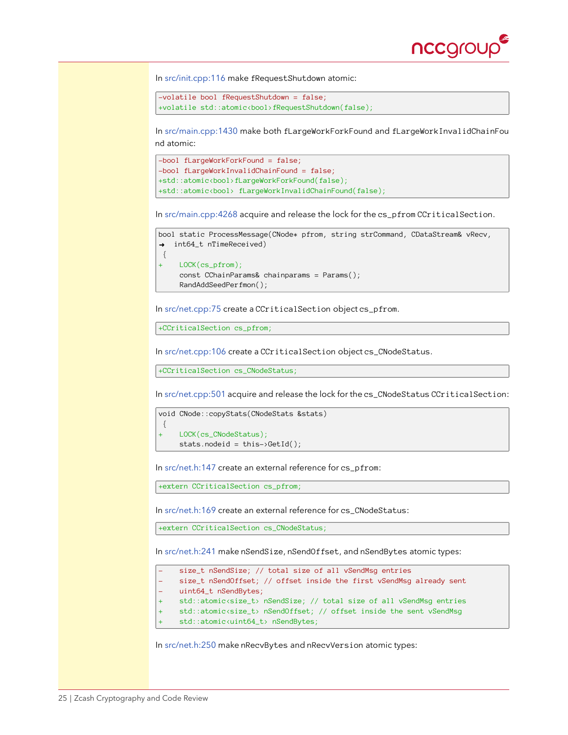In src/init.cpp:116 make fRequestShutdown atomic:

```
-volatile bool fRequestShutdown = false;
+volatile std::atomic<bool> fRequestShutdown(false);
```

In src/main.cpp:1430 make both fLargeWorkForkFound and fLargeWorkInvalidChainFound atomic:

```
-bool fLargeWorkForkFound = false;
-bool fLargeWorkInvalidChainFound = false;
+std::atomic<bool> fLargeWorkForkFound(false);
+std::atomic<bool>  fLargeWorkInvalidChainFound(false);
```

In src/main.cpp:4268 acquire and release the lock for the cs_pfrom CCriticalSection.

```
bool static ProcessMessage(CNode* pfrom, string strCommand, CDataStream& vRecv,
➜  int64_t nTimeReceived)
 {
+    LOCK(cs_pfrom);
     const CChainParams& chainparams = Params();
     RandAddSeedPerfmon();
```

In src/net.cpp:75 create a CCriticalSection object cs_pfrom.

```
+CCriticalSection cs_pfrom;
```

In src/net.cpp:106 create a CCriticalSection object cs_CNodeStatus.

```
+CCriticalSection cs_CNodeStatus;
```

In src/net.cpp:501 acquire and release the lock for the cs_CNodeStatus CCriticalSection:

```
void CNode::copyStats(CNodeStats &stats)
 {
+    LOCK(cs_CNodeStatus);
     stats.nodeid = this->GetId();
```

In src/net.h:147 create an external reference for cs_pfrom:

```
+extern CCriticalSection cs_pfrom;
```

In src/net.h:169 create an external reference for cs_CNodeStatus:

```
+extern CCriticalSection cs_CNodeStatus;
```

In src/net.h:241 make nSendSize, nSendOffset, and nSendBytes atomic types:

```
-    size_t nSendSize; // total size of all vSendMsg entries
-    size_t nSendOffset; // offset inside the first vSendMsg already sent
-    uint64_t nSendBytes;
+    std::atomic<size_t> nSendSize; // total size of all vSendMsg entries
+    std::atomic<size_t> nSendOffset; // offset inside the sent vSendMsg
+    std::atomic<uint64_t> nSendBytes;
```

In src/net.h:250 make nRecvBytes and nRecvVersion atomic types: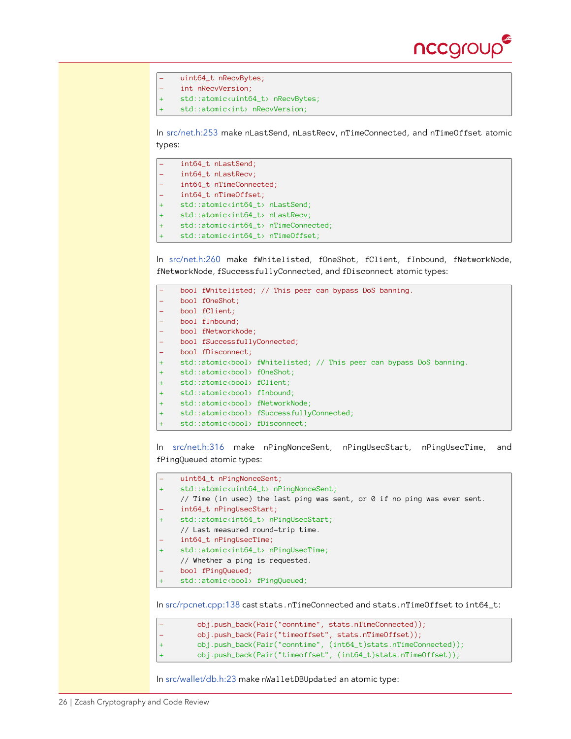```
-    uint64_t nRecvBytes;
-    int nRecvVersion;
+    std::atomic<uint64_t> nRecvBytes;
+    std::atomic<int> nRecvVersion;
```

In src/net.h:253 make nLastSend, nLastRecv, nTimeConnected, and nTimeOffset atomic types:

```
-    int64_t nLastSend;
-    int64_t nLastRecv;
-    int64_t nTimeConnected;
-    int64_t nTimeOffset;
+    std::atomic<int64_t> nLastSend;
+    std::atomic<int64_t> nLastRecv;
+    std::atomic<int64_t> nTimeConnected;
+    std::atomic<int64_t> nTimeOffset;
```

In src/net.h:260 make fWhitelisted, fOneShot, fClient, fInbound, fNetworkNode, fNetworkNode, fSuccessfullyConnected, and fDisconnect atomic types:

```
-    bool fWhitelisted; // This peer can bypass DoS banning.
-    bool fOneShot;
-    bool fClient;
-    bool fInbound;
-    bool fNetworkNode;
-    bool fSuccessfullyConnected;
-    bool fDisconnect;
+    std::atomic<bool> fWhitelisted; // This peer can bypass DoS banning.
+    std::atomic<bool> fOneShot;
+    std::atomic<bool> fClient;
+    std::atomic<bool> fInbound;
+    std::atomic<bool> fNetworkNode;
+    std::atomic<bool> fSuccessfullyConnected;
+    std::atomic<bool> fDisconnect;
```

In src/net.h:316 make nPingNonceSent, nPingUsecStart, nPingUsecTime, and fPingQueued atomic types:

```
-    uint64_t nPingNonceSent;
+    std::atomic<uint64_t> nPingNonceSent;
     // Time (in usec) the last ping was sent, or 0 if no ping was ever sent.
-    int64_t nPingUsecStart;
+    std::atomic<int64_t> nPingUsecStart;
     // Last measured round-trip time.
-    int64_t nPingUsecTime;
+    std::atomic<int64_t> nPingUsecTime;
     // Whether a ping is requested.
-    bool fPingQueued;
+    std::atomic<bool> fPingQueued;
```

In src/rpcnet.cpp:138 cast stats.nTimeConnected and stats.nTimeOffset to int64_t:

```
-        obj.push_back(Pair("conntime", stats.nTimeConnected));
-        obj.push_back(Pair("timeoffset", stats.nTimeOffset));
+        obj.push_back(Pair("conntime", (int64_t)stats.nTimeConnected));
+        obj.push_back(Pair("timeoffset", (int64_t)stats.nTimeOffset));
```

In src/wallet/db.h:23 make nWalletDBUpdated an atomic type: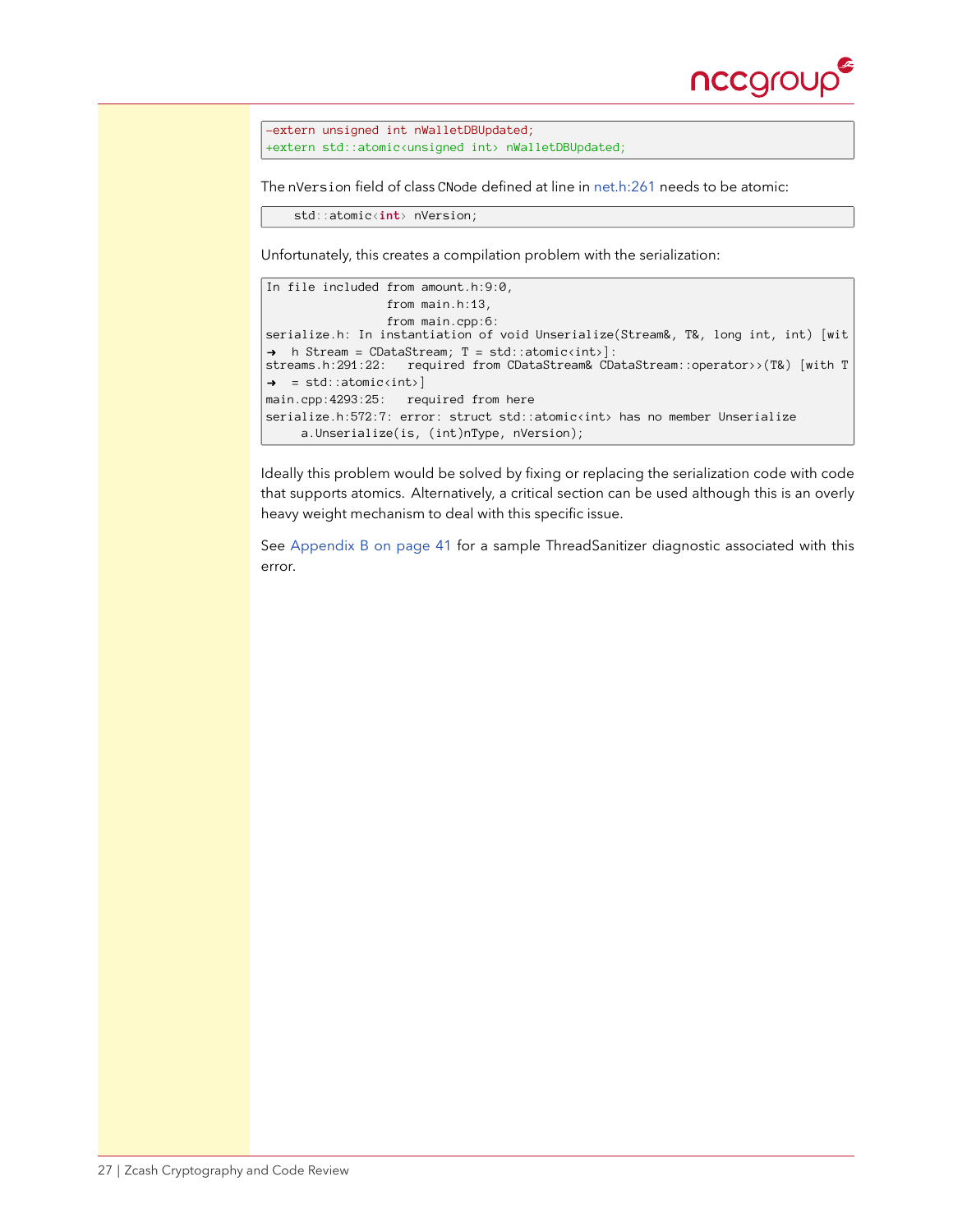```diff
-extern unsigned int nWalletDBUpdated;
+extern std::atomic<unsigned int> nWalletDBUpdated;
```

The nVersion field of class CNode defined at line in net.h:261 needs to be atomic:

```
    std::atomic<int> nVersion;
```

Unfortunately, this creates a compilation problem with the serialization:

```
In file included from amount.h:9:0,
                 from main.h:13,
                 from main.cpp:6:
serialize.h: In instantiation of void Unserialize(Stream&, T&, long int, int) [wit
➜  h Stream = CDataStream; T = std::atomic<int>]:
streams.h:291:22:   required from CDataStream& CDataStream::operator>>(T&) [with T
➜  = std::atomic<int>]
main.cpp:4293:25:   required from here
serialize.h:572:7: error: struct std::atomic<int> has no member Unserialize
     a.Unserialize(is, (int)nType, nVersion);
```

Ideally this problem would be solved by fixing or replacing the serialization code with code that supports atomics. Alternatively, a critical section can be used although this is an overly heavy weight mechanism to deal with this specific issue.

See Appendix B on page 41 for a sample ThreadSanitizer diagnostic associated with this error.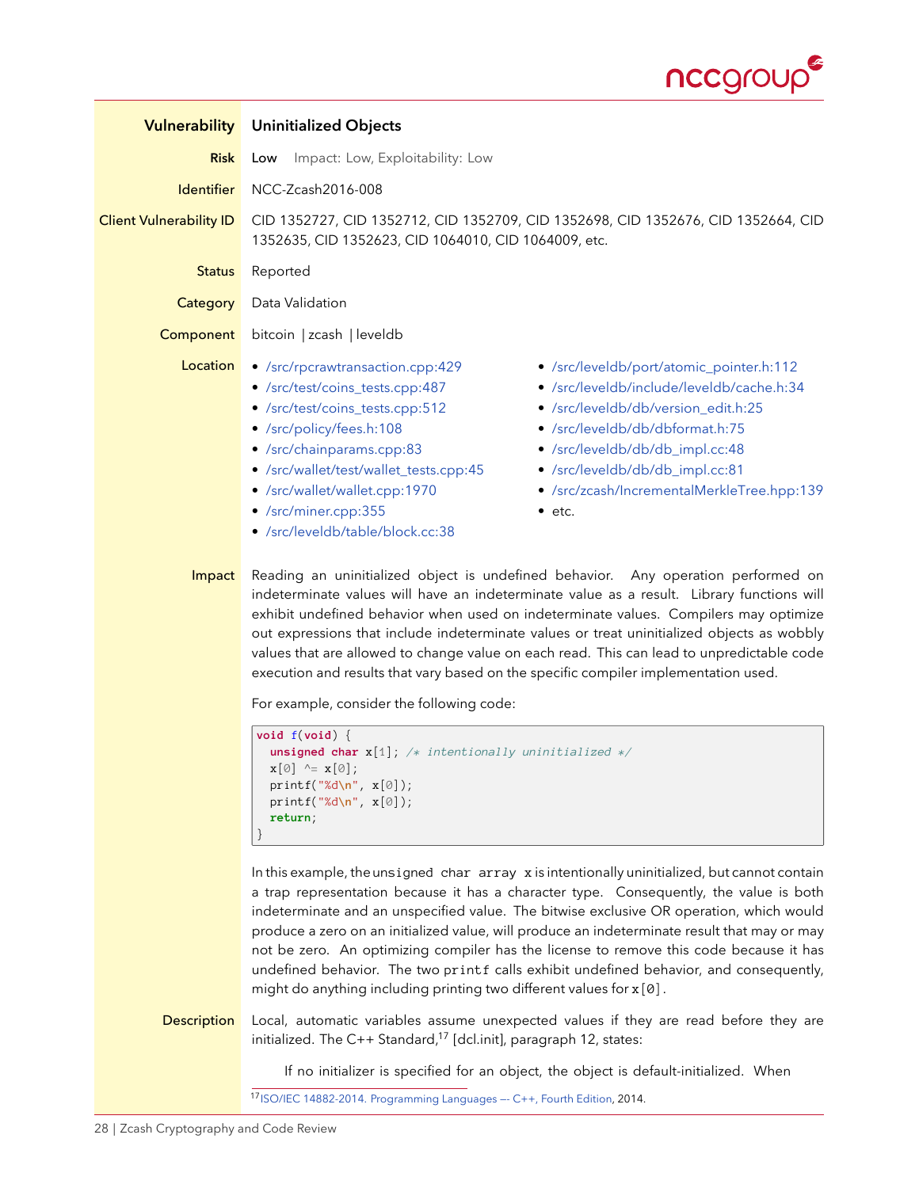| | |
|---|---|
| **Vulnerability** | **Uninitialized Objects** |
| **Risk** | Low    Impact: Low, Exploitability: Low |
| **Identifier** | NCC-Zcash2016-008 |
| **Client Vulnerability ID** | CID 1352727, CID 1352712, CID 1352709, CID 1352698, CID 1352676, CID 1352664, CID 1352635, CID 1352623, CID 1064010, CID 1064009, etc. |
| **Status** | Reported |
| **Category** | Data Validation |
| **Component** | bitcoin \| zcash \| leveldb |

**Location**

- /src/rpcrawtransaction.cpp:429
- /src/test/coins_tests.cpp:487
- /src/test/coins_tests.cpp:512
- /src/policy/fees.h:108
- /src/chainparams.cpp:83
- /src/wallet/test/wallet_tests.cpp:45
- /src/wallet/wallet.cpp:1970
- /src/miner.cpp:355
- /src/leveldb/table/block.cc:38
- /src/leveldb/port/atomic_pointer.h:112
- /src/leveldb/include/leveldb/cache.h:34
- /src/leveldb/db/version_edit.h:25
- /src/leveldb/db/dbformat.h:75
- /src/leveldb/db/db_impl.cc:48
- /src/leveldb/db/db_impl.cc:81
- /src/zcash/IncrementalMerkleTree.hpp:139
- etc.

**Impact**

Reading an uninitialized object is undefined behavior. Any operation performed on indeterminate values will have an indeterminate value as a result. Library functions will exhibit undefined behavior when used on indeterminate values. Compilers may optimize out expressions that include indeterminate values or treat uninitialized objects as wobbly values that are allowed to change value on each read. This can lead to unpredictable code execution and results that vary based on the specific compiler implementation used.

For example, consider the following code:

```
void f(void) {
  unsigned char x[1]; /* intentionally uninitialized */
  x[0] ^= x[0];
  printf("%d\n", x[0]);
  printf("%d\n", x[0]);
  return;
}
```

In this example, the `unsigned char array x` is intentionally uninitialized, but cannot contain a trap representation because it has a character type. Consequently, the value is both indeterminate and an unspecified value. The bitwise exclusive OR operation, which would produce a zero on an initialized value, will produce an indeterminate result that may or may not be zero. An optimizing compiler has the license to remove this code because it has undefined behavior. The two `printf` calls exhibit undefined behavior, and consequently, might do anything including printing two different values for `x[0]`.

**Description**

Local, automatic variables assume unexpected values if they are read before they are initialized. The C++ Standard,[17] [dcl.init], paragraph 12, states:

> If no initializer is specified for an object, the object is default-initialized. When

[17] ISO/IEC 14882-2014. Programming Languages — C++, Fourth Edition, 2014.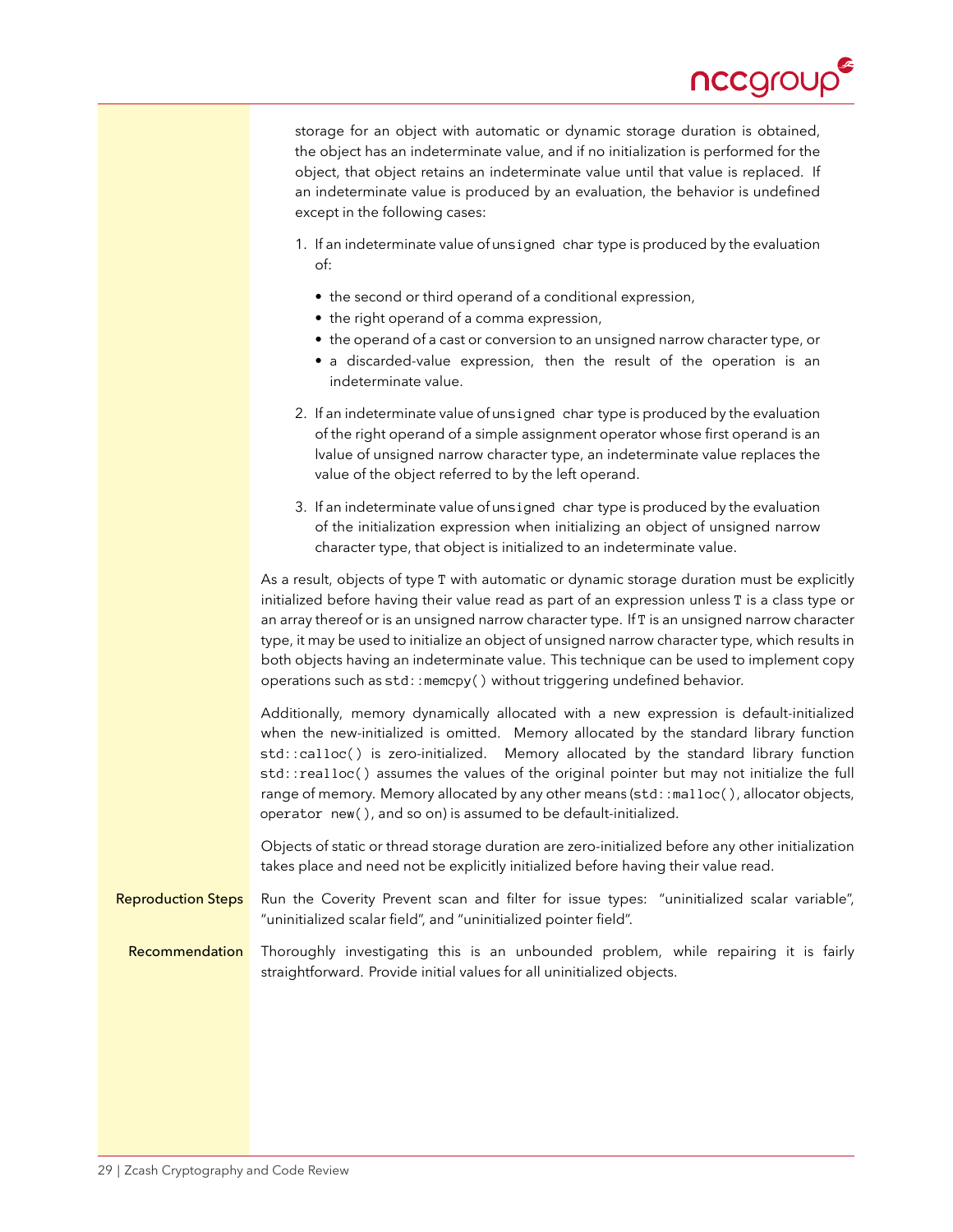storage for an object with automatic or dynamic storage duration is obtained, the object has an indeterminate value, and if no initialization is performed for the object, that object retains an indeterminate value until that value is replaced. If an indeterminate value is produced by an evaluation, the behavior is undefined except in the following cases:

1. If an indeterminate value of `unsigned char` type is produced by the evaluation of:
   - the second or third operand of a conditional expression,
   - the right operand of a comma expression,
   - the operand of a cast or conversion to an unsigned narrow character type, or
   - a discarded-value expression, then the result of the operation is an indeterminate value.
2. If an indeterminate value of `unsigned char` type is produced by the evaluation of the right operand of a simple assignment operator whose first operand is an lvalue of unsigned narrow character type, an indeterminate value replaces the value of the object referred to by the left operand.
3. If an indeterminate value of `unsigned char` type is produced by the evaluation of the initialization expression when initializing an object of unsigned narrow character type, that object is initialized to an indeterminate value.

As a result, objects of type `T` with automatic or dynamic storage duration must be explicitly initialized before having their value read as part of an expression unless `T` is a class type or an array thereof or is an unsigned narrow character type. If `T` is an unsigned narrow character type, it may be used to initialize an object of unsigned narrow character type, which results in both objects having an indeterminate value. This technique can be used to implement copy operations such as `std::memcpy()` without triggering undefined behavior.

Additionally, memory dynamically allocated with a new expression is default-initialized when the new-initialized is omitted. Memory allocated by the standard library function `std::calloc()` is zero-initialized. Memory allocated by the standard library function `std::realloc()` assumes the values of the original pointer but may not initialize the full range of memory. Memory allocated by any other means (`std::malloc()`, allocator objects, `operator new()`, and so on) is assumed to be default-initialized.

Objects of static or thread storage duration are zero-initialized before any other initialization takes place and need not be explicitly initialized before having their value read.

**Reproduction Steps** Run the Coverity Prevent scan and filter for issue types: "uninitialized scalar variable", "uninitialized scalar field", and "uninitialized pointer field".

**Recommendation** Thoroughly investigating this is an unbounded problem, while repairing it is fairly straightforward. Provide initial values for all uninitialized objects.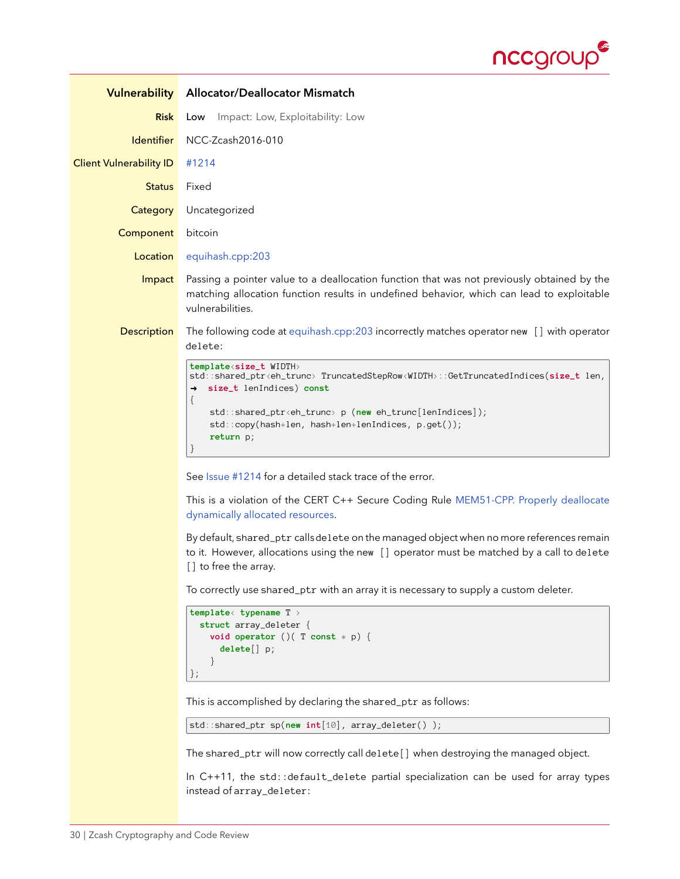| | |
|---|---|
| **Vulnerability** | **Allocator/Deallocator Mismatch** |
| **Risk** | Low Impact: Low, Exploitability: Low |
| **Identifier** | NCC-Zcash2016-010 |
| **Client Vulnerability ID** | #1214 |
| **Status** | Fixed |
| **Category** | Uncategorized |
| **Component** | bitcoin |
| **Location** | equihash.cpp:203 |
| **Impact** | Passing a pointer value to a deallocation function that was not previously obtained by the matching allocation function results in undefined behavior, which can lead to exploitable vulnerabilities. |

**Description**

The following code at equihash.cpp:203 incorrectly matches operator `new []` with operator `delete`:

```
template<size_t WIDTH>
std::shared_ptr<eh_trunc> TruncatedStepRow<WIDTH>::GetTruncatedIndices(size_t len,
➜  size_t lenIndices) const
{
    std::shared_ptr<eh_trunc> p (new eh_trunc[lenIndices]);
    std::copy(hash+len, hash+len+lenIndices, p.get());
    return p;
}
```

See Issue #1214 for a detailed stack trace of the error.

This is a violation of the CERT C++ Secure Coding Rule MEM51-CPP. Properly deallocate dynamically allocated resources.

By default, `shared_ptr` calls `delete` on the managed object when no more references remain to it. However, allocations using the `new []` operator must be matched by a call to `delete []` to free the array.

To correctly use `shared_ptr` with an array it is necessary to supply a custom deleter.

```
template< typename T >
  struct array_deleter {
    void operator ()( T const * p) {
      delete[] p;
    }
};
```

This is accomplished by declaring the `shared_ptr` as follows:

```
std::shared_ptr sp(new int[10], array_deleter() );
```

The `shared_ptr` will now correctly call `delete[]` when destroying the managed object.

In C++11, the `std::default_delete` partial specialization can be used for array types instead of `array_deleter`: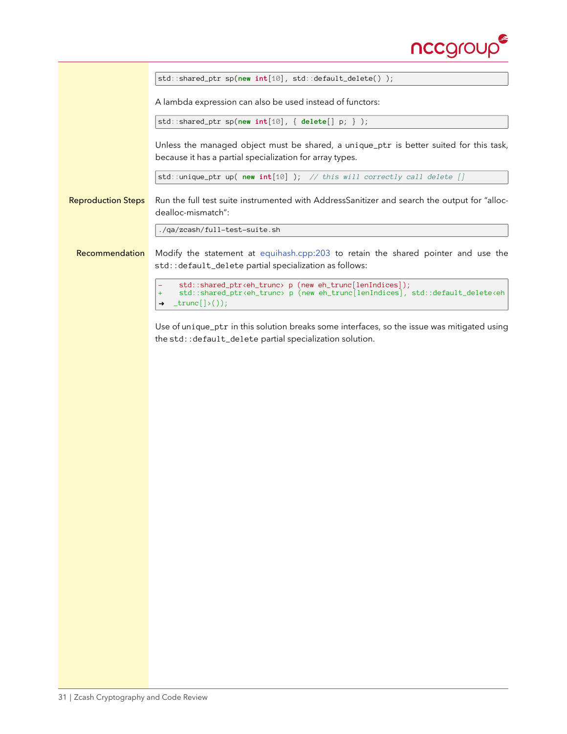```
std::shared_ptr sp(new int[10], std::default_delete() );
```

A lambda expression can also be used instead of functors:

```
std::shared_ptr sp(new int[10], { delete[] p; } );
```

Unless the managed object must be shared, a `unique_ptr` is better suited for this task, because it has a partial specialization for array types.

```
std::unique_ptr up( new int[10] );  // this will correctly call delete []
```

**Reproduction Steps**

Run the full test suite instrumented with AddressSanitizer and search the output for “alloc-dealloc-mismatch”:

```
./qa/zcash/full-test-suite.sh
```

**Recommendation**

Modify the statement at equihash.cpp:203 to retain the shared pointer and use the `std::default_delete` partial specialization as follows:

```
-    std::shared_ptr<eh_trunc> p (new eh_trunc[lenIndices]);
+    std::shared_ptr<eh_trunc> p (new eh_trunc[lenIndices], std::default_delete<eh
➜   _trunc[]>());
```

Use of `unique_ptr` in this solution breaks some interfaces, so the issue was mitigated using the `std::default_delete` partial specialization solution.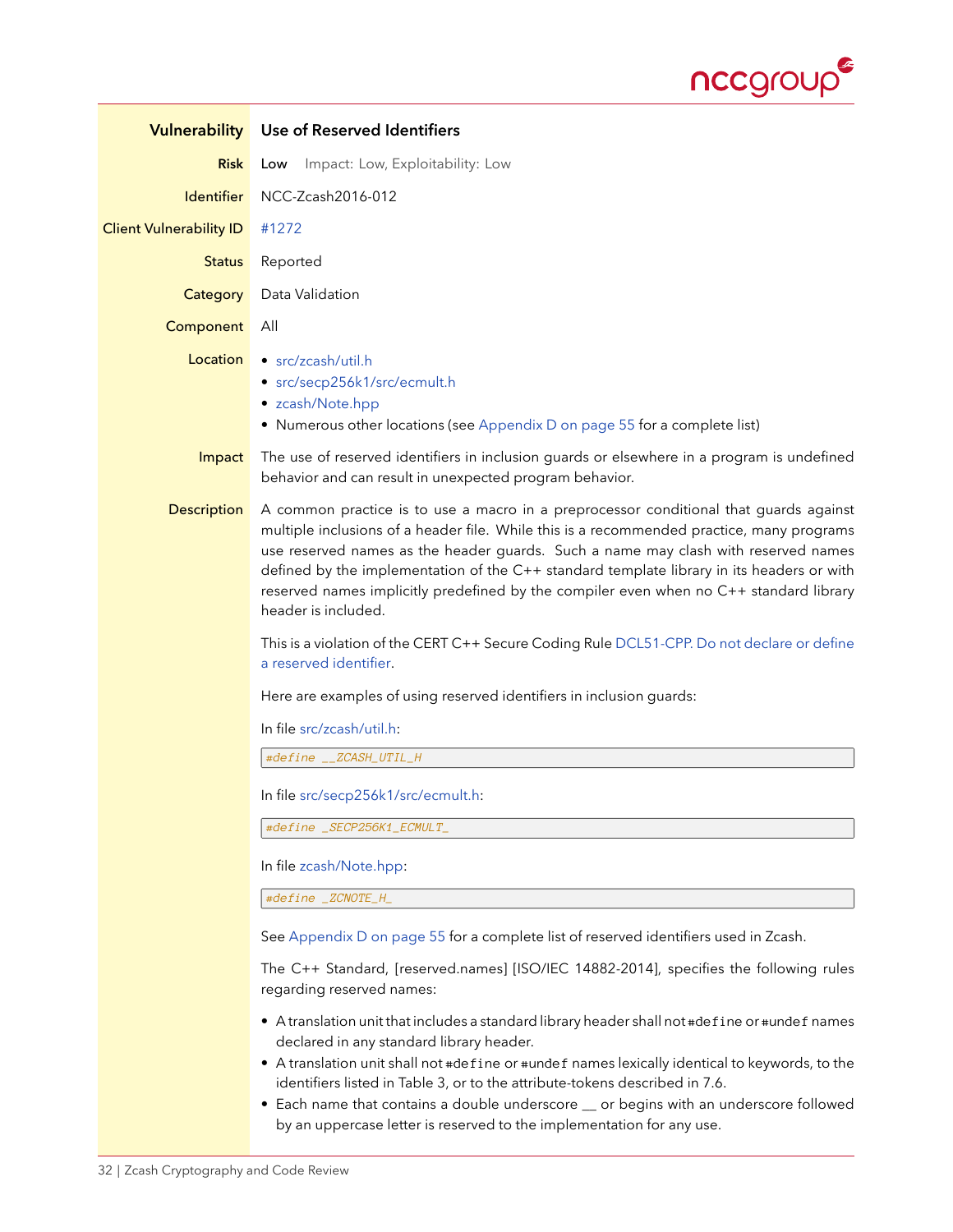| | |
|---|---|
| **Vulnerability** | **Use of Reserved Identifiers** |
| **Risk** | Low Impact: Low, Exploitability: Low |
| **Identifier** | NCC-Zcash2016-012 |
| **Client Vulnerability ID** | #1272 |
| **Status** | Reported |
| **Category** | Data Validation |
| **Component** | All |
| **Location** | • src/zcash/util.h<br>• src/secp256k1/src/ecmult.h<br>• zcash/Note.hpp<br>• Numerous other locations (see Appendix D on page 55 for a complete list) |
| **Impact** | The use of reserved identifiers in inclusion guards or elsewhere in a program is undefined behavior and can result in unexpected program behavior. |

**Description**

A common practice is to use a macro in a preprocessor conditional that guards against multiple inclusions of a header file. While this is a recommended practice, many programs use reserved names as the header guards. Such a name may clash with reserved names defined by the implementation of the C++ standard template library in its headers or with reserved names implicitly predefined by the compiler even when no C++ standard library header is included.

This is a violation of the CERT C++ Secure Coding Rule DCL51-CPP. Do not declare or define a reserved identifier.

Here are examples of using reserved identifiers in inclusion guards:

In file src/zcash/util.h:

```
#define __ZCASH_UTIL_H
```

In file src/secp256k1/src/ecmult.h:

```
#define _SECP256K1_ECMULT_
```

In file zcash/Note.hpp:

```
#define _ZCNOTE_H_
```

See Appendix D on page 55 for a complete list of reserved identifiers used in Zcash.

The C++ Standard, [reserved.names] [ISO/IEC 14882-2014], specifies the following rules regarding reserved names:

- A translation unit that includes a standard library header shall not `#define` or `#undef` names declared in any standard library header.
- A translation unit shall not `#define` or `#undef` names lexically identical to keywords, to the identifiers listed in Table 3, or to the attribute-tokens described in 7.6.
- Each name that contains a double underscore __ or begins with an underscore followed by an uppercase letter is reserved to the implementation for any use.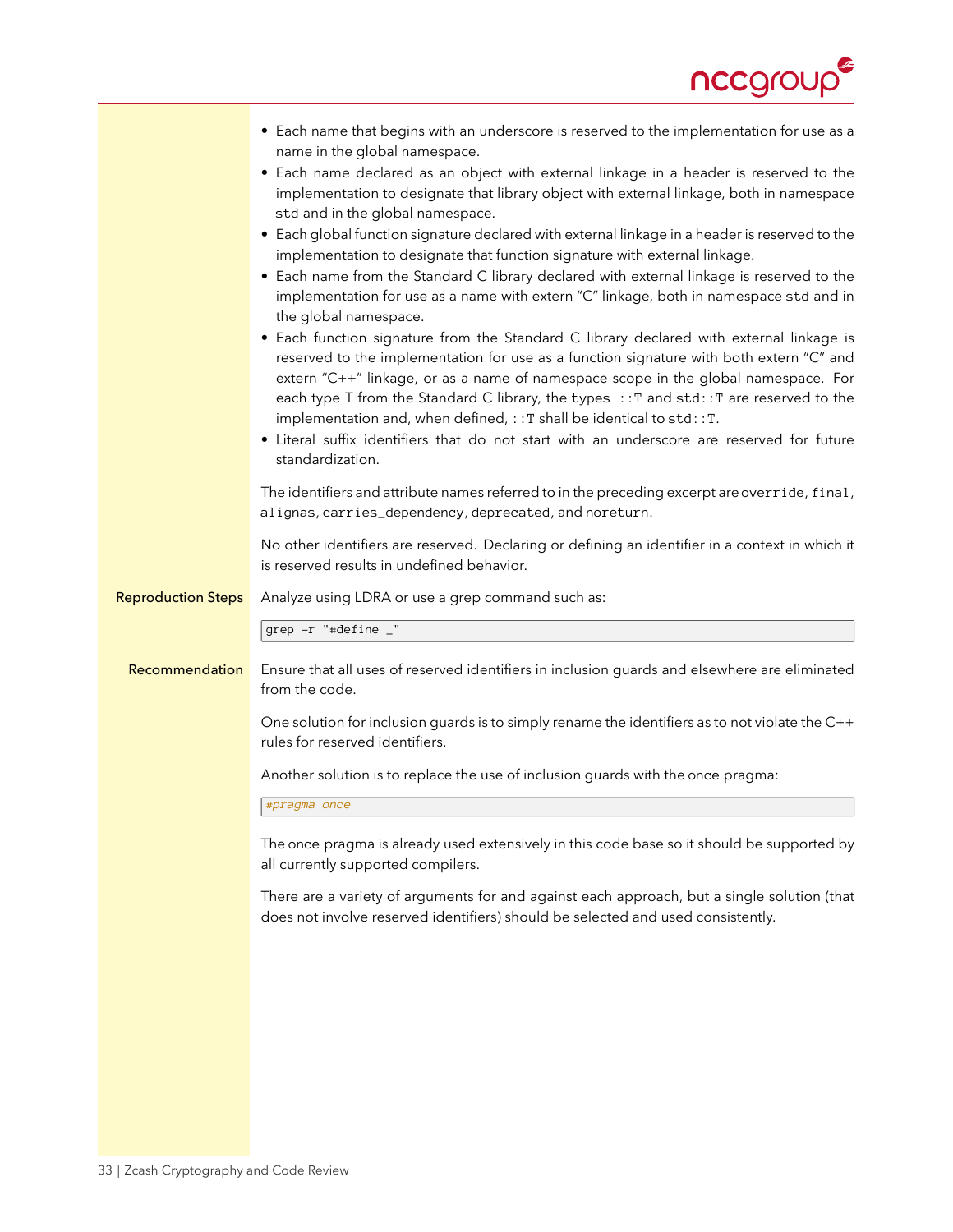- Each name that begins with an underscore is reserved to the implementation for use as a name in the global namespace.
- Each name declared as an object with external linkage in a header is reserved to the implementation to designate that library object with external linkage, both in namespace `std` and in the global namespace.
- Each global function signature declared with external linkage in a header is reserved to the implementation to designate that function signature with external linkage.
- Each name from the Standard C library declared with external linkage is reserved to the implementation for use as a name with extern "C" linkage, both in namespace `std` and in the global namespace.
- Each function signature from the Standard C library declared with external linkage is reserved to the implementation for use as a function signature with both extern "C" and extern "C++" linkage, or as a name of namespace scope in the global namespace. For each type T from the Standard C library, the types `::T` and `std::T` are reserved to the implementation and, when defined, `::T` shall be identical to `std::T`.
- Literal suffix identifiers that do not start with an underscore are reserved for future standardization.

The identifiers and attribute names referred to in the preceding excerpt are `override`, `final`, `alignas`, `carries_dependency`, `deprecated`, and `noreturn`.

No other identifiers are reserved. Declaring or defining an identifier in a context in which it is reserved results in undefined behavior.

**Reproduction Steps** Analyze using LDRA or use a grep command such as:

```
grep -r "#define _"
```

**Recommendation** Ensure that all uses of reserved identifiers in inclusion guards and elsewhere are eliminated from the code.

One solution for inclusion guards is to simply rename the identifiers as to not violate the C++ rules for reserved identifiers.

Another solution is to replace the use of inclusion guards with the once pragma:

```
#pragma once
```

The once pragma is already used extensively in this code base so it should be supported by all currently supported compilers.

There are a variety of arguments for and against each approach, but a single solution (that does not involve reserved identifiers) should be selected and used consistently.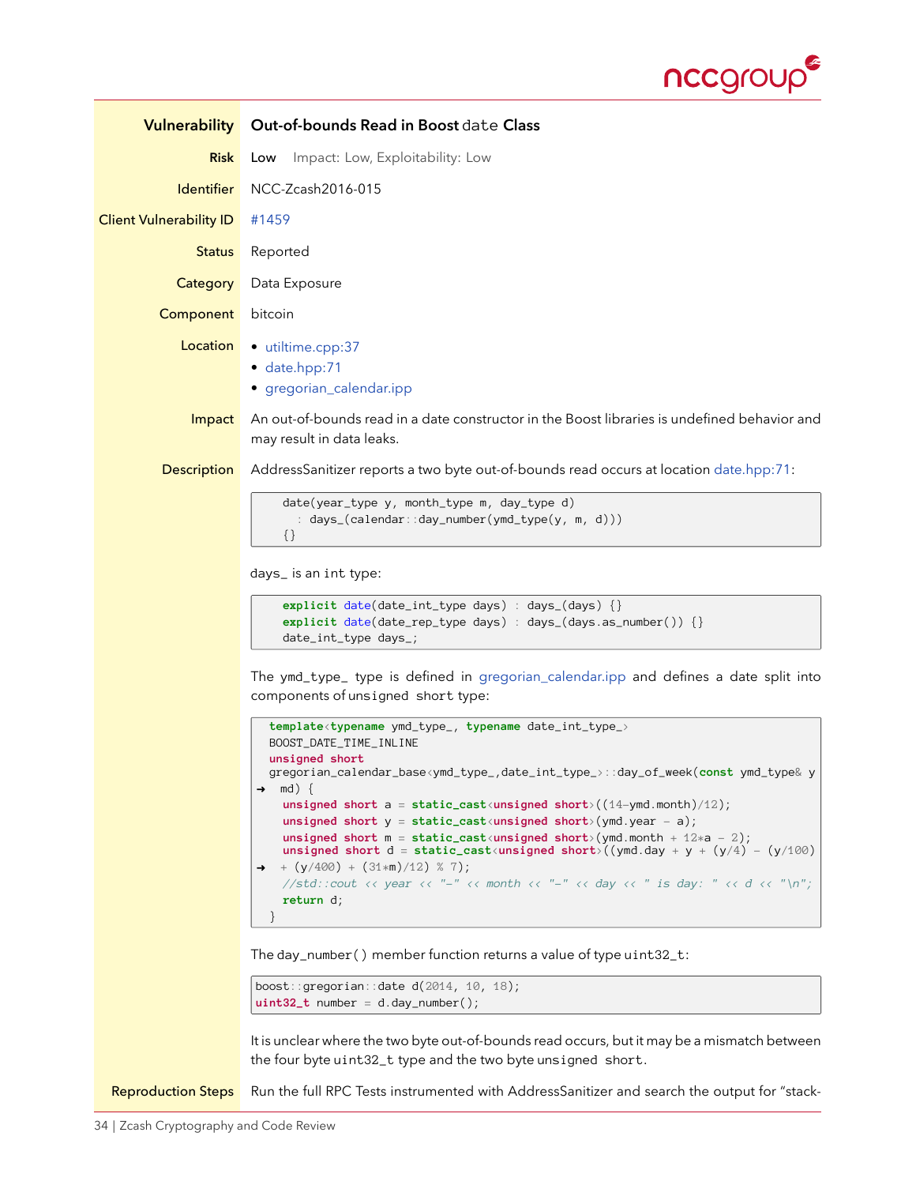| | |
|---|---|
| **Vulnerability** | **Out-of-bounds Read in Boost `date` Class** |
| **Risk** | Low Impact: Low, Exploitability: Low |
| **Identifier** | NCC-Zcash2016-015 |
| **Client Vulnerability ID** | #1459 |
| **Status** | Reported |
| **Category** | Data Exposure |
| **Component** | bitcoin |
| **Location** | • utiltime.cpp:37<br>• date.hpp:71<br>• gregorian_calendar.ipp |
| **Impact** | An out-of-bounds read in a date constructor in the Boost libraries is undefined behavior and may result in data leaks. |

**Description**

AddressSanitizer reports a two byte out-of-bounds read occurs at location date.hpp:71:

```
date(year_type y, month_type m, day_type d)
  : days_(calendar::day_number(ymd_type(y, m, d)))
{}
```

days_ is an int type:

```
explicit date(date_int_type days) : days_(days) {}
explicit date(date_rep_type days) : days_(days.as_number()) {}
date_int_type days_;
```

The ymd_type_ type is defined in gregorian_calendar.ipp and defines a date split into components of `unsigned short` type:

```
template<typename ymd_type_, typename date_int_type_>
BOOST_DATE_TIME_INLINE
unsigned short
gregorian_calendar_base<ymd_type_,date_int_type_>::day_of_week(const ymd_type& y
→ md) {
  unsigned short a = static_cast<unsigned short>((14-ymd.month)/12);
  unsigned short y = static_cast<unsigned short>(ymd.year - a);
  unsigned short m = static_cast<unsigned short>(ymd.month + 12*a - 2);
  unsigned short d = static_cast<unsigned short>((ymd.day + y + (y/4) - (y/100)
→ + (y/400) + (31*m)/12) % 7);
  //std::cout << year << "-" << month << "-" << day << " is day: " << d << "\n";
  return d;
}
```

The day_number() member function returns a value of type `uint32_t`:

```
boost::gregorian::date d(2014, 10, 18);
uint32_t number = d.day_number();
```

It is unclear where the two byte out-of-bounds read occurs, but it may be a mismatch between the four byte `uint32_t` type and the two byte `unsigned short`.

**Reproduction Steps**

Run the full RPC Tests instrumented with AddressSanitizer and search the output for "stack-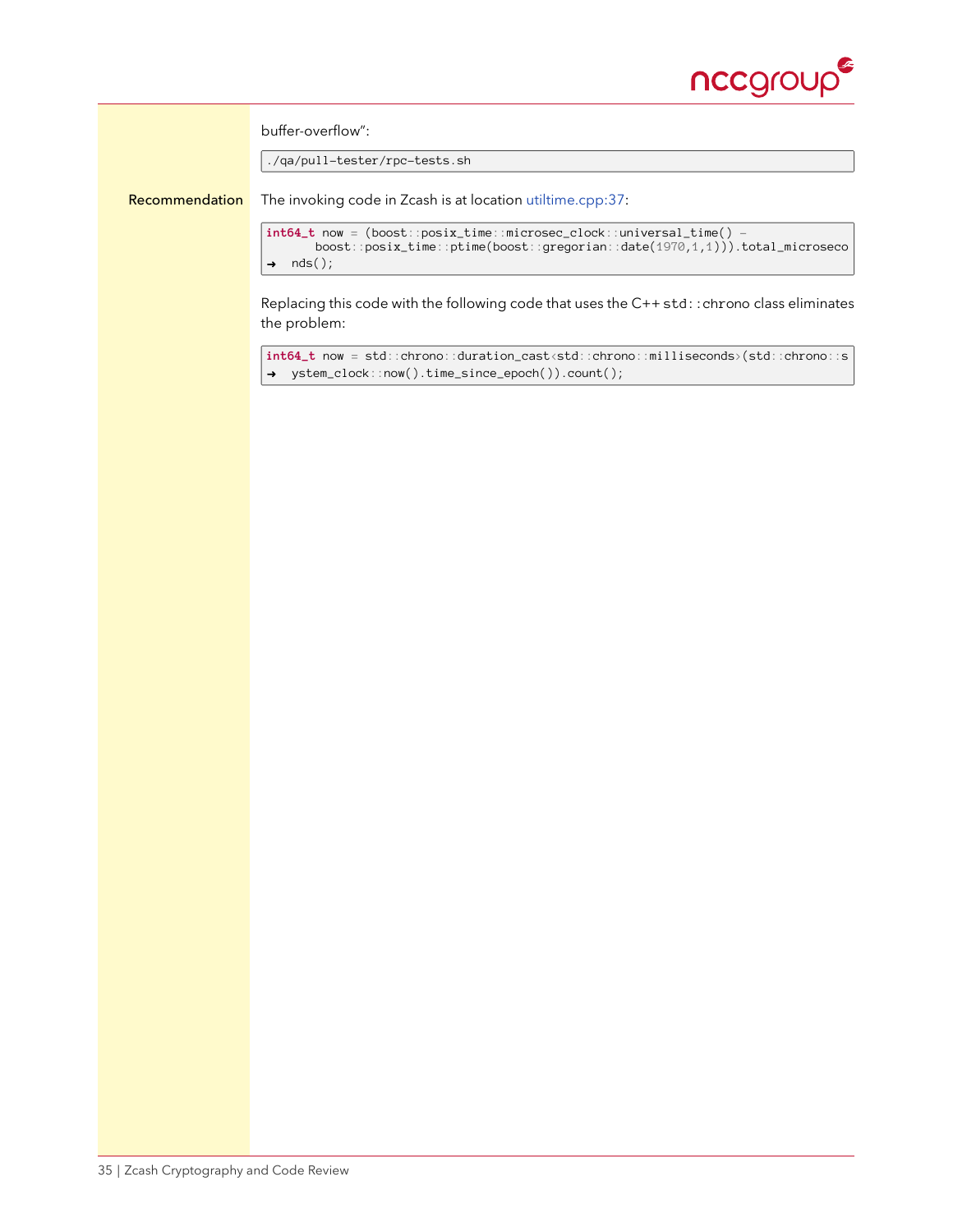buffer-overflow":

```
./qa/pull-tester/rpc-tests.sh
```

**Recommendation** The invoking code in Zcash is at location utiltime.cpp:37:

```
int64_t now = (boost::posix_time::microsec_clock::universal_time() -
       boost::posix_time::ptime(boost::gregorian::date(1970,1,1))).total_microseco
→  nds();
```

Replacing this code with the following code that uses the C++ `std::chrono` class eliminates the problem:

```
int64_t now = std::chrono::duration_cast<std::chrono::milliseconds>(std::chrono::s
→  ystem_clock::now().time_since_epoch()).count();
```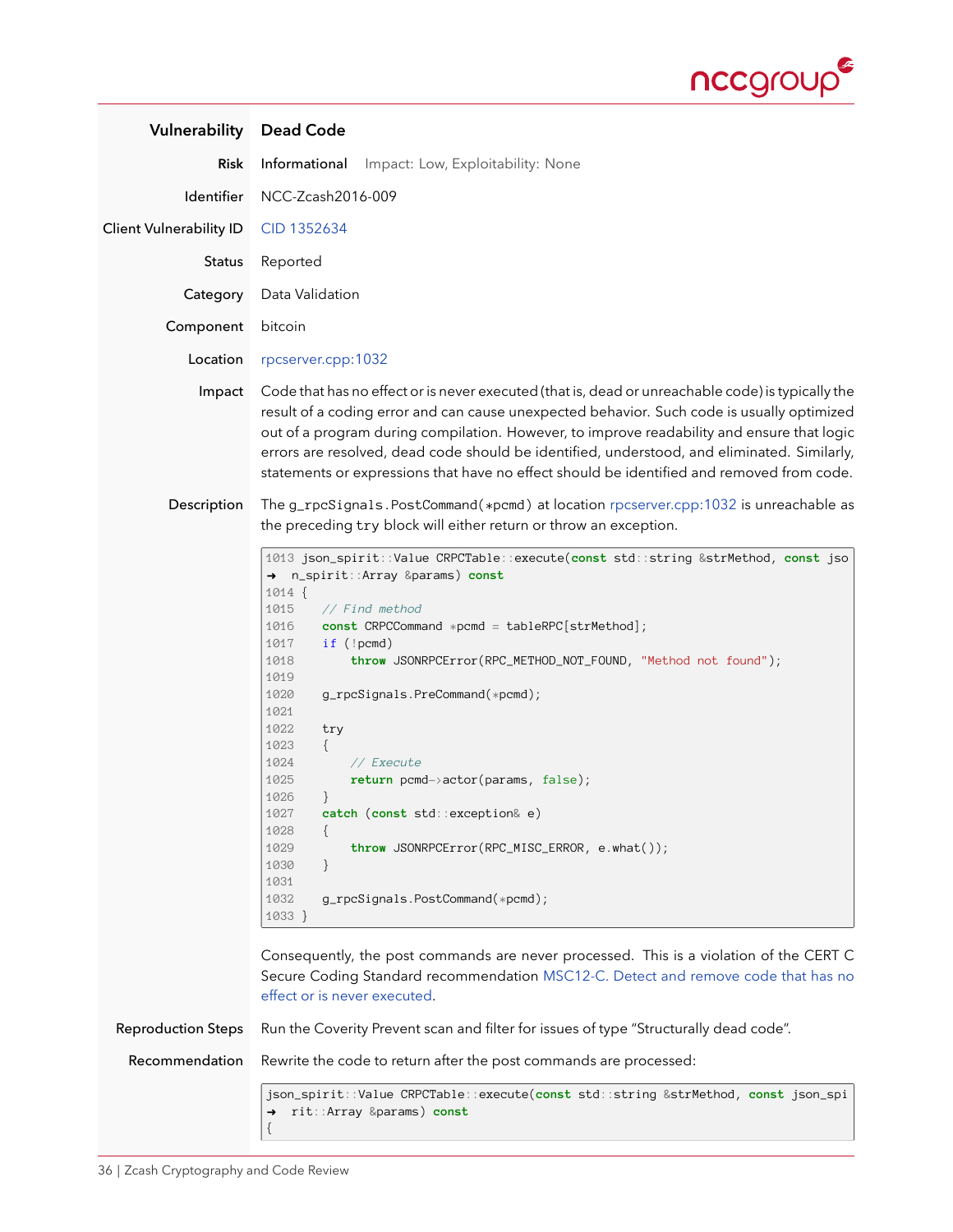| | |
|---|---|
| **Vulnerability** | **Dead Code** |
| **Risk** | Informational    Impact: Low, Exploitability: None |
| **Identifier** | NCC-Zcash2016-009 |
| **Client Vulnerability ID** | CID 1352634 |
| **Status** | Reported |
| **Category** | Data Validation |
| **Component** | bitcoin |
| **Location** | rpcserver.cpp:1032 |
| **Impact** | Code that has no effect or is never executed (that is, dead or unreachable code) is typically the result of a coding error and can cause unexpected behavior. Such code is usually optimized out of a program during compilation. However, to improve readability and ensure that logic errors are resolved, dead code should be identified, understood, and eliminated. Similarly, statements or expressions that have no effect should be identified and removed from code. |

**Description**

The `g_rpcSignals.PostCommand(*pcmd)` at location rpcserver.cpp:1032 is unreachable as the preceding `try` block will either return or throw an exception.

```
1013 json_spirit::Value CRPCTable::execute(const std::string &strMethod, const jso
➜ n_spirit::Array &params) const
1014 {
1015     // Find method
1016     const CRPCCommand *pcmd = tableRPC[strMethod];
1017     if (!pcmd)
1018         throw JSONRPCError(RPC_METHOD_NOT_FOUND, "Method not found");
1019
1020     g_rpcSignals.PreCommand(*pcmd);
1021
1022     try
1023     {
1024         // Execute
1025         return pcmd->actor(params, false);
1026     }
1027     catch (const std::exception& e)
1028     {
1029         throw JSONRPCError(RPC_MISC_ERROR, e.what());
1030     }
1031
1032     g_rpcSignals.PostCommand(*pcmd);
1033 }
```

Consequently, the post commands are never processed. This is a violation of the CERT C Secure Coding Standard recommendation MSC12-C. Detect and remove code that has no effect or is never executed.

**Reproduction Steps**

Run the Coverity Prevent scan and filter for issues of type "Structurally dead code".

**Recommendation**

Rewrite the code to return after the post commands are processed:

```
json_spirit::Value CRPCTable::execute(const std::string &strMethod, const json_spi
➜ rit::Array &params) const
{
```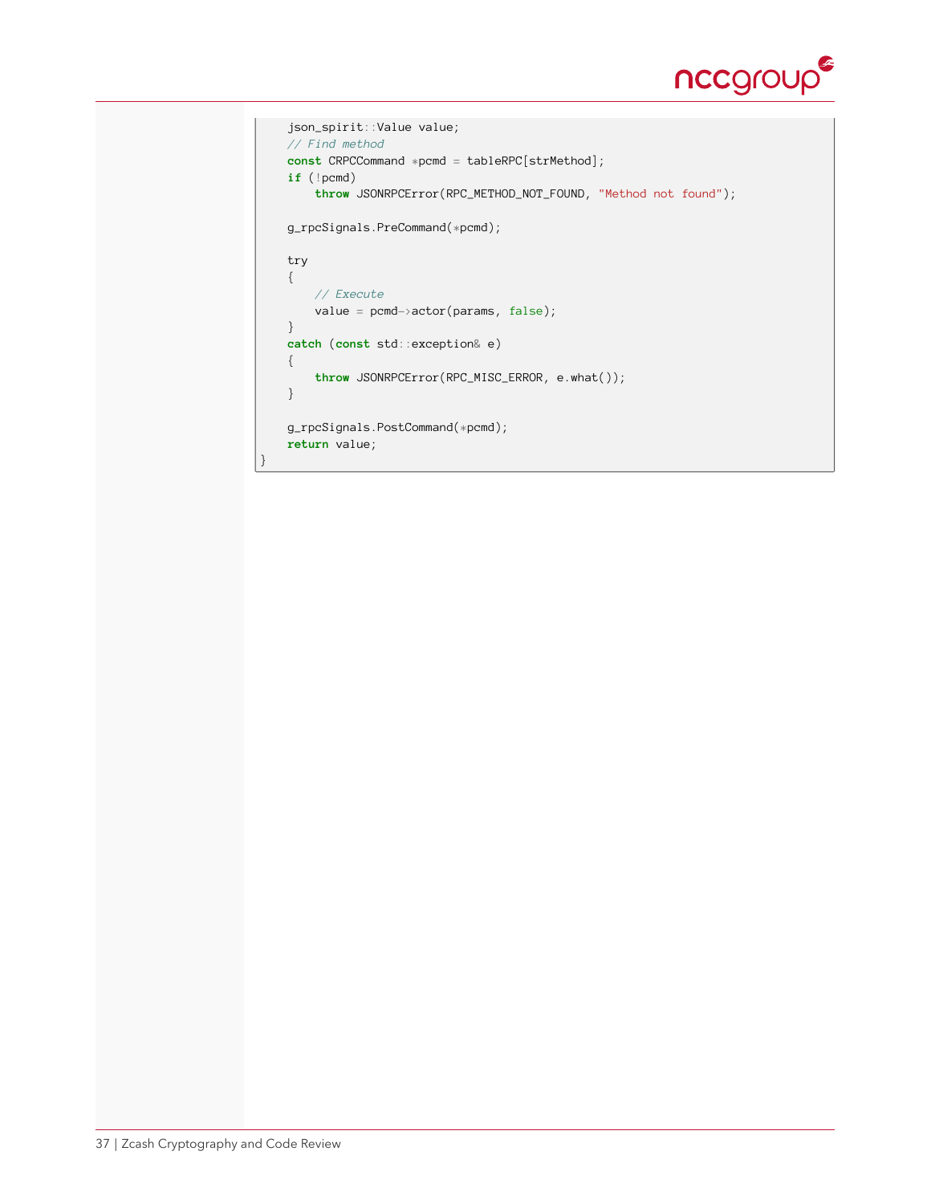```
    json_spirit::Value value;
    // Find method
    const CRPCCommand *pcmd = tableRPC[strMethod];
    if (!pcmd)
        throw JSONRPCError(RPC_METHOD_NOT_FOUND, "Method not found");

    g_rpcSignals.PreCommand(*pcmd);

    try
    {
        // Execute
        value = pcmd->actor(params, false);
    }
    catch (const std::exception& e)
    {
        throw JSONRPCError(RPC_MISC_ERROR, e.what());
    }

    g_rpcSignals.PostCommand(*pcmd);
    return value;
}
```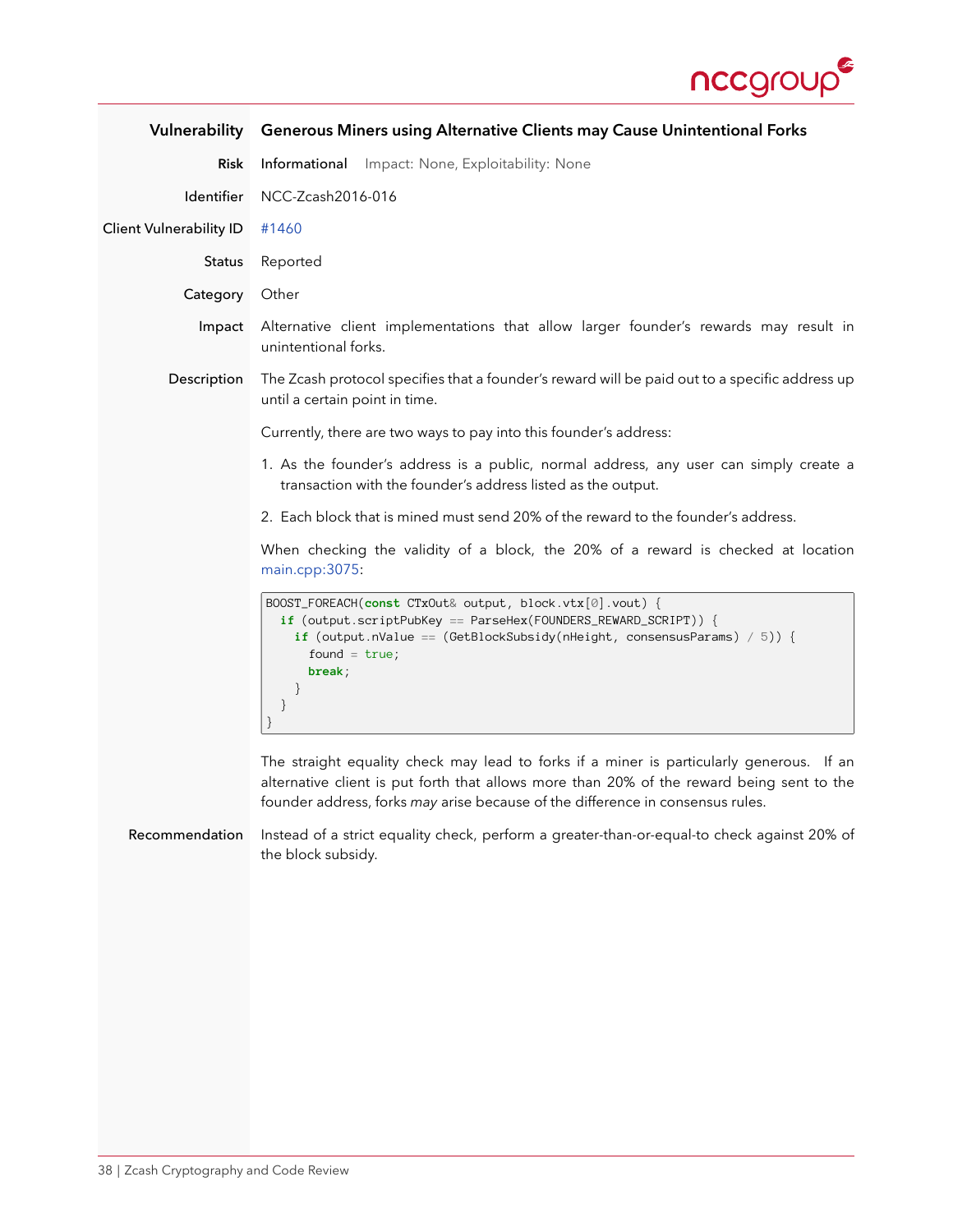| | |
|---|---|
| **Vulnerability** | **Generous Miners using Alternative Clients may Cause Unintentional Forks** |
| **Risk** | Informational Impact: None, Exploitability: None |
| **Identifier** | NCC-Zcash2016-016 |
| **Client Vulnerability ID** | #1460 |
| **Status** | Reported |
| **Category** | Other |
| **Impact** | Alternative client implementations that allow larger founder's rewards may result in unintentional forks. |

**Description**

The Zcash protocol specifies that a founder's reward will be paid out to a specific address up until a certain point in time.

Currently, there are two ways to pay into this founder's address:

1. As the founder's address is a public, normal address, any user can simply create a transaction with the founder's address listed as the output.
2. Each block that is mined must send 20% of the reward to the founder's address.

When checking the validity of a block, the 20% of a reward is checked at location main.cpp:3075:

```
BOOST_FOREACH(const CTxOut& output, block.vtx[0].vout) {
  if (output.scriptPubKey == ParseHex(FOUNDERS_REWARD_SCRIPT)) {
    if (output.nValue == (GetBlockSubsidy(nHeight, consensusParams) / 5)) {
      found = true;
      break;
    }
  }
}
```

The straight equality check may lead to forks if a miner is particularly generous. If an alternative client is put forth that allows more than 20% of the reward being sent to the founder address, forks *may* arise because of the difference in consensus rules.

**Recommendation**

Instead of a strict equality check, perform a greater-than-or-equal-to check against 20% of the block subsidy.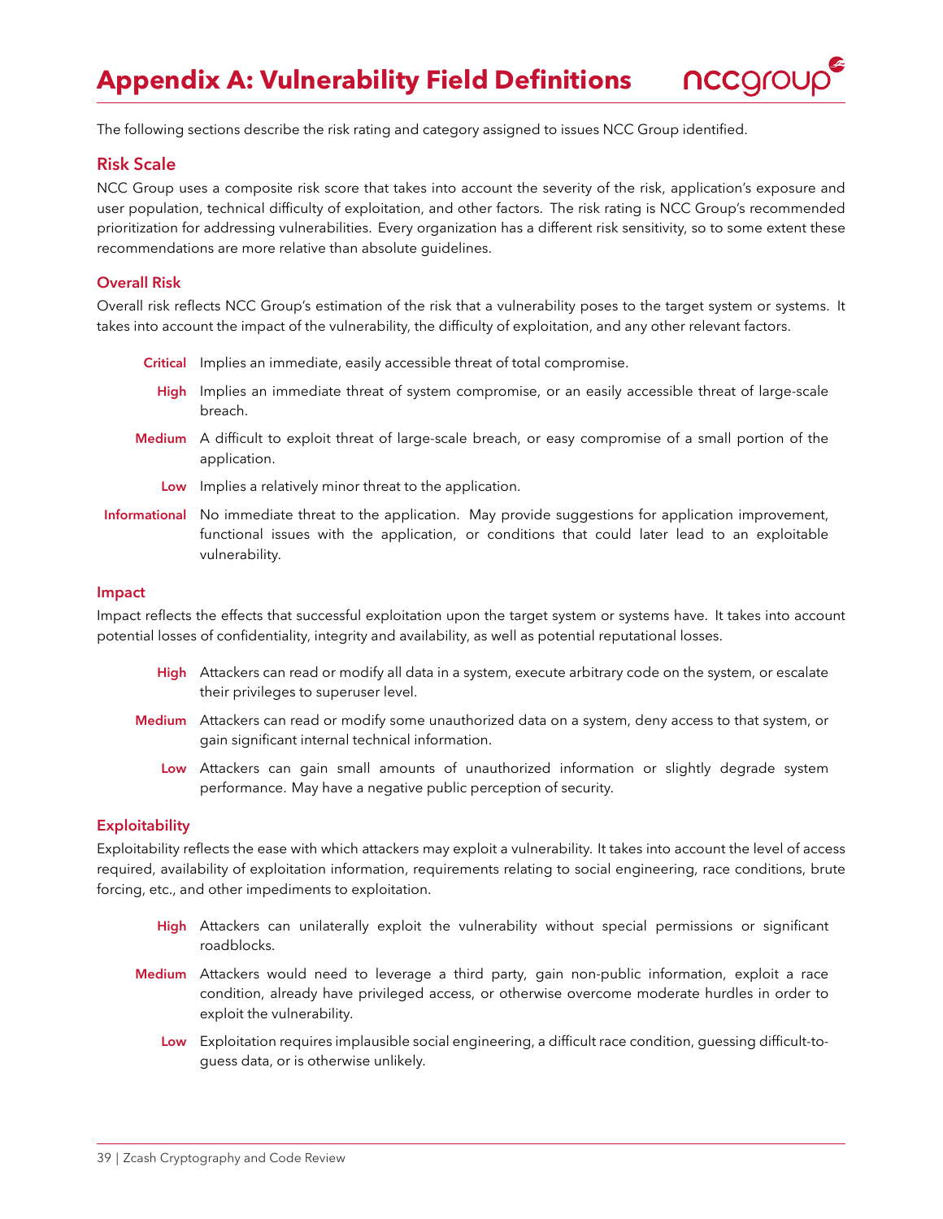# Appendix A: Vulnerability Field Definitions

The following sections describe the risk rating and category assigned to issues NCC Group identified.

## Risk Scale

NCC Group uses a composite risk score that takes into account the severity of the risk, application's exposure and user population, technical difficulty of exploitation, and other factors. The risk rating is NCC Group's recommended prioritization for addressing vulnerabilities. Every organization has a different risk sensitivity, so to some extent these recommendations are more relative than absolute guidelines.

### Overall Risk

Overall risk reflects NCC Group's estimation of the risk that a vulnerability poses to the target system or systems. It takes into account the impact of the vulnerability, the difficulty of exploitation, and any other relevant factors.

**Critical** Implies an immediate, easily accessible threat of total compromise.

**High** Implies an immediate threat of system compromise, or an easily accessible threat of large-scale breach.

**Medium** A difficult to exploit threat of large-scale breach, or easy compromise of a small portion of the application.

**Low** Implies a relatively minor threat to the application.

**Informational** No immediate threat to the application. May provide suggestions for application improvement, functional issues with the application, or conditions that could later lead to an exploitable vulnerability.

### Impact

Impact reflects the effects that successful exploitation upon the target system or systems have. It takes into account potential losses of confidentiality, integrity and availability, as well as potential reputational losses.

**High** Attackers can read or modify all data in a system, execute arbitrary code on the system, or escalate their privileges to superuser level.

**Medium** Attackers can read or modify some unauthorized data on a system, deny access to that system, or gain significant internal technical information.

**Low** Attackers can gain small amounts of unauthorized information or slightly degrade system performance. May have a negative public perception of security.

### Exploitability

Exploitability reflects the ease with which attackers may exploit a vulnerability. It takes into account the level of access required, availability of exploitation information, requirements relating to social engineering, race conditions, brute forcing, etc., and other impediments to exploitation.

**High** Attackers can unilaterally exploit the vulnerability without special permissions or significant roadblocks.

**Medium** Attackers would need to leverage a third party, gain non-public information, exploit a race condition, already have privileged access, or otherwise overcome moderate hurdles in order to exploit the vulnerability.

**Low** Exploitation requires implausible social engineering, a difficult race condition, guessing difficult-to-guess data, or is otherwise unlikely.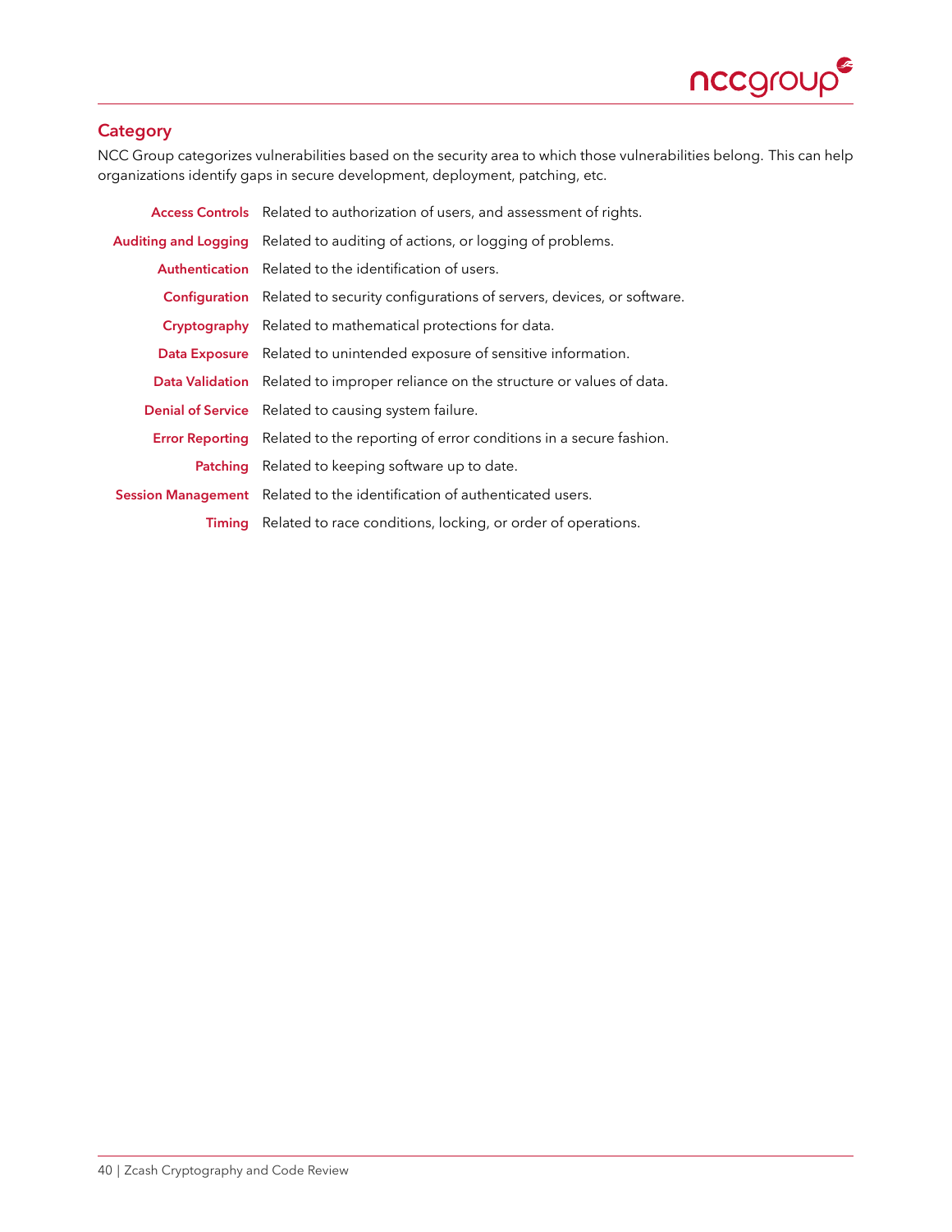## Category

NCC Group categorizes vulnerabilities based on the security area to which those vulnerabilities belong. This can help organizations identify gaps in secure development, deployment, patching, etc.

| Category | Description |
|---|---|
| **Access Controls** | Related to authorization of users, and assessment of rights. |
| **Auditing and Logging** | Related to auditing of actions, or logging of problems. |
| **Authentication** | Related to the identification of users. |
| **Configuration** | Related to security configurations of servers, devices, or software. |
| **Cryptography** | Related to mathematical protections for data. |
| **Data Exposure** | Related to unintended exposure of sensitive information. |
| **Data Validation** | Related to improper reliance on the structure or values of data. |
| **Denial of Service** | Related to causing system failure. |
| **Error Reporting** | Related to the reporting of error conditions in a secure fashion. |
| **Patching** | Related to keeping software up to date. |
| **Session Management** | Related to the identification of authenticated users. |
| **Timing** | Related to race conditions, locking, or order of operations. |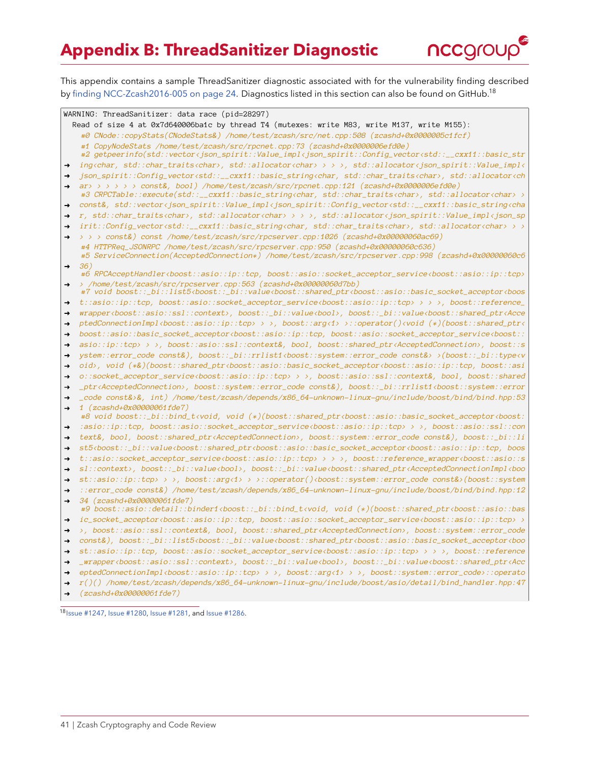# Appendix B: ThreadSanitizer Diagnostic

This appendix contains a sample ThreadSanitizer diagnostic associated with for the vulnerability finding described by finding NCC-Zcash2016-005 on page 24. Diagnostics listed in this section can also be found on GitHub.[18]

```
WARNING: ThreadSanitizer: data race (pid=28297)
  Read of size 4 at 0x7d640006ba1c by thread T4 (mutexes: write M83, write M137, write M155):
    #0 CNode::copyStats(CNodeStats&) /home/test/zcash/src/net.cpp:508 (zcashd+0x0000005c1fcf)
    #1 CopyNodeStats /home/test/zcash/src/rpcnet.cpp:73 (zcashd+0x0000006efd0e)
    #2 getpeerinfo(std::vector<json_spirit::Value_impl<json_spirit::Config_vector<std::__cxx11::basic_str
→   ing<char, std::char_traits<char>, std::allocator<char> > > >, std::allocator<json_spirit::Value_impl<
→   json_spirit::Config_vector<std::__cxx11::basic_string<char, std::char_traits<char>, std::allocator<ch
→   ar> > > > > > const&, bool) /home/test/zcash/src/rpcnet.cpp:121 (zcashd+0x0000006efd0e)
    #3 CRPCTable::execute(std::__cxx11::basic_string<char, std::char_traits<char>, std::allocator<char> >
→   const&, std::vector<json_spirit::Value_impl<json_spirit::Config_vector<std::__cxx11::basic_string<cha
→   r, std::char_traits<char>, std::allocator<char> > > >, std::allocator<json_spirit::Value_impl<json_sp
→   irit::Config_vector<std::__cxx11::basic_string<char, std::char_traits<char>, std::allocator<char> > >
→   > > > const&) const /home/test/zcash/src/rpcserver.cpp:1026 (zcashd+0x00000060ac69)
    #4 HTTPReq_JSONRPC /home/test/zcash/src/rpcserver.cpp:950 (zcashd+0x00000060c636)
    #5 ServiceConnection(AcceptedConnection*) /home/test/zcash/src/rpcserver.cpp:998 (zcashd+0x00000060c6
→   36)
    #6 RPCAcceptHandler<boost::asio::ip::tcp, boost::asio::socket_acceptor_service<boost::asio::ip::tcp>
→   > /home/test/zcash/src/rpcserver.cpp:563 (zcashd+0x00000060d7bb)
    #7 void boost::_bi::list5<boost::_bi::value<boost::shared_ptr<boost::asio::basic_socket_acceptor<boos
→   t::asio::ip::tcp, boost::asio::socket_acceptor_service<boost::asio::ip::tcp> > > >, boost::reference_
→   wrapper<boost::asio::ssl::context>, boost::_bi::value<bool>, boost::_bi::value<boost::shared_ptr<Acce
→   ptedConnectionImpl<boost::asio::ip::tcp> > >, boost::arg<1> >::operator()<void (*)(boost::shared_ptr<
→   boost::asio::basic_socket_acceptor<boost::asio::ip::tcp, boost::asio::socket_acceptor_service<boost::
→   asio::ip::tcp> > >, boost::asio::ssl::context&, bool, boost::shared_ptr<AcceptedConnection>, boost::s
→   ystem::error_code const&), boost::_bi::rrlist1<boost::system::error_code const&> >(boost::_bi::type<v
→   oid>, void (*&)(boost::shared_ptr<boost::asio::basic_socket_acceptor<boost::asio::ip::tcp, boost::asi
→   o::socket_acceptor_service<boost::asio::ip::tcp> > >, boost::asio::ssl::context&, bool, boost::shared
→   _ptr<AcceptedConnection>, boost::system::error_code const&), boost::_bi::rrlist1<boost::system::error
→   _code const&>&, int) /home/test/zcash/depends/x86_64-unknown-linux-gnu/include/boost/bind/bind.hpp:53
→   1 (zcashd+0x00000061fde7)
    #8 void boost::_bi::bind_t<void, void (*)(boost::shared_ptr<boost::asio::basic_socket_acceptor<boost:
→   :asio::ip::tcp, boost::asio::socket_acceptor_service<boost::asio::ip::tcp> > >, boost::asio::ssl::con
→   text&, bool, boost::shared_ptr<AcceptedConnection>, boost::system::error_code const&), boost::_bi::li
→   st5<boost::_bi::value<boost::shared_ptr<boost::asio::basic_socket_acceptor<boost::asio::ip::tcp, boos
→   t::asio::socket_acceptor_service<boost::asio::ip::tcp> > > >, boost::reference_wrapper<boost::asio::s
→   sl::context>, boost::_bi::value<bool>, boost::_bi::value<boost::shared_ptr<AcceptedConnectionImpl<boo
→   st::asio::ip::tcp> > >, boost::arg<1> > >::operator()<boost::system::error_code const&>(boost::system
→   ::error_code const&) /home/test/zcash/depends/x86_64-unknown-linux-gnu/include/boost/bind/bind.hpp:12
→   34 (zcashd+0x00000061fde7)
    #9 boost::asio::detail::binder1<boost::_bi::bind_t<void, void (*)(boost::shared_ptr<boost::asio::bas
→   ic_socket_acceptor<boost::asio::ip::tcp, boost::asio::socket_acceptor_service<boost::asio::ip::tcp> >
→   >, boost::asio::ssl::context&, bool, boost::shared_ptr<AcceptedConnection>, boost::system::error_code
→   const&), boost::_bi::list5<boost::_bi::value<boost::shared_ptr<boost::asio::basic_socket_acceptor<boo
→   st::asio::ip::tcp, boost::asio::socket_acceptor_service<boost::asio::ip::tcp> > > >, boost::reference
→   _wrapper<boost::asio::ssl::context>, boost::_bi::value<bool>, boost::_bi::value<boost::shared_ptr<Acc
→   eptedConnectionImpl<boost::asio::ip::tcp> > >, boost::arg<1> > >, boost::system::error_code>::operato
→   r()() /home/test/zcash/depends/x86_64-unknown-linux-gnu/include/boost/asio/detail/bind_handler.hpp:47
→   (zcashd+0x00000061fde7)
```

[18] Issue #1247, Issue #1280, Issue #1281, and Issue #1286.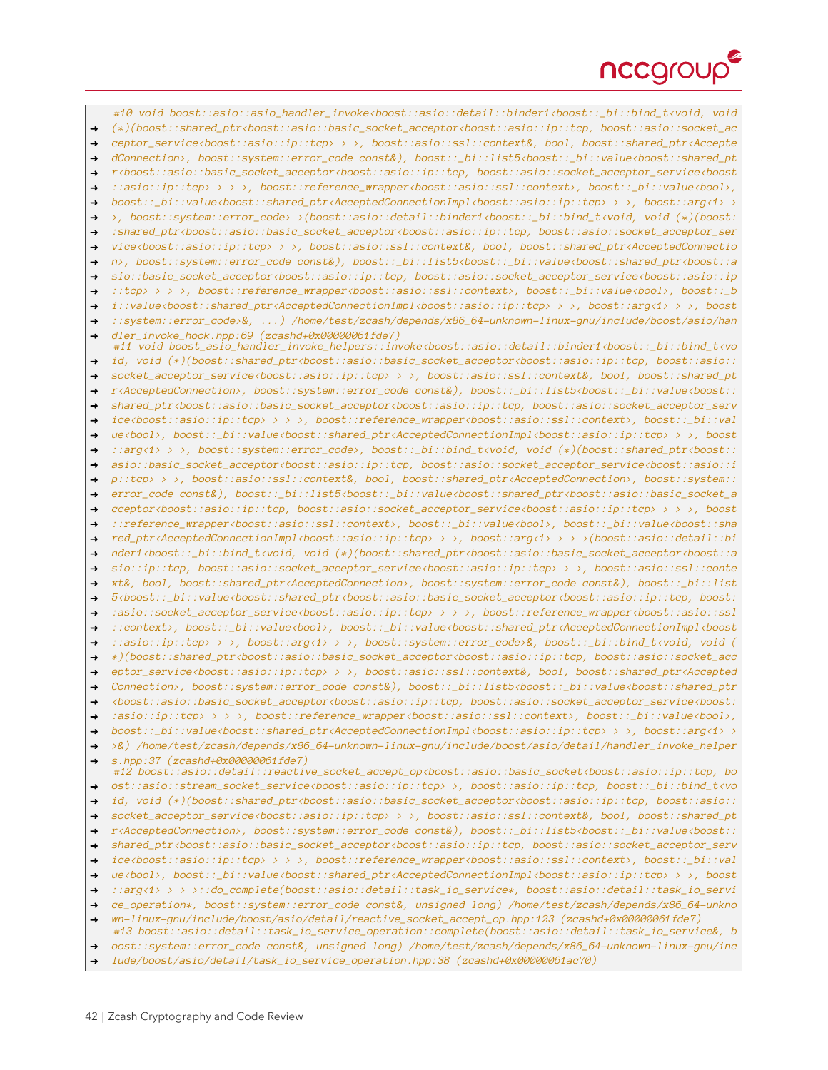```
 #10 void boost::asio::asio_handler_invoke<boost::asio::detail::binder1<boost::_bi::bind_t<void, void
→ (*)(boost::shared_ptr<boost::asio::basic_socket_acceptor<boost::asio::ip::tcp, boost::asio::socket_ac
→ ceptor_service<boost::asio::ip::tcp> > >, boost::asio::ssl::context&, bool, boost::shared_ptr<Accepte
→ dConnection>, boost::system::error_code const&), boost::_bi::list5<boost::_bi::value<boost::shared_pt
→ r<boost::asio::basic_socket_acceptor<boost::asio::ip::tcp, boost::asio::socket_acceptor_service<boost
→ ::asio::ip::tcp> > > >, boost::reference_wrapper<boost::asio::ssl::context>, boost::_bi::value<bool>,
→ boost::_bi::value<boost::shared_ptr<AcceptedConnectionImpl<boost::asio::ip::tcp> > >, boost::arg<1> >
→ >, boost::system::error_code> >(boost::asio::detail::binder1<boost::_bi::bind_t<void, void (*)(boost:
→ :shared_ptr<boost::asio::basic_socket_acceptor<boost::asio::ip::tcp, boost::asio::socket_acceptor_ser
→ vice<boost::asio::ip::tcp> > >, boost::asio::ssl::context&, bool, boost::shared_ptr<AcceptedConnectio
→ n>, boost::system::error_code const&), boost::_bi::list5<boost::_bi::value<boost::shared_ptr<boost::a
→ sio::basic_socket_acceptor<boost::asio::ip::tcp, boost::asio::socket_acceptor_service<boost::asio::ip
→ ::tcp> > > >, boost::reference_wrapper<boost::asio::ssl::context>, boost::_bi::value<bool>, boost::_b
→ i::value<boost::shared_ptr<AcceptedConnectionImpl<boost::asio::ip::tcp> > >, boost::arg<1> > >, boost
→ ::system::error_code>&, ...) /home/test/zcash/depends/x86_64-unknown-linux-gnu/include/boost/asio/han
→ dler_invoke_hook.hpp:69 (zcashd+0x00000061fde7)
 #11 void boost_asio_handler_invoke_helpers::invoke<boost::asio::detail::binder1<boost::_bi::bind_t<vo
→ id, void (*)(boost::shared_ptr<boost::asio::basic_socket_acceptor<boost::asio::ip::tcp, boost::asio::
→ socket_acceptor_service<boost::asio::ip::tcp> > >, boost::asio::ssl::context&, bool, boost::shared_pt
→ r<AcceptedConnection>, boost::system::error_code const&), boost::_bi::list5<boost::_bi::value<boost::
→ shared_ptr<boost::asio::basic_socket_acceptor<boost::asio::ip::tcp, boost::asio::socket_acceptor_serv
→ ice<boost::asio::ip::tcp> > > >, boost::reference_wrapper<boost::asio::ssl::context>, boost::_bi::val
→ ue<bool>, boost::_bi::value<boost::shared_ptr<AcceptedConnectionImpl<boost::asio::ip::tcp> > >, boost
→ ::arg<1> > >, boost::system::error_code>, boost::_bi::bind_t<void, void (*)(boost::shared_ptr<boost::
→ asio::basic_socket_acceptor<boost::asio::ip::tcp, boost::asio::socket_acceptor_service<boost::asio::i
→ p::tcp> > >, boost::asio::ssl::context&, bool, boost::shared_ptr<AcceptedConnection>, boost::system::
→ error_code const&), boost::_bi::list5<boost::_bi::value<boost::shared_ptr<boost::asio::basic_socket_a
→ cceptor<boost::asio::ip::tcp, boost::asio::socket_acceptor_service<boost::asio::ip::tcp> > > >, boost
→ ::reference_wrapper<boost::asio::ssl::context>, boost::_bi::value<bool>, boost::_bi::value<boost::sha
→ red_ptr<AcceptedConnectionImpl<boost::asio::ip::tcp> > >, boost::arg<1> > > >(boost::asio::detail::bi
→ nder1<boost::_bi::bind_t<void, void (*)(boost::shared_ptr<boost::asio::basic_socket_acceptor<boost::a
→ sio::ip::tcp, boost::asio::socket_acceptor_service<boost::asio::ip::tcp> > >, boost::asio::ssl::conte
→ xt&, bool, boost::shared_ptr<AcceptedConnection>, boost::system::error_code const&), boost::_bi::list
→ 5<boost::_bi::value<boost::shared_ptr<boost::asio::basic_socket_acceptor<boost::asio::ip::tcp, boost:
→ :asio::socket_acceptor_service<boost::asio::ip::tcp> > > >, boost::reference_wrapper<boost::asio::ssl
→ ::context>, boost::_bi::value<bool>, boost::_bi::value<boost::shared_ptr<AcceptedConnectionImpl<boost
→ ::asio::ip::tcp> > >, boost::arg<1> > >, boost::system::error_code>&, boost::_bi::bind_t<void, void (
→ *)(boost::shared_ptr<boost::asio::basic_socket_acceptor<boost::asio::ip::tcp, boost::asio::socket_acc
→ eptor_service<boost::asio::ip::tcp> > >, boost::asio::ssl::context&, bool, boost::shared_ptr<Accepted
→ Connection>, boost::system::error_code const&), boost::_bi::list5<boost::_bi::value<boost::shared_ptr
→ <boost::asio::basic_socket_acceptor<boost::asio::ip::tcp, boost::asio::socket_acceptor_service<boost:
→ :asio::ip::tcp> > > >, boost::reference_wrapper<boost::asio::ssl::context>, boost::_bi::value<bool>,
→ boost::_bi::value<boost::shared_ptr<AcceptedConnectionImpl<boost::asio::ip::tcp> > >, boost::arg<1> >
→ >&) /home/test/zcash/depends/x86_64-unknown-linux-gnu/include/boost/asio/detail/handler_invoke_helper
→ s.hpp:37 (zcashd+0x00000061fde7)
 #12 boost::asio::detail::reactive_socket_accept_op<boost::asio::basic_socket<boost::asio::ip::tcp, bo
→ ost::asio::stream_socket_service<boost::asio::ip::tcp> >, boost::asio::ip::tcp, boost::_bi::bind_t<vo
→ id, void (*)(boost::shared_ptr<boost::asio::basic_socket_acceptor<boost::asio::ip::tcp, boost::asio::
→ socket_acceptor_service<boost::asio::ip::tcp> > >, boost::asio::ssl::context&, bool, boost::shared_pt
→ r<AcceptedConnection>, boost::system::error_code const&), boost::_bi::list5<boost::_bi::value<boost::
→ shared_ptr<boost::asio::basic_socket_acceptor<boost::asio::ip::tcp, boost::asio::socket_acceptor_serv
→ ice<boost::asio::ip::tcp> > > >, boost::reference_wrapper<boost::asio::ssl::context>, boost::_bi::val
→ ue<bool>, boost::_bi::value<boost::shared_ptr<AcceptedConnectionImpl<boost::asio::ip::tcp> > >, boost
→ ::arg<1> > > >::do_complete(boost::asio::detail::task_io_service*, boost::asio::detail::task_io_servi
→ ce_operation*, boost::system::error_code const&, unsigned long) /home/test/zcash/depends/x86_64-unkno
→ wn-linux-gnu/include/boost/asio/detail/reactive_socket_accept_op.hpp:123 (zcashd+0x00000061fde7)
 #13 boost::asio::detail::task_io_service_operation::complete(boost::asio::detail::task_io_service&, b
→ oost::system::error_code const&, unsigned long) /home/test/zcash/depends/x86_64-unknown-linux-gnu/inc
→ lude/boost/asio/detail/task_io_service_operation.hpp:38 (zcashd+0x00000061ac70)
```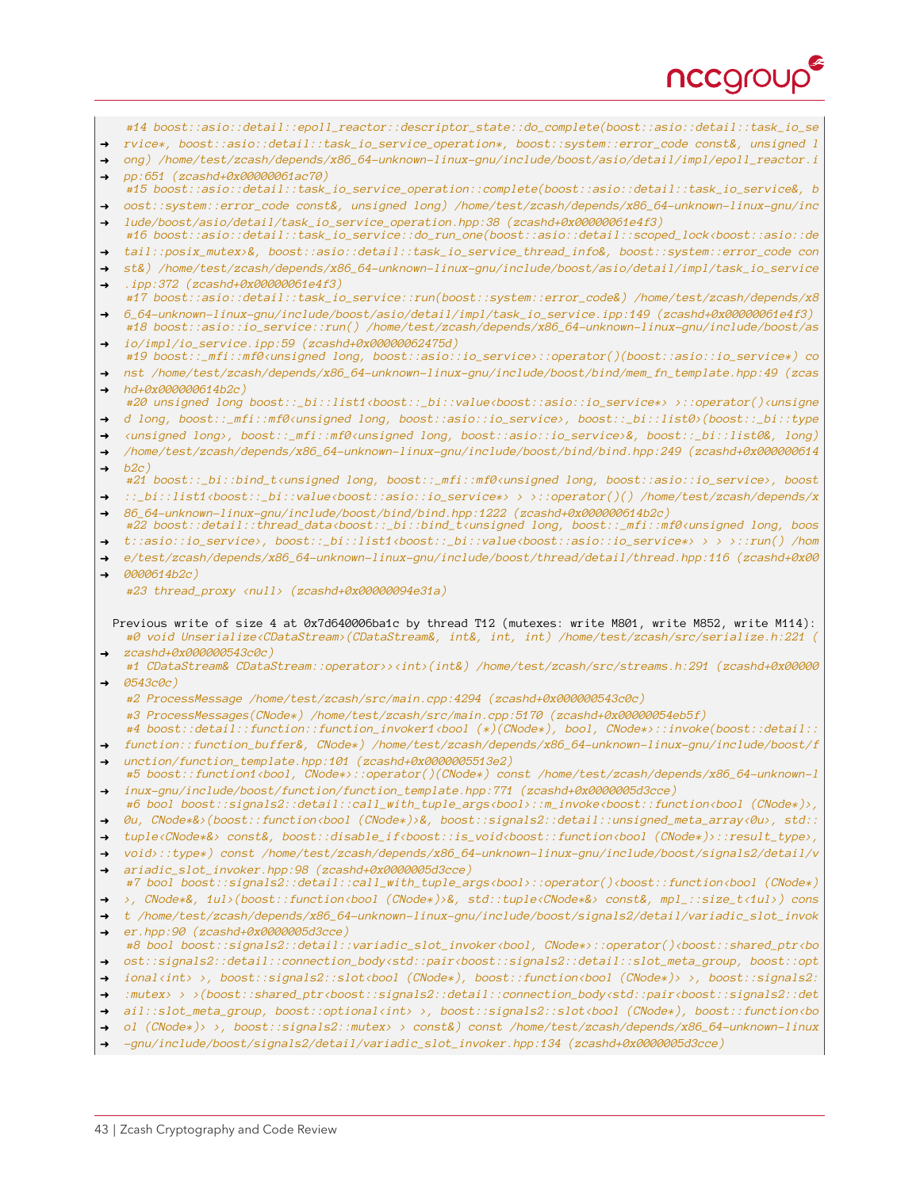```
    #14 boost::asio::detail::epoll_reactor::descriptor_state::do_complete(boost::asio::detail::task_io_se
→   rvice*, boost::asio::detail::task_io_service_operation*, boost::system::error_code const&, unsigned l
→   ong) /home/test/zcash/depends/x86_64-unknown-linux-gnu/include/boost/asio/detail/impl/epoll_reactor.i
→   pp:651 (zcashd+0x00000061ac70)
    #15 boost::asio::detail::task_io_service_operation::complete(boost::asio::detail::task_io_service&, b
→   oost::system::error_code const&, unsigned long) /home/test/zcash/depends/x86_64-unknown-linux-gnu/inc
→   lude/boost/asio/detail/task_io_service_operation.hpp:38 (zcashd+0x00000061e4f3)
    #16 boost::asio::detail::task_io_service::do_run_one(boost::asio::detail::scoped_lock<boost::asio::de
→   tail::posix_mutex>&, boost::asio::detail::task_io_service_thread_info&, boost::system::error_code con
→   st&) /home/test/zcash/depends/x86_64-unknown-linux-gnu/include/boost/asio/detail/impl/task_io_service
→   .ipp:372 (zcashd+0x00000061e4f3)
    #17 boost::asio::detail::task_io_service::run(boost::system::error_code&) /home/test/zcash/depends/x8
→   6_64-unknown-linux-gnu/include/boost/asio/detail/impl/task_io_service.ipp:149 (zcashd+0x00000061e4f3)
    #18 boost::asio::io_service::run() /home/test/zcash/depends/x86_64-unknown-linux-gnu/include/boost/as
→   io/impl/io_service.ipp:59 (zcashd+0x00000062475d)
    #19 boost::_mfi::mf0<unsigned long, boost::asio::io_service>::operator()(boost::asio::io_service*) co
→   nst /home/test/zcash/depends/x86_64-unknown-linux-gnu/include/boost/bind/mem_fn_template.hpp:49 (zcas
→   hd+0x000000614b2c)
    #20 unsigned long boost::_bi::list1<boost::_bi::value<boost::asio::io_service*> >::operator()<unsigne
→   d long, boost::_mfi::mf0<unsigned long, boost::asio::io_service>, boost::_bi::list0>(boost::_bi::type
→   <unsigned long>, boost::_mfi::mf0<unsigned long, boost::asio::io_service>&, boost::_bi::list0&, long)
→   /home/test/zcash/depends/x86_64-unknown-linux-gnu/include/boost/bind/bind.hpp:249 (zcashd+0x000000614
→   b2c)
    #21 boost::_bi::bind_t<unsigned long, boost::_mfi::mf0<unsigned long, boost::asio::io_service>, boost
→   ::_bi::list1<boost::_bi::value<boost::asio::io_service*> > >::operator()() /home/test/zcash/depends/x
→   86_64-unknown-linux-gnu/include/boost/bind/bind.hpp:1222 (zcashd+0x000000614b2c)
    #22 boost::detail::thread_data<boost::_bi::bind_t<unsigned long, boost::_mfi::mf0<unsigned long, boos
→   t::asio::io_service>, boost::_bi::list1<boost::_bi::value<boost::asio::io_service*> > > >::run() /hom
→   e/test/zcash/depends/x86_64-unknown-linux-gnu/include/boost/thread/detail/thread.hpp:116 (zcashd+0x00
→   0000614b2c)
    #23 thread_proxy <null> (zcashd+0x00000094e31a)

  Previous write of size 4 at 0x7d640006ba1c by thread T12 (mutexes: write M801, write M852, write M114):
    #0 void Unserialize<CDataStream>(CDataStream&, int&, int, int) /home/test/zcash/src/serialize.h:221 (
→   zcashd+0x000000543c0c)
    #1 CDataStream& CDataStream::operator>><int>(int&) /home/test/zcash/src/streams.h:291 (zcashd+0x00000
→   0543c0c)
    #2 ProcessMessage /home/test/zcash/src/main.cpp:4294 (zcashd+0x000000543c0c)
    #3 ProcessMessages(CNode*) /home/test/zcash/src/main.cpp:5170 (zcashd+0x00000054eb5f)
    #4 boost::detail::function::function_invoker1<bool (*)(CNode*), bool, CNode*>::invoke(boost::detail::
→   function::function_buffer&, CNode*) /home/test/zcash/depends/x86_64-unknown-linux-gnu/include/boost/f
→   unction/function_template.hpp:101 (zcashd+0x0000005513e2)
    #5 boost::function1<bool, CNode*>::operator()(CNode*) const /home/test/zcash/depends/x86_64-unknown-l
→   inux-gnu/include/boost/function/function_template.hpp:771 (zcashd+0x0000005d3cce)
    #6 bool boost::signals2::detail::call_with_tuple_args<bool>::m_invoke<boost::function<bool (CNode*)>,
→   0u, CNode*&>(boost::function<bool (CNode*)>&, boost::signals2::detail::unsigned_meta_array<0u>, std::
→   tuple<CNode*&> const&, boost::disable_if<boost::is_void<boost::function<bool (CNode*)>::result_type>,
→   void>::type*) const /home/test/zcash/depends/x86_64-unknown-linux-gnu/include/boost/signals2/detail/v
→   ariadic_slot_invoker.hpp:98 (zcashd+0x0000005d3cce)
    #7 bool boost::signals2::detail::call_with_tuple_args<bool>::operator()<boost::function<bool (CNode*)
→   >, CNode*&, 1ul>(boost::function<bool (CNode*)>&, std::tuple<CNode*&> const&, mpl_::size_t<1ul>) cons
→   t /home/test/zcash/depends/x86_64-unknown-linux-gnu/include/boost/signals2/detail/variadic_slot_invok
→   er.hpp:90 (zcashd+0x0000005d3cce)
    #8 bool boost::signals2::detail::variadic_slot_invoker<bool, CNode*>::operator()<boost::shared_ptr<bo
→   ost::signals2::detail::connection_body<std::pair<boost::signals2::detail::slot_meta_group, boost::opt
→   ional<int> >, boost::signals2::slot<bool (CNode*), boost::function<bool (CNode*)> >, boost::signals2:
→   :mutex> > >(boost::shared_ptr<boost::signals2::detail::connection_body<std::pair<boost::signals2::det
→   ail::slot_meta_group, boost::optional<int> >, boost::signals2::slot<bool (CNode*), boost::function<bo
→   ol (CNode*)> >, boost::signals2::mutex> > const&) const /home/test/zcash/depends/x86_64-unknown-linux
→   -gnu/include/boost/signals2/detail/variadic_slot_invoker.hpp:134 (zcashd+0x0000005d3cce)
```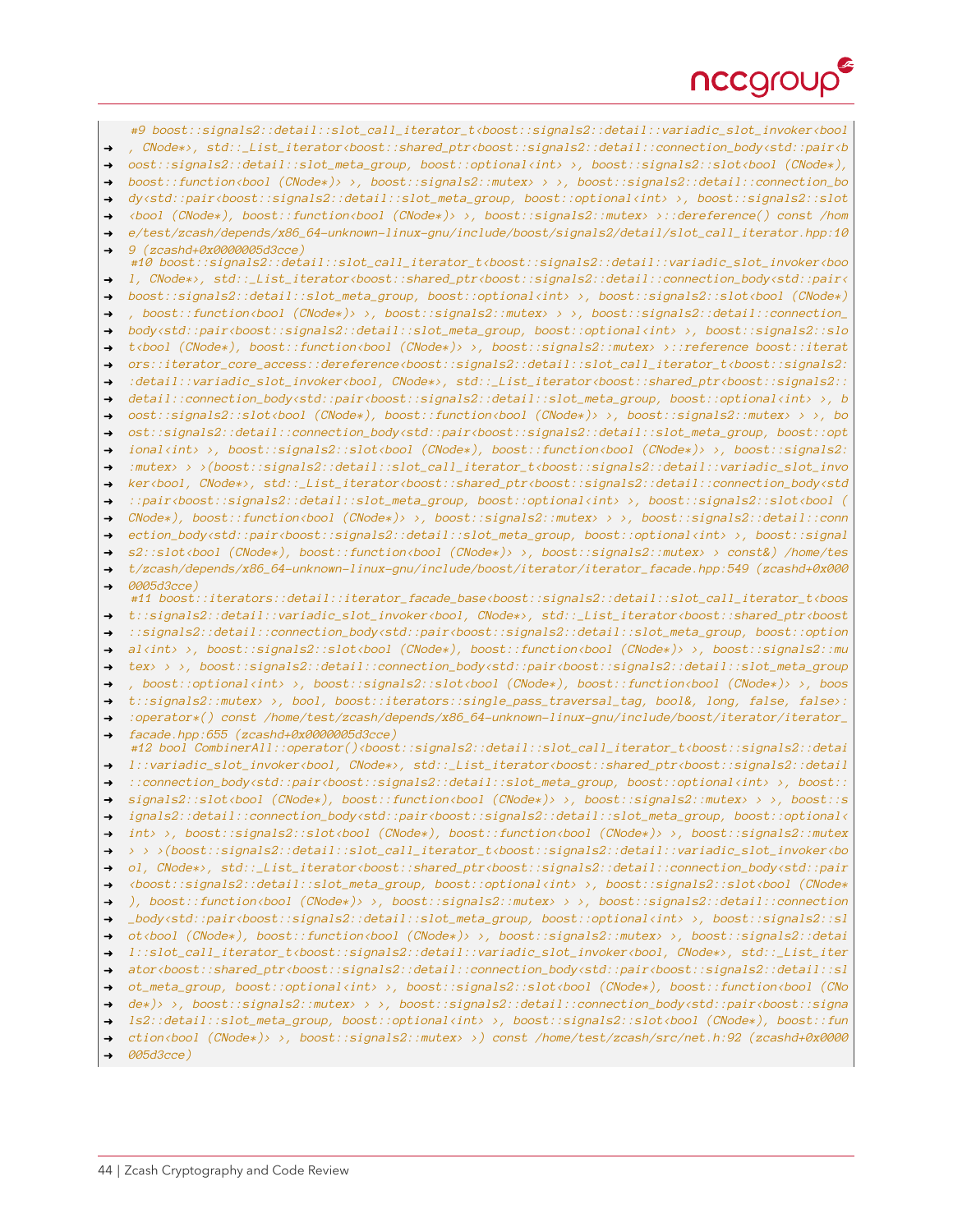```
#9 boost::signals2::detail::slot_call_iterator_t<boost::signals2::detail::variadic_slot_invoker<bool
→ , CNode*>, std::_List_iterator<boost::shared_ptr<boost::signals2::detail::connection_body<std::pair<b
→ oost::signals2::detail::slot_meta_group, boost::optional<int> >, boost::signals2::slot<bool (CNode*),
→ boost::function<bool (CNode*)> >, boost::signals2::mutex> > >, boost::signals2::detail::connection_bo
→ dy<std::pair<boost::signals2::detail::slot_meta_group, boost::optional<int> >, boost::signals2::slot
→ <bool (CNode*), boost::function<bool (CNode*)> >, boost::signals2::mutex> >::dereference() const /hom
→ e/test/zcash/depends/x86_64-unknown-linux-gnu/include/boost/signals2/detail/slot_call_iterator.hpp:10
→ 9 (zcashd+0x0000005d3cce)
#10 boost::signals2::detail::slot_call_iterator_t<boost::signals2::detail::variadic_slot_invoker<boo
→ l, CNode*>, std::_List_iterator<boost::shared_ptr<boost::signals2::detail::connection_body<std::pair<
→ boost::signals2::detail::slot_meta_group, boost::optional<int> >, boost::signals2::slot<bool (CNode*)
→ , boost::function<bool (CNode*)> >, boost::signals2::mutex> > >, boost::signals2::detail::connection_
→ body<std::pair<boost::signals2::detail::slot_meta_group, boost::optional<int> >, boost::signals2::slo
→ t<bool (CNode*), boost::function<bool (CNode*)> >, boost::signals2::mutex> >::reference boost::iterat
→ ors::iterator_core_access::dereference<boost::signals2::detail::slot_call_iterator_t<boost::signals2:
→ :detail::variadic_slot_invoker<bool, CNode*>, std::_List_iterator<boost::shared_ptr<boost::signals2::
→ detail::connection_body<std::pair<boost::signals2::detail::slot_meta_group, boost::optional<int> >, b
→ oost::signals2::slot<bool (CNode*), boost::function<bool (CNode*)> >, boost::signals2::mutex> > >, bo
→ ost::signals2::detail::connection_body<std::pair<boost::signals2::detail::slot_meta_group, boost::opt
→ ional<int> >, boost::signals2::slot<bool (CNode*), boost::function<bool (CNode*)> >, boost::signals2:
→ :mutex> > >(boost::signals2::detail::slot_call_iterator_t<boost::signals2::detail::variadic_slot_invo
→ ker<bool, CNode*>, std::_List_iterator<boost::shared_ptr<boost::signals2::detail::connection_body<std
→ ::pair<boost::signals2::detail::slot_meta_group, boost::optional<int> >, boost::signals2::slot<bool (
→ CNode*), boost::function<bool (CNode*)> >, boost::signals2::mutex> > >, boost::signals2::detail::conn
→ ection_body<std::pair<boost::signals2::detail::slot_meta_group, boost::optional<int> >, boost::signal
→ s2::slot<bool (CNode*), boost::function<bool (CNode*)> >, boost::signals2::mutex> > const&) /home/tes
→ t/zcash/depends/x86_64-unknown-linux-gnu/include/boost/iterator/iterator_facade.hpp:549 (zcashd+0x000
→ 0005d3cce)
#11 boost::iterators::detail::iterator_facade_base<boost::signals2::detail::slot_call_iterator_t<boos
→ t::signals2::detail::variadic_slot_invoker<bool, CNode*>, std::_List_iterator<boost::shared_ptr<boost
→ ::signals2::detail::connection_body<std::pair<boost::signals2::detail::slot_meta_group, boost::option
→ al<int> >, boost::signals2::slot<bool (CNode*), boost::function<bool (CNode*)> >, boost::signals2::mu
→ tex> > >, boost::signals2::detail::connection_body<std::pair<boost::signals2::detail::slot_meta_group
→ , boost::optional<int> >, boost::signals2::slot<bool (CNode*), boost::function<bool (CNode*)> >, boos
→ t::signals2::mutex> >, bool, boost::iterators::single_pass_traversal_tag, bool&, long, false, false>:
→ :operator*() const /home/test/zcash/depends/x86_64-unknown-linux-gnu/include/boost/iterator/iterator_
→ facade.hpp:655 (zcashd+0x0000005d3cce)
#12 bool CombinerAll::operator()<boost::signals2::detail::slot_call_iterator_t<boost::signals2::detai
→ l::variadic_slot_invoker<bool, CNode*>, std::_List_iterator<boost::shared_ptr<boost::signals2::detail
→ ::connection_body<std::pair<boost::signals2::detail::slot_meta_group, boost::optional<int> >, boost::
→ signals2::slot<bool (CNode*), boost::function<bool (CNode*)> >, boost::signals2::mutex> > >, boost::s
→ ignals2::detail::connection_body<std::pair<boost::signals2::detail::slot_meta_group, boost::optional<
→ int> >, boost::signals2::slot<bool (CNode*), boost::function<bool (CNode*)> >, boost::signals2::mutex
→ > > >(boost::signals2::detail::slot_call_iterator_t<boost::signals2::detail::variadic_slot_invoker<bo
→ ol, CNode*>, std::_List_iterator<boost::shared_ptr<boost::signals2::detail::connection_body<std::pair
→ <boost::signals2::detail::slot_meta_group, boost::optional<int> >, boost::signals2::slot<bool (CNode*
→ ), boost::function<bool (CNode*)> >, boost::signals2::mutex> > >, boost::signals2::detail::connection
→ _body<std::pair<boost::signals2::detail::slot_meta_group, boost::optional<int> >, boost::signals2::sl
→ ot<bool (CNode*), boost::function<bool (CNode*)> >, boost::signals2::mutex> >, boost::signals2::detai
→ l::slot_call_iterator_t<boost::signals2::detail::variadic_slot_invoker<bool, CNode*>, std::_List_iter
→ ator<boost::shared_ptr<boost::signals2::detail::connection_body<std::pair<boost::signals2::detail::sl
→ ot_meta_group, boost::optional<int> >, boost::signals2::slot<bool (CNode*), boost::function<bool (CNo
→ de*)> >, boost::signals2::mutex> > >, boost::signals2::detail::connection_body<std::pair<boost::signa
→ ls2::detail::slot_meta_group, boost::optional<int> >, boost::signals2::slot<bool (CNode*), boost::fun
→ ction<bool (CNode*)> >, boost::signals2::mutex> >) const /home/test/zcash/src/net.h:92 (zcashd+0x0000
→ 005d3cce)
```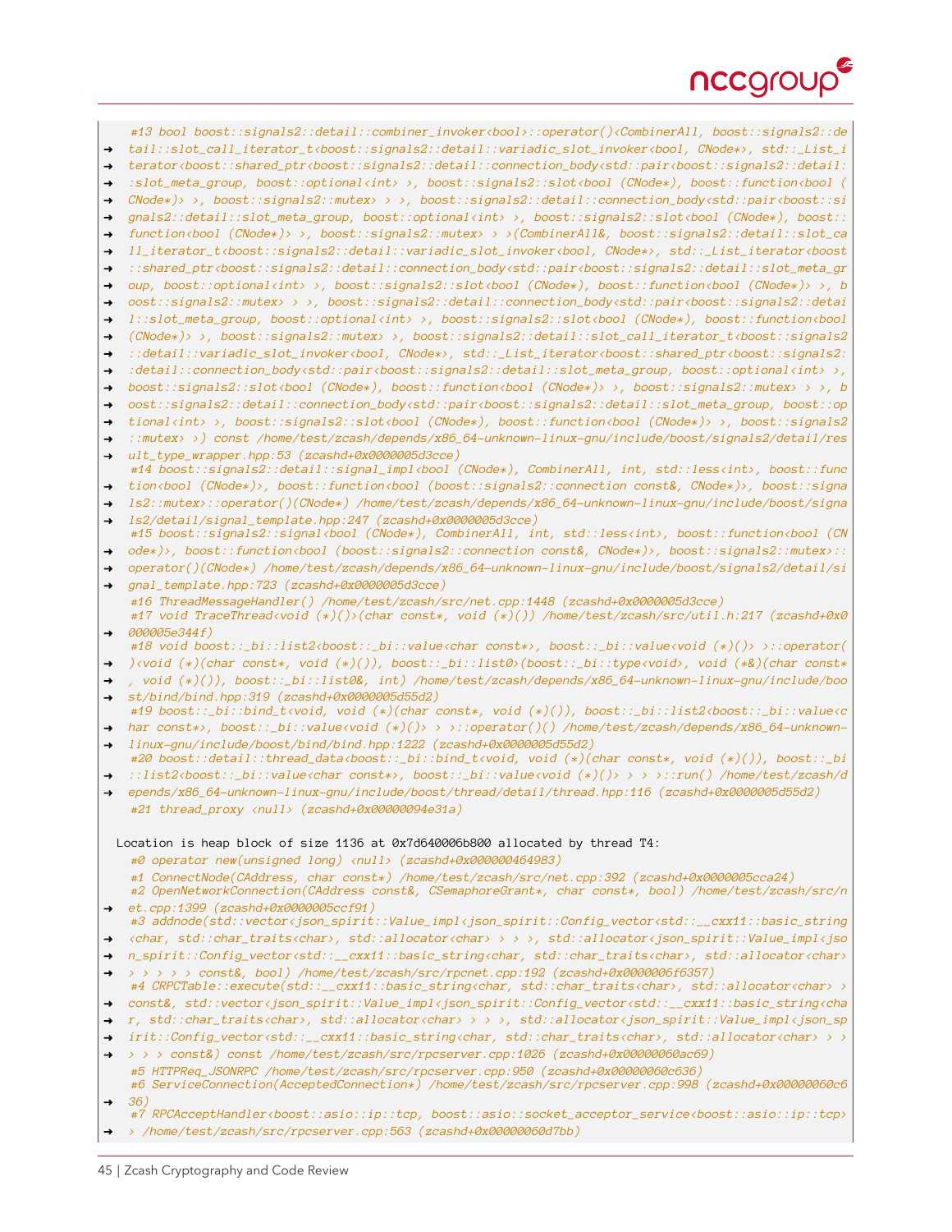```
    #13 bool boost::signals2::detail::combiner_invoker<bool>::operator()<CombinerAll, boost::signals2::de
→   tail::slot_call_iterator_t<boost::signals2::detail::variadic_slot_invoker<bool, CNode*>, std::_List_i
→   terator<boost::shared_ptr<boost::signals2::detail::connection_body<std::pair<boost::signals2::detail:
→   :slot_meta_group, boost::optional<int> >, boost::signals2::slot<bool (CNode*), boost::function<bool (
→   CNode*)> >, boost::signals2::mutex> > >, boost::signals2::detail::connection_body<std::pair<boost::si
→   gnals2::detail::slot_meta_group, boost::optional<int> >, boost::signals2::slot<bool (CNode*), boost::
→   function<bool (CNode*)> >, boost::signals2::mutex> > >(CombinerAll&, boost::signals2::detail::slot_ca
→   ll_iterator_t<boost::signals2::detail::variadic_slot_invoker<bool, CNode*>, std::_List_iterator<boost
→   ::shared_ptr<boost::signals2::detail::connection_body<std::pair<boost::signals2::detail::slot_meta_gr
→   oup, boost::optional<int> >, boost::signals2::slot<bool (CNode*), boost::function<bool (CNode*)> >, b
→   oost::signals2::mutex> > >, boost::signals2::detail::connection_body<std::pair<boost::signals2::detai
→   l::slot_meta_group, boost::optional<int> >, boost::signals2::slot<bool (CNode*), boost::function<bool
→   (CNode*)> >, boost::signals2::mutex> >, boost::signals2::detail::slot_call_iterator_t<boost::signals2
→   ::detail::variadic_slot_invoker<bool, CNode*>, std::_List_iterator<boost::shared_ptr<boost::signals2:
→   :detail::connection_body<std::pair<boost::signals2::detail::slot_meta_group, boost::optional<int> >,
→   boost::signals2::slot<bool (CNode*), boost::function<bool (CNode*)> >, boost::signals2::mutex> > >, b
→   oost::signals2::detail::connection_body<std::pair<boost::signals2::detail::slot_meta_group, boost::op
→   tional<int> >, boost::signals2::slot<bool (CNode*), boost::function<bool (CNode*)> >, boost::signals2
→   ::mutex> >) const /home/test/zcash/depends/x86_64-unknown-linux-gnu/include/boost/signals2/detail/res
→   ult_type_wrapper.hpp:53 (zcashd+0x0000005d3cce)
    #14 boost::signals2::detail::signal_impl<bool (CNode*), CombinerAll, int, std::less<int>, boost::func
→   tion<bool (CNode*)>, boost::function<bool (boost::signals2::connection const&, CNode*)>, boost::signa
→   ls2::mutex>::operator()(CNode*) /home/test/zcash/depends/x86_64-unknown-linux-gnu/include/boost/signa
→   ls2/detail/signal_template.hpp:247 (zcashd+0x0000005d3cce)
    #15 boost::signals2::signal<bool (CNode*), CombinerAll, int, std::less<int>, boost::function<bool (CN
→   ode*)>, boost::function<bool (boost::signals2::connection const&, CNode*)>, boost::signals2::mutex>::
→   operator()(CNode*) /home/test/zcash/depends/x86_64-unknown-linux-gnu/include/boost/signals2/detail/si
→   gnal_template.hpp:723 (zcashd+0x0000005d3cce)
    #16 ThreadMessageHandler() /home/test/zcash/src/net.cpp:1448 (zcashd+0x0000005d3cce)
    #17 void TraceThread<void (*)()>(char const*, void (*)()) /home/test/zcash/src/util.h:217 (zcashd+0x0
→   000005e344f)
    #18 void boost::_bi::list2<boost::_bi::value<char const*>, boost::_bi::value<void (*)()> >::operator(
→   )<void (*)(char const*, void (*)()), boost::_bi::list0>(boost::_bi::type<void>, void (*&)(char const*
→   , void (*)()), boost::_bi::list0&, int) /home/test/zcash/depends/x86_64-unknown-linux-gnu/include/boo
→   st/bind/bind.hpp:319 (zcashd+0x0000005d55d2)
    #19 boost::_bi::bind_t<void, void (*)(char const*, void (*)()), boost::_bi::list2<boost::_bi::value<c
→   har const*>, boost::_bi::value<void (*)()> > >::operator()() /home/test/zcash/depends/x86_64-unknown-
→   linux-gnu/include/boost/bind/bind.hpp:1222 (zcashd+0x0000005d55d2)
    #20 boost::detail::thread_data<boost::_bi::bind_t<void, void (*)(char const*, void (*)()), boost::_bi
→   ::list2<boost::_bi::value<char const*>, boost::_bi::value<void (*)()> > > >::run() /home/test/zcash/d
→   epends/x86_64-unknown-linux-gnu/include/boost/thread/detail/thread.hpp:116 (zcashd+0x0000005d55d2)
    #21 thread_proxy <null> (zcashd+0x00000094e31a)

  Location is heap block of size 1136 at 0x7d640006b800 allocated by thread T4:
    #0 operator new(unsigned long) <null> (zcashd+0x000000464983)
    #1 ConnectNode(CAddress, char const*) /home/test/zcash/src/net.cpp:392 (zcashd+0x0000005cca24)
    #2 OpenNetworkConnection(CAddress const&, CSemaphoreGrant*, char const*, bool) /home/test/zcash/src/n
→   et.cpp:1399 (zcashd+0x0000005ccf91)
    #3 addnode(std::vector<json_spirit::Value_impl<json_spirit::Config_vector<std::__cxx11::basic_string
→   <char, std::char_traits<char>, std::allocator<char> > > >, std::allocator<json_spirit::Value_impl<jso
→   n_spirit::Config_vector<std::__cxx11::basic_string<char, std::char_traits<char>, std::allocator<char>
→   > > > > > const&, bool) /home/test/zcash/src/rpcnet.cpp:192 (zcashd+0x0000006f6357)
    #4 CRPCTable::execute(std::__cxx11::basic_string<char, std::char_traits<char>, std::allocator<char> >
→   const&, std::vector<json_spirit::Value_impl<json_spirit::Config_vector<std::__cxx11::basic_string<cha
→   r, std::char_traits<char>, std::allocator<char> > > >, std::allocator<json_spirit::Value_impl<json_sp
→   irit::Config_vector<std::__cxx11::basic_string<char, std::char_traits<char>, std::allocator<char> > >
→   > > > const&) const /home/test/zcash/src/rpcserver.cpp:1026 (zcashd+0x00000060ac69)
    #5 HTTPReq_JSONRPC /home/test/zcash/src/rpcserver.cpp:950 (zcashd+0x00000060c636)
    #6 ServiceConnection(AcceptedConnection*) /home/test/zcash/src/rpcserver.cpp:998 (zcashd+0x00000060c6
→   36)
    #7 RPCAcceptHandler<boost::asio::ip::tcp, boost::asio::socket_acceptor_service<boost::asio::ip::tcp>
→   > /home/test/zcash/src/rpcserver.cpp:563 (zcashd+0x00000060d7bb)
```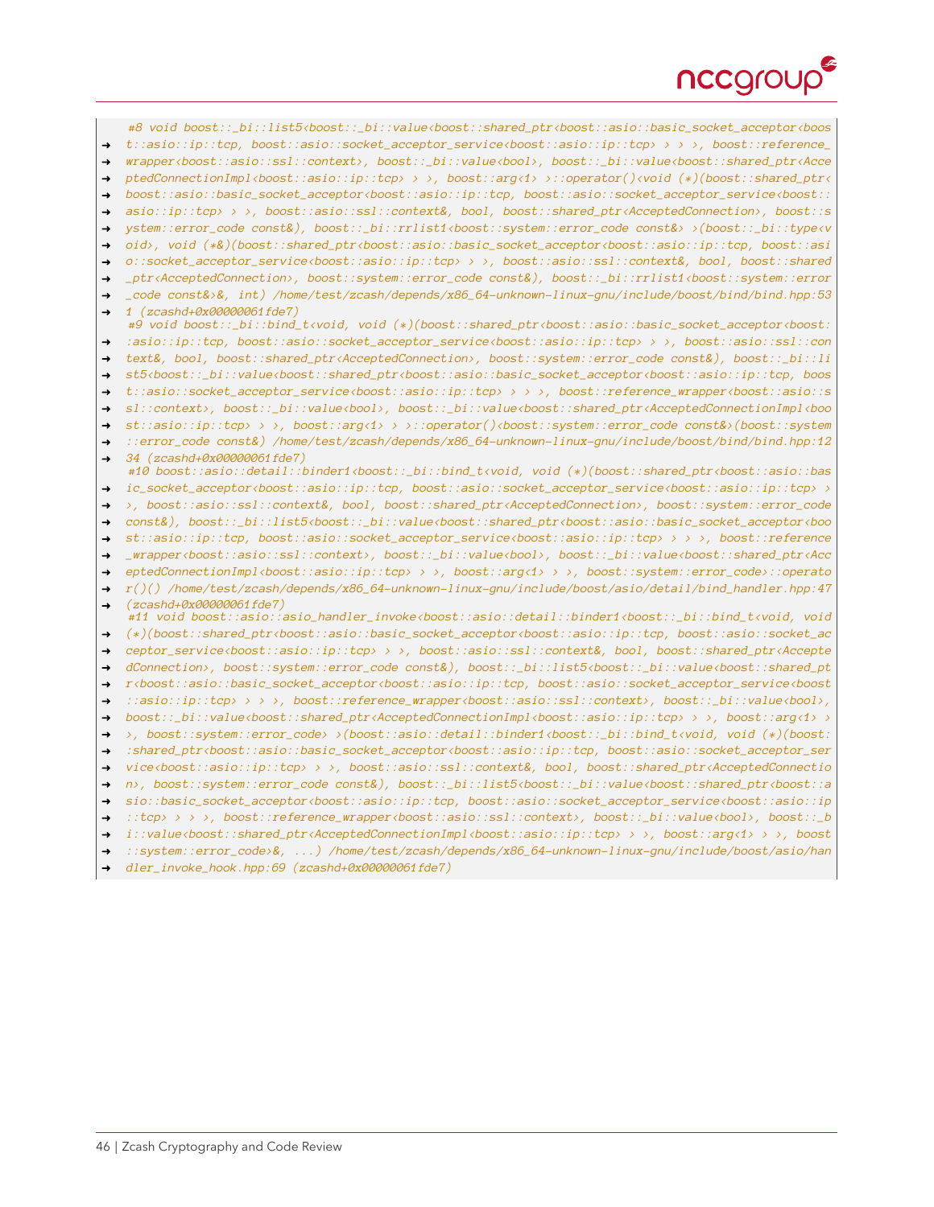```
#8 void boost::_bi::list5<boost::_bi::value<boost::shared_ptr<boost::asio::basic_socket_acceptor<boos
→ t::asio::ip::tcp, boost::asio::socket_acceptor_service<boost::asio::ip::tcp> > > >, boost::reference_
→ wrapper<boost::asio::ssl::context>, boost::_bi::value<bool>, boost::_bi::value<boost::shared_ptr<Acce
→ ptedConnectionImpl<boost::asio::ip::tcp> > >, boost::arg<1> >::operator()<void (*)(boost::shared_ptr<
→ boost::asio::basic_socket_acceptor<boost::asio::ip::tcp, boost::asio::socket_acceptor_service<boost::
→ asio::ip::tcp> > >, boost::asio::ssl::context&, bool, boost::shared_ptr<AcceptedConnection>, boost::s
→ ystem::error_code const&), boost::_bi::rrlist1<boost::system::error_code const&> >(boost::_bi::type<v
→ oid>, void (*&)(boost::shared_ptr<boost::asio::basic_socket_acceptor<boost::asio::ip::tcp, boost::asi
→ o::socket_acceptor_service<boost::asio::ip::tcp> > >, boost::asio::ssl::context&, bool, boost::shared
→ _ptr<AcceptedConnection>, boost::system::error_code const&), boost::_bi::rrlist1<boost::system::error
→ _code const&>&, int) /home/test/zcash/depends/x86_64-unknown-linux-gnu/include/boost/bind/bind.hpp:53
→ 1 (zcashd+0x00000061fde7)
#9 void boost::_bi::bind_t<void, void (*)(boost::shared_ptr<boost::asio::basic_socket_acceptor<boost:
→ :asio::ip::tcp, boost::asio::socket_acceptor_service<boost::asio::ip::tcp> > >, boost::asio::ssl::con
→ text&, bool, boost::shared_ptr<AcceptedConnection>, boost::system::error_code const&), boost::_bi::li
→ st5<boost::_bi::value<boost::shared_ptr<boost::asio::basic_socket_acceptor<boost::asio::ip::tcp, boos
→ t::asio::socket_acceptor_service<boost::asio::ip::tcp> > > >, boost::reference_wrapper<boost::asio::s
→ sl::context>, boost::_bi::value<bool>, boost::_bi::value<boost::shared_ptr<AcceptedConnectionImpl<boo
→ st::asio::ip::tcp> > >, boost::arg<1> > >::operator()<boost::system::error_code const&>(boost::system
→ ::error_code const&) /home/test/zcash/depends/x86_64-unknown-linux-gnu/include/boost/bind/bind.hpp:12
→ 34 (zcashd+0x00000061fde7)
#10 boost::asio::detail::binder1<boost::_bi::bind_t<void, void (*)(boost::shared_ptr<boost::asio::bas
→ ic_socket_acceptor<boost::asio::ip::tcp, boost::asio::socket_acceptor_service<boost::asio::ip::tcp> >
→ >, boost::asio::ssl::context&, bool, boost::shared_ptr<AcceptedConnection>, boost::system::error_code
→ const&), boost::_bi::list5<boost::_bi::value<boost::shared_ptr<boost::asio::basic_socket_acceptor<boo
→ st::asio::ip::tcp, boost::asio::socket_acceptor_service<boost::asio::ip::tcp> > > >, boost::reference
→ _wrapper<boost::asio::ssl::context>, boost::_bi::value<bool>, boost::_bi::value<boost::shared_ptr<Acc
→ eptedConnectionImpl<boost::asio::ip::tcp> > >, boost::arg<1> > >, boost::system::error_code>::operato
→ r()() /home/test/zcash/depends/x86_64-unknown-linux-gnu/include/boost/asio/detail/bind_handler.hpp:47
→ (zcashd+0x00000061fde7)
#11 void boost::asio::asio_handler_invoke<boost::asio::detail::binder1<boost::_bi::bind_t<void, void
→ (*)(boost::shared_ptr<boost::asio::basic_socket_acceptor<boost::asio::ip::tcp, boost::asio::socket_ac
→ ceptor_service<boost::asio::ip::tcp> > >, boost::asio::ssl::context&, bool, boost::shared_ptr<Accepte
→ dConnection>, boost::system::error_code const&), boost::_bi::list5<boost::_bi::value<boost::shared_pt
→ r<boost::asio::basic_socket_acceptor<boost::asio::ip::tcp, boost::asio::socket_acceptor_service<boost
→ ::asio::ip::tcp> > > >, boost::reference_wrapper<boost::asio::ssl::context>, boost::_bi::value<bool>,
→ boost::_bi::value<boost::shared_ptr<AcceptedConnectionImpl<boost::asio::ip::tcp> > >, boost::arg<1> >
→ >, boost::system::error_code> >(boost::asio::detail::binder1<boost::_bi::bind_t<void, void (*)(boost:
→ :shared_ptr<boost::asio::basic_socket_acceptor<boost::asio::ip::tcp, boost::asio::socket_acceptor_ser
→ vice<boost::asio::ip::tcp> > >, boost::asio::ssl::context&, bool, boost::shared_ptr<AcceptedConnectio
→ n>, boost::system::error_code const&), boost::_bi::list5<boost::_bi::value<boost::shared_ptr<boost::a
→ sio::basic_socket_acceptor<boost::asio::ip::tcp, boost::asio::socket_acceptor_service<boost::asio::ip
→ ::tcp> > > >, boost::reference_wrapper<boost::asio::ssl::context>, boost::_bi::value<bool>, boost::_b
→ i::value<boost::shared_ptr<AcceptedConnectionImpl<boost::asio::ip::tcp> > >, boost::arg<1> > >, boost
→ ::system::error_code>&, ...) /home/test/zcash/depends/x86_64-unknown-linux-gnu/include/boost/asio/han
→ dler_invoke_hook.hpp:69 (zcashd+0x00000061fde7)
```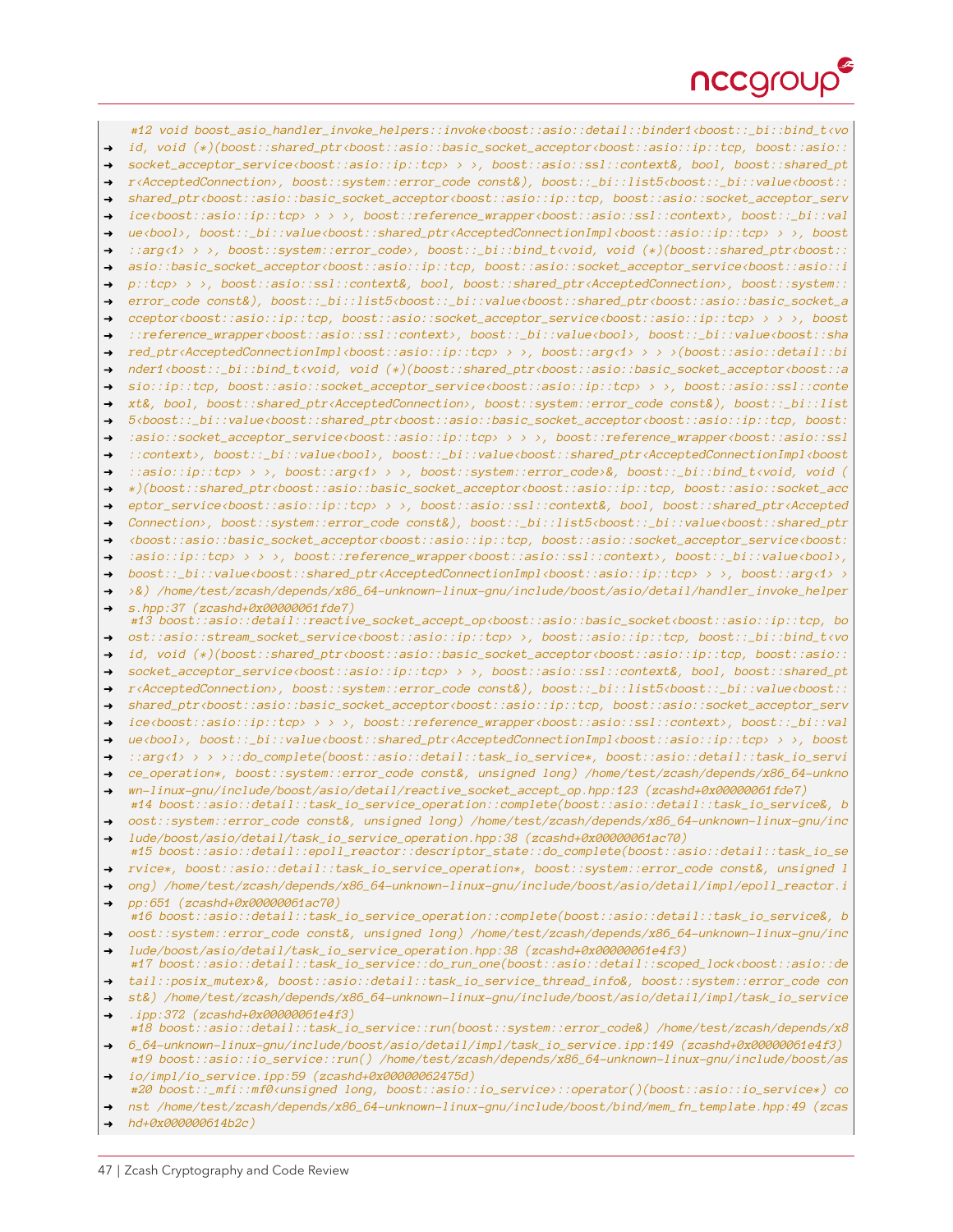```
#12 void boost_asio_handler_invoke_helpers::invoke<boost::asio::detail::binder1<boost::_bi::bind_t<vo
→ id, void (*)(boost::shared_ptr<boost::asio::basic_socket_acceptor<boost::asio::ip::tcp, boost::asio::
→ socket_acceptor_service<boost::asio::ip::tcp> > >, boost::asio::ssl::context&, bool, boost::shared_pt
→ r<AcceptedConnection>, boost::system::error_code const&), boost::_bi::list5<boost::_bi::value<boost::
→ shared_ptr<boost::asio::basic_socket_acceptor<boost::asio::ip::tcp, boost::asio::socket_acceptor_serv
→ ice<boost::asio::ip::tcp> > > >, boost::reference_wrapper<boost::asio::ssl::context>, boost::_bi::val
→ ue<bool>, boost::_bi::value<boost::shared_ptr<AcceptedConnectionImpl<boost::asio::ip::tcp> > >, boost
→ ::arg<1> > >, boost::system::error_code>, boost::_bi::bind_t<void, void (*)(boost::shared_ptr<boost::
→ asio::basic_socket_acceptor<boost::asio::ip::tcp, boost::asio::socket_acceptor_service<boost::asio::i
→ p::tcp> > >, boost::asio::ssl::context&, bool, boost::shared_ptr<AcceptedConnection>, boost::system::
→ error_code const&), boost::_bi::list5<boost::_bi::value<boost::shared_ptr<boost::asio::basic_socket_a
→ cceptor<boost::asio::ip::tcp, boost::asio::socket_acceptor_service<boost::asio::ip::tcp> > > >, boost
→ ::reference_wrapper<boost::asio::ssl::context>, boost::_bi::value<bool>, boost::_bi::value<boost::sha
→ red_ptr<AcceptedConnectionImpl<boost::asio::ip::tcp> > >, boost::arg<1> > > >(boost::asio::detail::bi
→ nder1<boost::_bi::bind_t<void, void (*)(boost::shared_ptr<boost::asio::basic_socket_acceptor<boost::a
→ sio::ip::tcp, boost::asio::socket_acceptor_service<boost::asio::ip::tcp> > >, boost::asio::ssl::conte
→ xt&, bool, boost::shared_ptr<AcceptedConnection>, boost::system::error_code const&), boost::_bi::list
→ 5<boost::_bi::value<boost::shared_ptr<boost::asio::basic_socket_acceptor<boost::asio::ip::tcp, boost:
→ :asio::socket_acceptor_service<boost::asio::ip::tcp> > > >, boost::reference_wrapper<boost::asio::ssl
→ ::context>, boost::_bi::value<bool>, boost::_bi::value<boost::shared_ptr<AcceptedConnectionImpl<boost
→ ::asio::ip::tcp> > >, boost::arg<1> > >, boost::system::error_code>&, boost::_bi::bind_t<void, void (
→ *)(boost::shared_ptr<boost::asio::basic_socket_acceptor<boost::asio::ip::tcp, boost::asio::socket_acc
→ eptor_service<boost::asio::ip::tcp> > >, boost::asio::ssl::context&, bool, boost::shared_ptr<Accepted
→ Connection>, boost::system::error_code const&), boost::_bi::list5<boost::_bi::value<boost::shared_ptr
→ <boost::asio::basic_socket_acceptor<boost::asio::ip::tcp, boost::asio::socket_acceptor_service<boost:
→ :asio::ip::tcp> > > >, boost::reference_wrapper<boost::asio::ssl::context>, boost::_bi::value<bool>,
→ boost::_bi::value<boost::shared_ptr<AcceptedConnectionImpl<boost::asio::ip::tcp> > >, boost::arg<1> >
→ >&) /home/test/zcash/depends/x86_64-unknown-linux-gnu/include/boost/asio/detail/handler_invoke_helper
→ s.hpp:37 (zcashd+0x00000061fde7)
#13 boost::asio::detail::reactive_socket_accept_op<boost::asio::basic_socket<boost::asio::ip::tcp, bo
→ ost::asio::stream_socket_service<boost::asio::ip::tcp> >, boost::asio::ip::tcp, boost::_bi::bind_t<vo
→ id, void (*)(boost::shared_ptr<boost::asio::basic_socket_acceptor<boost::asio::ip::tcp, boost::asio::
→ socket_acceptor_service<boost::asio::ip::tcp> > >, boost::asio::ssl::context&, bool, boost::shared_pt
→ r<AcceptedConnection>, boost::system::error_code const&), boost::_bi::list5<boost::_bi::value<boost::
→ shared_ptr<boost::asio::basic_socket_acceptor<boost::asio::ip::tcp, boost::asio::socket_acceptor_serv
→ ice<boost::asio::ip::tcp> > > >, boost::reference_wrapper<boost::asio::ssl::context>, boost::_bi::val
→ ue<bool>, boost::_bi::value<boost::shared_ptr<AcceptedConnectionImpl<boost::asio::ip::tcp> > >, boost
→ ::arg<1> > > >::do_complete(boost::asio::detail::task_io_service*, boost::asio::detail::task_io_servi
→ ce_operation*, boost::system::error_code const&, unsigned long) /home/test/zcash/depends/x86_64-unkno
→ wn-linux-gnu/include/boost/asio/detail/reactive_socket_accept_op.hpp:123 (zcashd+0x00000061fde7)
#14 boost::asio::detail::task_io_service_operation::complete(boost::asio::detail::task_io_service&, b
→ oost::system::error_code const&, unsigned long) /home/test/zcash/depends/x86_64-unknown-linux-gnu/inc
→ lude/boost/asio/detail/task_io_service_operation.hpp:38 (zcashd+0x00000061ac70)
#15 boost::asio::detail::epoll_reactor::descriptor_state::do_complete(boost::asio::detail::task_io_se
→ rvice*, boost::asio::detail::task_io_service_operation*, boost::system::error_code const&, unsigned l
→ ong) /home/test/zcash/depends/x86_64-unknown-linux-gnu/include/boost/asio/detail/impl/epoll_reactor.i
→ pp:651 (zcashd+0x00000061ac70)
#16 boost::asio::detail::task_io_service_operation::complete(boost::asio::detail::task_io_service&, b
→ oost::system::error_code const&, unsigned long) /home/test/zcash/depends/x86_64-unknown-linux-gnu/inc
→ lude/boost/asio/detail/task_io_service_operation.hpp:38 (zcashd+0x00000061e4f3)
#17 boost::asio::detail::task_io_service::do_run_one(boost::asio::detail::scoped_lock<boost::asio::de
→ tail::posix_mutex>&, boost::asio::detail::task_io_service_thread_info&, boost::system::error_code con
→ st&) /home/test/zcash/depends/x86_64-unknown-linux-gnu/include/boost/asio/detail/impl/task_io_service
→ .ipp:372 (zcashd+0x00000061e4f3)
#18 boost::asio::detail::task_io_service::run(boost::system::error_code&) /home/test/zcash/depends/x8
→ 6_64-unknown-linux-gnu/include/boost/asio/detail/impl/task_io_service.ipp:149 (zcashd+0x00000061e4f3)
#19 boost::asio::io_service::run() /home/test/zcash/depends/x86_64-unknown-linux-gnu/include/boost/as
→ io/impl/io_service.ipp:59 (zcashd+0x00000062475d)
#20 boost::_mfi::mf0<unsigned long, boost::asio::io_service>::operator()(boost::asio::io_service*) co
→ nst /home/test/zcash/depends/x86_64-unknown-linux-gnu/include/boost/bind/mem_fn_template.hpp:49 (zcas
→ hd+0x000000614b2c)
```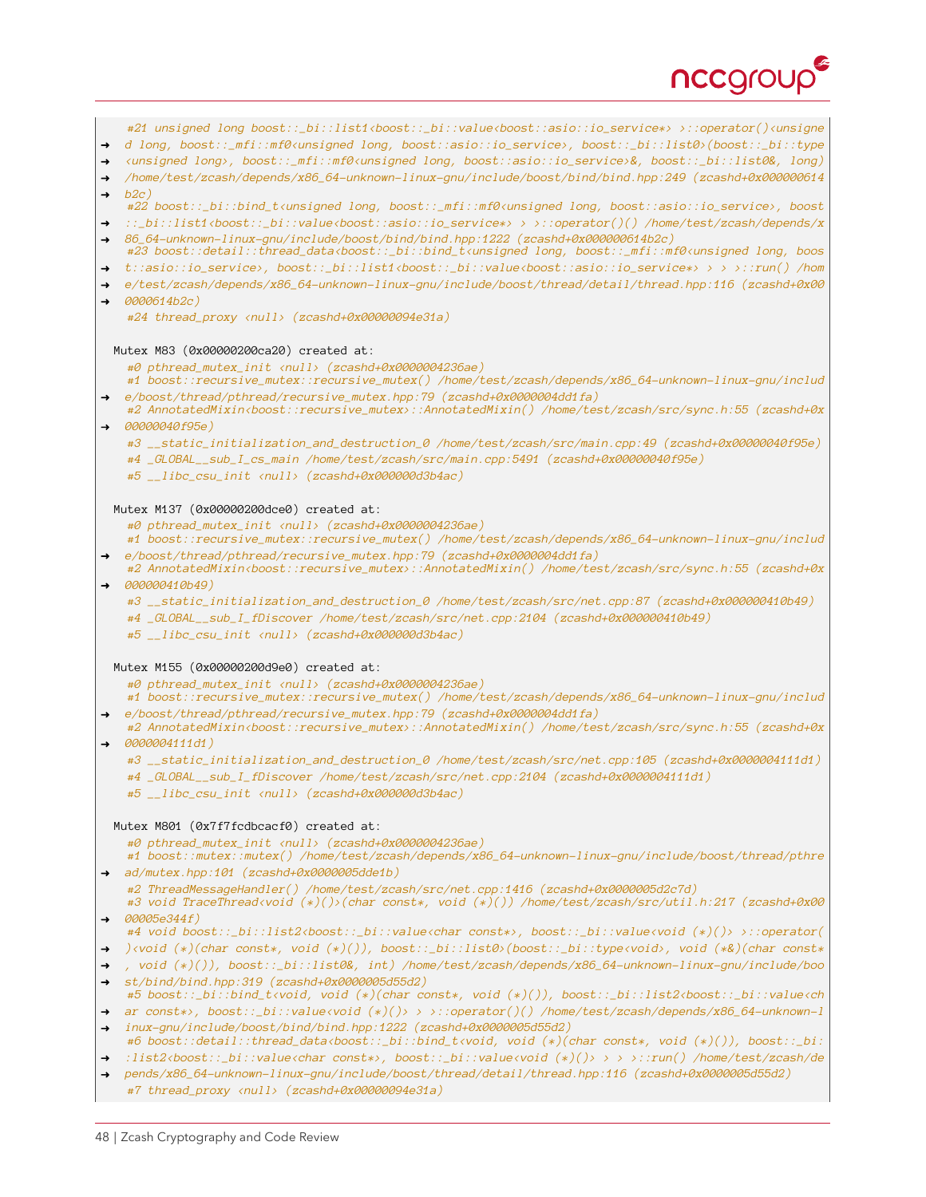```
    #21 unsigned long boost::_bi::list1<boost::_bi::value<boost::asio::io_service*> >::operator()<unsigne
→   d long, boost::_mfi::mf0<unsigned long, boost::asio::io_service>, boost::_bi::list0>(boost::_bi::type
→   <unsigned long>, boost::_mfi::mf0<unsigned long, boost::asio::io_service>&, boost::_bi::list0&, long)
→   /home/test/zcash/depends/x86_64-unknown-linux-gnu/include/boost/bind/bind.hpp:249 (zcashd+0x000000614
→   b2c)
    #22 boost::_bi::bind_t<unsigned long, boost::_mfi::mf0<unsigned long, boost::asio::io_service>, boost
→   ::_bi::list1<boost::_bi::value<boost::asio::io_service*> > >::operator()() /home/test/zcash/depends/x
→   86_64-unknown-linux-gnu/include/boost/bind/bind.hpp:1222 (zcashd+0x000000614b2c)
    #23 boost::detail::thread_data<boost::_bi::bind_t<unsigned long, boost::_mfi::mf0<unsigned long, boos
→   t::asio::io_service>, boost::_bi::list1<boost::_bi::value<boost::asio::io_service*> > > >::run() /hom
→   e/test/zcash/depends/x86_64-unknown-linux-gnu/include/boost/thread/detail/thread.hpp:116 (zcashd+0x00
→   0000614b2c)
    #24 thread_proxy <null> (zcashd+0x00000094e31a)

  Mutex M83 (0x00000200ca20) created at:
    #0 pthread_mutex_init <null> (zcashd+0x0000004236ae)
    #1 boost::recursive_mutex::recursive_mutex() /home/test/zcash/depends/x86_64-unknown-linux-gnu/includ
→   e/boost/thread/pthread/recursive_mutex.hpp:79 (zcashd+0x0000004dd1fa)
    #2 AnnotatedMixin<boost::recursive_mutex>::AnnotatedMixin() /home/test/zcash/src/sync.h:55 (zcashd+0x
→   00000040f95e)
    #3 __static_initialization_and_destruction_0 /home/test/zcash/src/main.cpp:49 (zcashd+0x00000040f95e)
    #4 _GLOBAL__sub_I_cs_main /home/test/zcash/src/main.cpp:5491 (zcashd+0x00000040f95e)
    #5 __libc_csu_init <null> (zcashd+0x000000d3b4ac)

  Mutex M137 (0x00000200dce0) created at:
    #0 pthread_mutex_init <null> (zcashd+0x0000004236ae)
    #1 boost::recursive_mutex::recursive_mutex() /home/test/zcash/depends/x86_64-unknown-linux-gnu/includ
→   e/boost/thread/pthread/recursive_mutex.hpp:79 (zcashd+0x0000004dd1fa)
    #2 AnnotatedMixin<boost::recursive_mutex>::AnnotatedMixin() /home/test/zcash/src/sync.h:55 (zcashd+0x
→   000000410b49)
    #3 __static_initialization_and_destruction_0 /home/test/zcash/src/net.cpp:87 (zcashd+0x000000410b49)
    #4 _GLOBAL__sub_I_fDiscover /home/test/zcash/src/net.cpp:2104 (zcashd+0x000000410b49)
    #5 __libc_csu_init <null> (zcashd+0x000000d3b4ac)

  Mutex M155 (0x00000200d9e0) created at:
    #0 pthread_mutex_init <null> (zcashd+0x0000004236ae)
    #1 boost::recursive_mutex::recursive_mutex() /home/test/zcash/depends/x86_64-unknown-linux-gnu/includ
→   e/boost/thread/pthread/recursive_mutex.hpp:79 (zcashd+0x0000004dd1fa)
    #2 AnnotatedMixin<boost::recursive_mutex>::AnnotatedMixin() /home/test/zcash/src/sync.h:55 (zcashd+0x
→   0000004111d1)
    #3 __static_initialization_and_destruction_0 /home/test/zcash/src/net.cpp:105 (zcashd+0x0000004111d1)
    #4 _GLOBAL__sub_I_fDiscover /home/test/zcash/src/net.cpp:2104 (zcashd+0x0000004111d1)
    #5 __libc_csu_init <null> (zcashd+0x000000d3b4ac)

  Mutex M801 (0x7f7fcdbcacf0) created at:
    #0 pthread_mutex_init <null> (zcashd+0x0000004236ae)
    #1 boost::mutex::mutex() /home/test/zcash/depends/x86_64-unknown-linux-gnu/include/boost/thread/pthre
→   ad/mutex.hpp:101 (zcashd+0x0000005dde1b)
    #2 ThreadMessageHandler() /home/test/zcash/src/net.cpp:1416 (zcashd+0x0000005d2c7d)
    #3 void TraceThread<void (*)()>(char const*, void (*)()) /home/test/zcash/src/util.h:217 (zcashd+0x00
→   00005e344f)
    #4 void boost::_bi::list2<boost::_bi::value<char const*>, boost::_bi::value<void (*)()> >::operator(
→   )<void (*)(char const*, void (*)()), boost::_bi::list0>(boost::_bi::type<void>, void (*&)(char const*
→   , void (*)()), boost::_bi::list0&, int) /home/test/zcash/depends/x86_64-unknown-linux-gnu/include/boo
→   st/bind/bind.hpp:319 (zcashd+0x0000005d55d2)
    #5 boost::_bi::bind_t<void, void (*)(char const*, void (*)()), boost::_bi::list2<boost::_bi::value<ch
→   ar const*>, boost::_bi::value<void (*)()> > >::operator()() /home/test/zcash/depends/x86_64-unknown-l
→   inux-gnu/include/boost/bind/bind.hpp:1222 (zcashd+0x0000005d55d2)
    #6 boost::detail::thread_data<boost::_bi::bind_t<void, void (*)(char const*, void (*)()), boost::_bi:
→   :list2<boost::_bi::value<char const*>, boost::_bi::value<void (*)()> > > >::run() /home/test/zcash/de
→   pends/x86_64-unknown-linux-gnu/include/boost/thread/detail/thread.hpp:116 (zcashd+0x0000005d55d2)
    #7 thread_proxy <null> (zcashd+0x00000094e31a)
```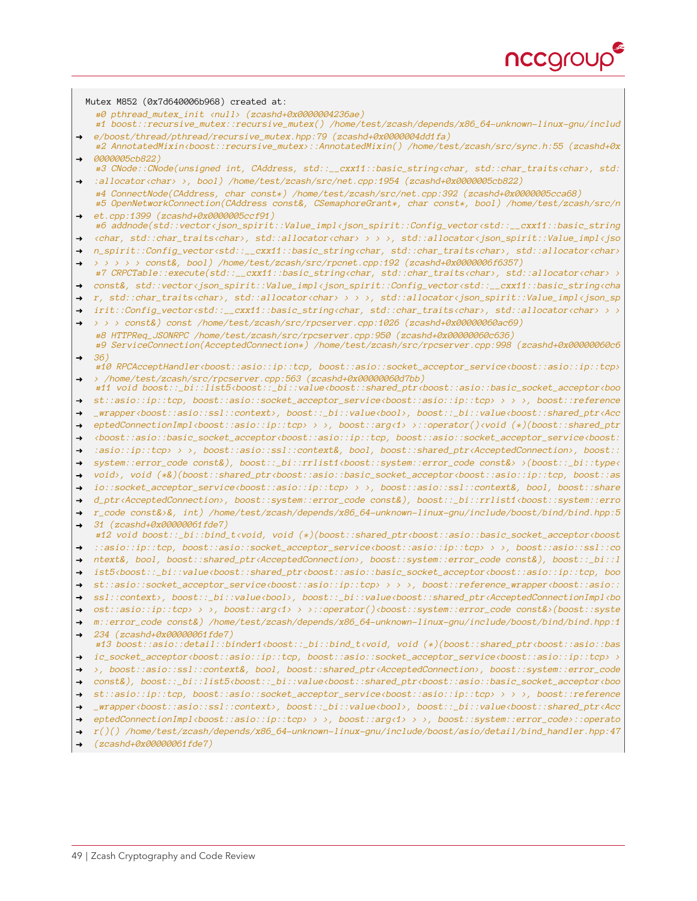```
Mutex M852 (0x7d640006b968) created at:
    #0 pthread_mutex_init <null> (zcashd+0x0000004236ae)
    #1 boost::recursive_mutex::recursive_mutex() /home/test/zcash/depends/x86_64-unknown-linux-gnu/includ
→   e/boost/thread/pthread/recursive_mutex.hpp:79 (zcashd+0x0000004dd1fa)
    #2 AnnotatedMixin<boost::recursive_mutex>::AnnotatedMixin() /home/test/zcash/src/sync.h:55 (zcashd+0x
→   0000005cb822)
    #3 CNode::CNode(unsigned int, CAddress, std::__cxx11::basic_string<char, std::char_traits<char>, std:
→   :allocator<char> >, bool) /home/test/zcash/src/net.cpp:1954 (zcashd+0x0000005cb822)
    #4 ConnectNode(CAddress, char const*) /home/test/zcash/src/net.cpp:392 (zcashd+0x0000005cca68)
    #5 OpenNetworkConnection(CAddress const&, CSemaphoreGrant*, char const*, bool) /home/test/zcash/src/n
→   et.cpp:1399 (zcashd+0x0000005ccf91)
    #6 addnode(std::vector<json_spirit::Value_impl<json_spirit::Config_vector<std::__cxx11::basic_string
→   <char, std::char_traits<char>, std::allocator<char> > > >, std::allocator<json_spirit::Value_impl<jso
→   n_spirit::Config_vector<std::__cxx11::basic_string<char, std::char_traits<char>, std::allocator<char>
→   > > > > > const&, bool) /home/test/zcash/src/rpcnet.cpp:192 (zcashd+0x0000006f6357)
    #7 CRPCTable::execute(std::__cxx11::basic_string<char, std::char_traits<char>, std::allocator<char> >
→   const&, std::vector<json_spirit::Value_impl<json_spirit::Config_vector<std::__cxx11::basic_string<cha
→   r, std::char_traits<char>, std::allocator<char> > > >, std::allocator<json_spirit::Value_impl<json_sp
→   irit::Config_vector<std::__cxx11::basic_string<char, std::char_traits<char>, std::allocator<char> > >
→   > > > const&) const /home/test/zcash/src/rpcserver.cpp:1026 (zcashd+0x00000060ac69)
    #8 HTTPReq_JSONRPC /home/test/zcash/src/rpcserver.cpp:950 (zcashd+0x00000060c636)
    #9 ServiceConnection(AcceptedConnection*) /home/test/zcash/src/rpcserver.cpp:998 (zcashd+0x00000060c6
→   36)
    #10 RPCAcceptHandler<boost::asio::ip::tcp, boost::asio::socket_acceptor_service<boost::asio::ip::tcp>
→   > /home/test/zcash/src/rpcserver.cpp:563 (zcashd+0x00000060d7bb)
    #11 void boost::_bi::list5<boost::_bi::value<boost::shared_ptr<boost::asio::basic_socket_acceptor<boo
→   st::asio::ip::tcp, boost::asio::socket_acceptor_service<boost::asio::ip::tcp> > > >, boost::reference
→   _wrapper<boost::asio::ssl::context>, boost::_bi::value<bool>, boost::_bi::value<boost::shared_ptr<Acc
→   eptedConnectionImpl<boost::asio::ip::tcp> > >, boost::arg<1> >::operator()<void (*)(boost::shared_ptr
→   <boost::asio::basic_socket_acceptor<boost::asio::ip::tcp, boost::asio::socket_acceptor_service<boost:
→   :asio::ip::tcp> > >, boost::asio::ssl::context&, bool, boost::shared_ptr<AcceptedConnection>, boost::
→   system::error_code const&), boost::_bi::rrlist1<boost::system::error_code const&> >(boost::_bi::type<
→   void>, void (*&)(boost::shared_ptr<boost::asio::basic_socket_acceptor<boost::asio::ip::tcp, boost::as
→   io::socket_acceptor_service<boost::asio::ip::tcp> > >, boost::asio::ssl::context&, bool, boost::share
→   d_ptr<AcceptedConnection>, boost::system::error_code const&), boost::_bi::rrlist1<boost::system::erro
→   r_code const&>&, int) /home/test/zcash/depends/x86_64-unknown-linux-gnu/include/boost/bind/bind.hpp:5
→   31 (zcashd+0x00000061fde7)
    #12 void boost::_bi::bind_t<void, void (*)(boost::shared_ptr<boost::asio::basic_socket_acceptor<boost
→   ::asio::ip::tcp, boost::asio::socket_acceptor_service<boost::asio::ip::tcp> > >, boost::asio::ssl::co
→   ntext&, bool, boost::shared_ptr<AcceptedConnection>, boost::system::error_code const&), boost::_bi::l
→   ist5<boost::_bi::value<boost::shared_ptr<boost::asio::basic_socket_acceptor<boost::asio::ip::tcp, boo
→   st::asio::socket_acceptor_service<boost::asio::ip::tcp> > > >, boost::reference_wrapper<boost::asio::
→   ssl::context>, boost::_bi::value<bool>, boost::_bi::value<boost::shared_ptr<AcceptedConnectionImpl<bo
→   ost::asio::ip::tcp> > >, boost::arg<1> > >::operator()<boost::system::error_code const&>(boost::syste
→   m::error_code const&) /home/test/zcash/depends/x86_64-unknown-linux-gnu/include/boost/bind/bind.hpp:1
→   234 (zcashd+0x00000061fde7)
    #13 boost::asio::detail::binder1<boost::_bi::bind_t<void, void (*)(boost::shared_ptr<boost::asio::bas
→   ic_socket_acceptor<boost::asio::ip::tcp, boost::asio::socket_acceptor_service<boost::asio::ip::tcp> >
→   >, boost::asio::ssl::context&, bool, boost::shared_ptr<AcceptedConnection>, boost::system::error_code
→   const&), boost::_bi::list5<boost::_bi::value<boost::shared_ptr<boost::asio::basic_socket_acceptor<boo
→   st::asio::ip::tcp, boost::asio::socket_acceptor_service<boost::asio::ip::tcp> > > >, boost::reference
→   _wrapper<boost::asio::ssl::context>, boost::_bi::value<bool>, boost::_bi::value<boost::shared_ptr<Acc
→   eptedConnectionImpl<boost::asio::ip::tcp> > >, boost::arg<1> > >, boost::system::error_code>::operato
→   r()() /home/test/zcash/depends/x86_64-unknown-linux-gnu/include/boost/asio/detail/bind_handler.hpp:47
→   (zcashd+0x00000061fde7)
```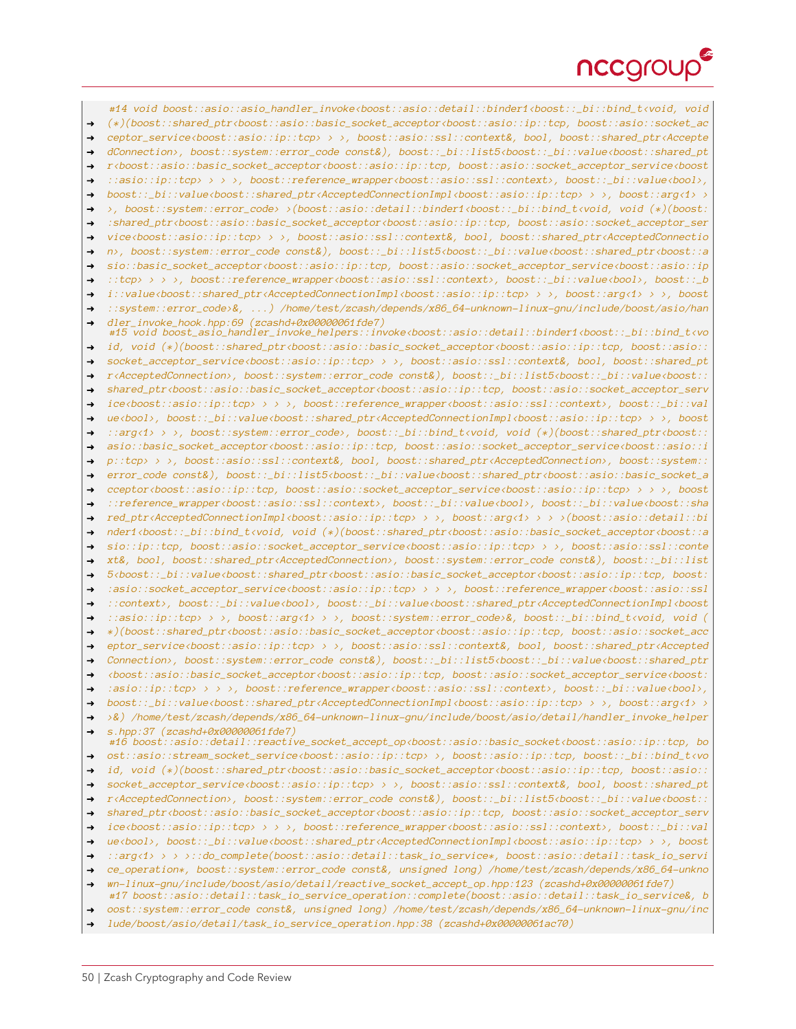```
#14 void boost::asio::asio_handler_invoke<boost::asio::detail::binder1<boost::_bi::bind_t<void, void
→ (*)(boost::shared_ptr<boost::asio::basic_socket_acceptor<boost::asio::ip::tcp, boost::asio::socket_ac
→ ceptor_service<boost::asio::ip::tcp> > >, boost::asio::ssl::context&, bool, boost::shared_ptr<Accepte
→ dConnection>, boost::system::error_code const&), boost::_bi::list5<boost::_bi::value<boost::shared_pt
→ r<boost::asio::basic_socket_acceptor<boost::asio::ip::tcp, boost::asio::socket_acceptor_service<boost
→ ::asio::ip::tcp> > > >, boost::reference_wrapper<boost::asio::ssl::context>, boost::_bi::value<bool>,
→ boost::_bi::value<boost::shared_ptr<AcceptedConnectionImpl<boost::asio::ip::tcp> > >, boost::arg<1> >
→ >, boost::system::error_code> >(boost::asio::detail::binder1<boost::_bi::bind_t<void, void (*)(boost:
→ :shared_ptr<boost::asio::basic_socket_acceptor<boost::asio::ip::tcp, boost::asio::socket_acceptor_ser
→ vice<boost::asio::ip::tcp> > >, boost::asio::ssl::context&, bool, boost::shared_ptr<AcceptedConnectio
→ n>, boost::system::error_code const&), boost::_bi::list5<boost::_bi::value<boost::shared_ptr<boost::a
→ sio::basic_socket_acceptor<boost::asio::ip::tcp, boost::asio::socket_acceptor_service<boost::asio::ip
→ ::tcp> > > >, boost::reference_wrapper<boost::asio::ssl::context>, boost::_bi::value<bool>, boost::_b
→ i::value<boost::shared_ptr<AcceptedConnectionImpl<boost::asio::ip::tcp> > >, boost::arg<1> > >, boost
→ ::system::error_code>&, ...) /home/test/zcash/depends/x86_64-unknown-linux-gnu/include/boost/asio/han
→ dler_invoke_hook.hpp:69 (zcashd+0x00000061fde7)
#15 void boost_asio_handler_invoke_helpers::invoke<boost::asio::detail::binder1<boost::_bi::bind_t<vo
→ id, void (*)(boost::shared_ptr<boost::asio::basic_socket_acceptor<boost::asio::ip::tcp, boost::asio::
→ socket_acceptor_service<boost::asio::ip::tcp> > >, boost::asio::ssl::context&, bool, boost::shared_pt
→ r<AcceptedConnection>, boost::system::error_code const&), boost::_bi::list5<boost::_bi::value<boost::
→ shared_ptr<boost::asio::basic_socket_acceptor<boost::asio::ip::tcp, boost::asio::socket_acceptor_serv
→ ice<boost::asio::ip::tcp> > > >, boost::reference_wrapper<boost::asio::ssl::context>, boost::_bi::val
→ ue<bool>, boost::_bi::value<boost::shared_ptr<AcceptedConnectionImpl<boost::asio::ip::tcp> > >, boost
→ ::arg<1> > >, boost::system::error_code>, boost::_bi::bind_t<void, void (*)(boost::shared_ptr<boost::
→ asio::basic_socket_acceptor<boost::asio::ip::tcp, boost::asio::socket_acceptor_service<boost::asio::i
→ p::tcp> > >, boost::asio::ssl::context&, bool, boost::shared_ptr<AcceptedConnection>, boost::system::
→ error_code const&), boost::_bi::list5<boost::_bi::value<boost::shared_ptr<boost::asio::basic_socket_a
→ cceptor<boost::asio::ip::tcp, boost::asio::socket_acceptor_service<boost::asio::ip::tcp> > > >, boost
→ ::reference_wrapper<boost::asio::ssl::context>, boost::_bi::value<bool>, boost::_bi::value<boost::sha
→ red_ptr<AcceptedConnectionImpl<boost::asio::ip::tcp> > >, boost::arg<1> > > >(boost::asio::detail::bi
→ nder1<boost::_bi::bind_t<void, void (*)(boost::shared_ptr<boost::asio::basic_socket_acceptor<boost::a
→ sio::ip::tcp, boost::asio::socket_acceptor_service<boost::asio::ip::tcp> > >, boost::asio::ssl::conte
→ xt&, bool, boost::shared_ptr<AcceptedConnection>, boost::system::error_code const&), boost::_bi::list
→ 5<boost::_bi::value<boost::shared_ptr<boost::asio::basic_socket_acceptor<boost::asio::ip::tcp, boost:
→ :asio::socket_acceptor_service<boost::asio::ip::tcp> > > >, boost::reference_wrapper<boost::asio::ssl
→ ::context>, boost::_bi::value<bool>, boost::_bi::value<boost::shared_ptr<AcceptedConnectionImpl<boost
→ ::asio::ip::tcp> > >, boost::arg<1> > >, boost::system::error_code>&, boost::_bi::bind_t<void, void (
→ *)(boost::shared_ptr<boost::asio::basic_socket_acceptor<boost::asio::ip::tcp, boost::asio::socket_acc
→ eptor_service<boost::asio::ip::tcp> > >, boost::asio::ssl::context&, bool, boost::shared_ptr<Accepted
→ Connection>, boost::system::error_code const&), boost::_bi::list5<boost::_bi::value<boost::shared_ptr
→ <boost::asio::basic_socket_acceptor<boost::asio::ip::tcp, boost::asio::socket_acceptor_service<boost:
→ :asio::ip::tcp> > > >, boost::reference_wrapper<boost::asio::ssl::context>, boost::_bi::value<bool>,
→ boost::_bi::value<boost::shared_ptr<AcceptedConnectionImpl<boost::asio::ip::tcp> > >, boost::arg<1> >
→ >&) /home/test/zcash/depends/x86_64-unknown-linux-gnu/include/boost/asio/detail/handler_invoke_helper
→ s.hpp:37 (zcashd+0x00000061fde7)
#16 boost::asio::detail::reactive_socket_accept_op<boost::asio::basic_socket<boost::asio::ip::tcp, bo
→ ost::asio::stream_socket_service<boost::asio::ip::tcp> >, boost::asio::ip::tcp, boost::_bi::bind_t<vo
→ id, void (*)(boost::shared_ptr<boost::asio::basic_socket_acceptor<boost::asio::ip::tcp, boost::asio::
→ socket_acceptor_service<boost::asio::ip::tcp> > >, boost::asio::ssl::context&, bool, boost::shared_pt
→ r<AcceptedConnection>, boost::system::error_code const&), boost::_bi::list5<boost::_bi::value<boost::
→ shared_ptr<boost::asio::basic_socket_acceptor<boost::asio::ip::tcp, boost::asio::socket_acceptor_serv
→ ice<boost::asio::ip::tcp> > > >, boost::reference_wrapper<boost::asio::ssl::context>, boost::_bi::val
→ ue<bool>, boost::_bi::value<boost::shared_ptr<AcceptedConnectionImpl<boost::asio::ip::tcp> > >, boost
→ ::arg<1> > > >::do_complete(boost::asio::detail::task_io_service*, boost::asio::detail::task_io_servi
→ ce_operation*, boost::system::error_code const&, unsigned long) /home/test/zcash/depends/x86_64-unkno
→ wn-linux-gnu/include/boost/asio/detail/reactive_socket_accept_op.hpp:123 (zcashd+0x00000061fde7)
#17 boost::asio::detail::task_io_service_operation::complete(boost::asio::detail::task_io_service&, b
→ oost::system::error_code const&, unsigned long) /home/test/zcash/depends/x86_64-unknown-linux-gnu/inc
→ lude/boost/asio/detail/task_io_service_operation.hpp:38 (zcashd+0x00000061ac70)
```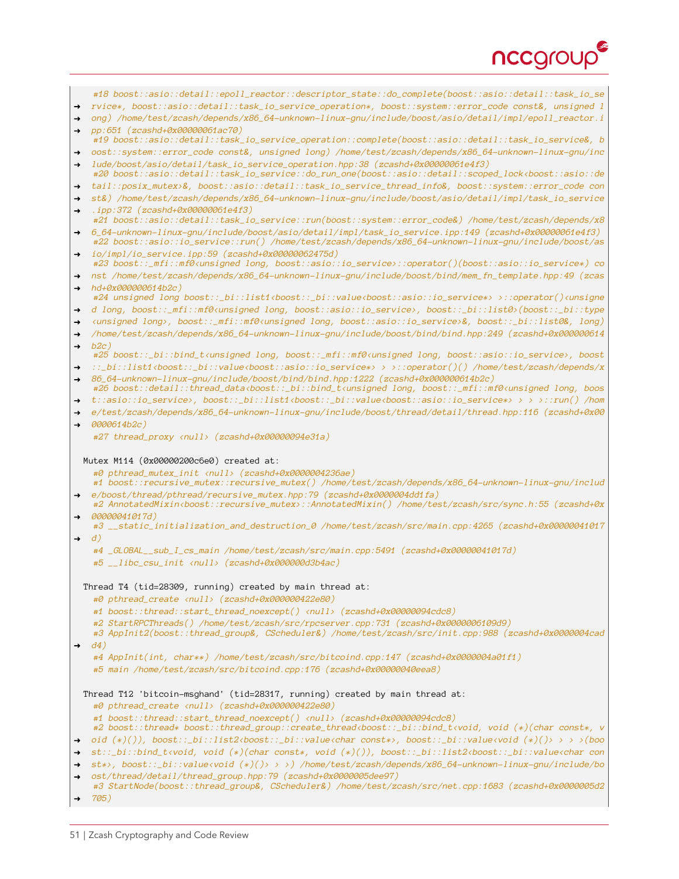```
    #18 boost::asio::detail::epoll_reactor::descriptor_state::do_complete(boost::asio::detail::task_io_se
→ rvice*, boost::asio::detail::task_io_service_operation*, boost::system::error_code const&, unsigned l
→ ong) /home/test/zcash/depends/x86_64-unknown-linux-gnu/include/boost/asio/detail/impl/epoll_reactor.i
→ pp:651 (zcashd+0x00000061ac70)
    #19 boost::asio::detail::task_io_service_operation::complete(boost::asio::detail::task_io_service&, b
→ oost::system::error_code const&, unsigned long) /home/test/zcash/depends/x86_64-unknown-linux-gnu/inc
→ lude/boost/asio/detail/task_io_service_operation.hpp:38 (zcashd+0x00000061e4f3)
    #20 boost::asio::detail::task_io_service::do_run_one(boost::asio::detail::scoped_lock<boost::asio::de
→ tail::posix_mutex>&, boost::asio::detail::task_io_service_thread_info&, boost::system::error_code con
→ st&) /home/test/zcash/depends/x86_64-unknown-linux-gnu/include/boost/asio/detail/impl/task_io_service
→ .ipp:372 (zcashd+0x00000061e4f3)
    #21 boost::asio::detail::task_io_service::run(boost::system::error_code&) /home/test/zcash/depends/x8
→ 6_64-unknown-linux-gnu/include/boost/asio/detail/impl/task_io_service.ipp:149 (zcashd+0x00000061e4f3)
    #22 boost::asio::io_service::run() /home/test/zcash/depends/x86_64-unknown-linux-gnu/include/boost/as
→ io/impl/io_service.ipp:59 (zcashd+0x00000062475d)
    #23 boost::_mfi::mf0<unsigned long, boost::asio::io_service>::operator()(boost::asio::io_service*) co
→ nst /home/test/zcash/depends/x86_64-unknown-linux-gnu/include/boost/bind/mem_fn_template.hpp:49 (zcas
→ hd+0x000000614b2c)
    #24 unsigned long boost::_bi::list1<boost::_bi::value<boost::asio::io_service*> >::operator()<unsigne
→ d long, boost::_mfi::mf0<unsigned long, boost::asio::io_service>, boost::_bi::list0>(boost::_bi::type
→ <unsigned long>, boost::_mfi::mf0<unsigned long, boost::asio::io_service>&, boost::_bi::list0&, long)
→ /home/test/zcash/depends/x86_64-unknown-linux-gnu/include/boost/bind/bind.hpp:249 (zcashd+0x000000614
→ b2c)
    #25 boost::_bi::bind_t<unsigned long, boost::_mfi::mf0<unsigned long, boost::asio::io_service>, boost
→ ::_bi::list1<boost::_bi::value<boost::asio::io_service*> > >::operator()() /home/test/zcash/depends/x
→ 86_64-unknown-linux-gnu/include/boost/bind/bind.hpp:1222 (zcashd+0x000000614b2c)
    #26 boost::detail::thread_data<boost::_bi::bind_t<unsigned long, boost::_mfi::mf0<unsigned long, boos
→ t::asio::io_service>, boost::_bi::list1<boost::_bi::value<boost::asio::io_service*> > > >::run() /hom
→ e/test/zcash/depends/x86_64-unknown-linux-gnu/include/boost/thread/detail/thread.hpp:116 (zcashd+0x00
→ 0000614b2c)
    #27 thread_proxy <null> (zcashd+0x00000094e31a)

  Mutex M114 (0x00000200c6e0) created at:
    #0 pthread_mutex_init <null> (zcashd+0x0000004236ae)
    #1 boost::recursive_mutex::recursive_mutex() /home/test/zcash/depends/x86_64-unknown-linux-gnu/includ
→ e/boost/thread/pthread/recursive_mutex.hpp:79 (zcashd+0x0000004dd1fa)
    #2 AnnotatedMixin<boost::recursive_mutex>::AnnotatedMixin() /home/test/zcash/src/sync.h:55 (zcashd+0x
→ 00000041017d)
    #3 __static_initialization_and_destruction_0 /home/test/zcash/src/main.cpp:4265 (zcashd+0x00000041017
→ d)
    #4 _GLOBAL__sub_I_cs_main /home/test/zcash/src/main.cpp:5491 (zcashd+0x00000041017d)
    #5 __libc_csu_init <null> (zcashd+0x000000d3b4ac)

  Thread T4 (tid=28309, running) created by main thread at:
    #0 pthread_create <null> (zcashd+0x000000422e80)
    #1 boost::thread::start_thread_noexcept() <null> (zcashd+0x00000094cdc8)
    #2 StartRPCThreads() /home/test/zcash/src/rpcserver.cpp:731 (zcashd+0x0000006109d9)
    #3 AppInit2(boost::thread_group&, CScheduler&) /home/test/zcash/src/init.cpp:988 (zcashd+0x0000004cad
→ d4)
    #4 AppInit(int, char**) /home/test/zcash/src/bitcoind.cpp:147 (zcashd+0x0000004a01f1)
    #5 main /home/test/zcash/src/bitcoind.cpp:176 (zcashd+0x00000040eea8)

  Thread T12 'bitcoin-msghand' (tid=28317, running) created by main thread at:
    #0 pthread_create <null> (zcashd+0x000000422e80)
    #1 boost::thread::start_thread_noexcept() <null> (zcashd+0x00000094cdc8)
    #2 boost::thread* boost::thread_group::create_thread<boost::_bi::bind_t<void, void (*)(char const*, v
→ oid (*)()), boost::_bi::list2<boost::_bi::value<char const*>, boost::_bi::value<void (*)()> > > >(boo
→ st::_bi::bind_t<void, void (*)(char const*, void (*)()), boost::_bi::list2<boost::_bi::value<char con
→ st*>, boost::_bi::value<void (*)()> > >) /home/test/zcash/depends/x86_64-unknown-linux-gnu/include/bo
→ ost/thread/detail/thread_group.hpp:79 (zcashd+0x0000005dee97)
    #3 StartNode(boost::thread_group&, CScheduler&) /home/test/zcash/src/net.cpp:1683 (zcashd+0x0000005d2
→ 705)
```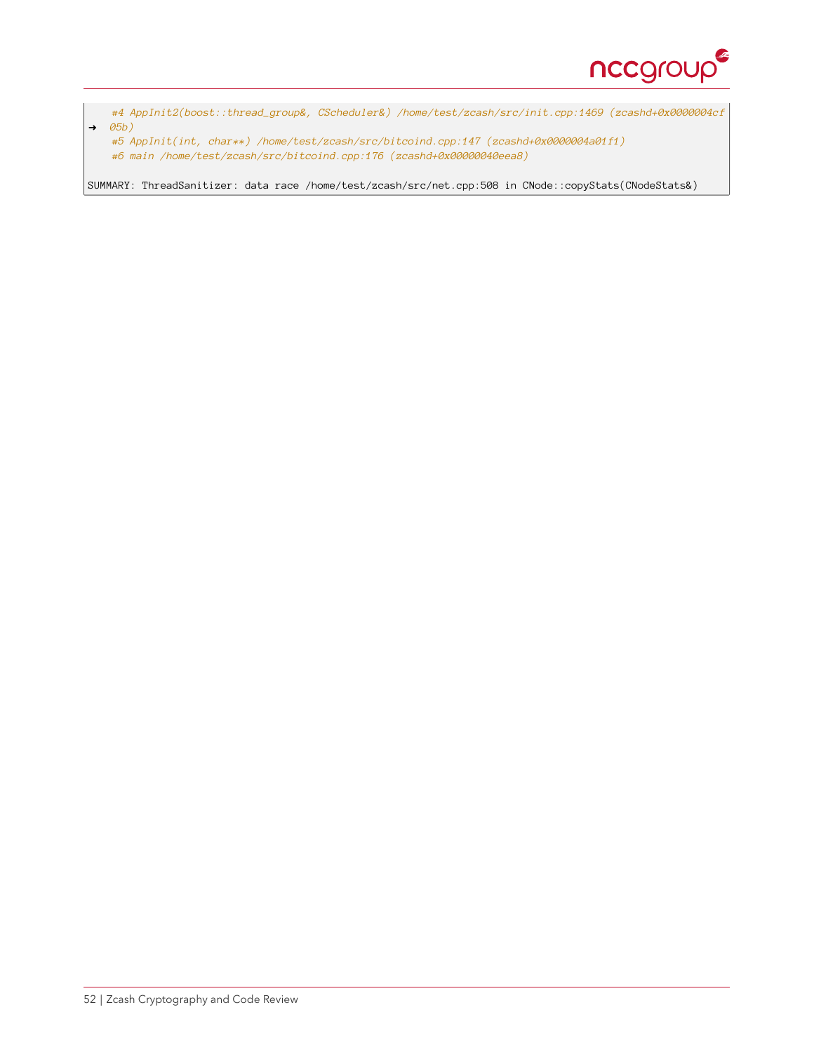```
    #4 AppInit2(boost::thread_group&, CScheduler&) /home/test/zcash/src/init.cpp:1469 (zcashd+0x0000004cf
➜  05b)
    #5 AppInit(int, char**) /home/test/zcash/src/bitcoind.cpp:147 (zcashd+0x0000004a01f1)
    #6 main /home/test/zcash/src/bitcoind.cpp:176 (zcashd+0x00000040eea8)

SUMMARY: ThreadSanitizer: data race /home/test/zcash/src/net.cpp:508 in CNode::copyStats(CNodeStats&)
```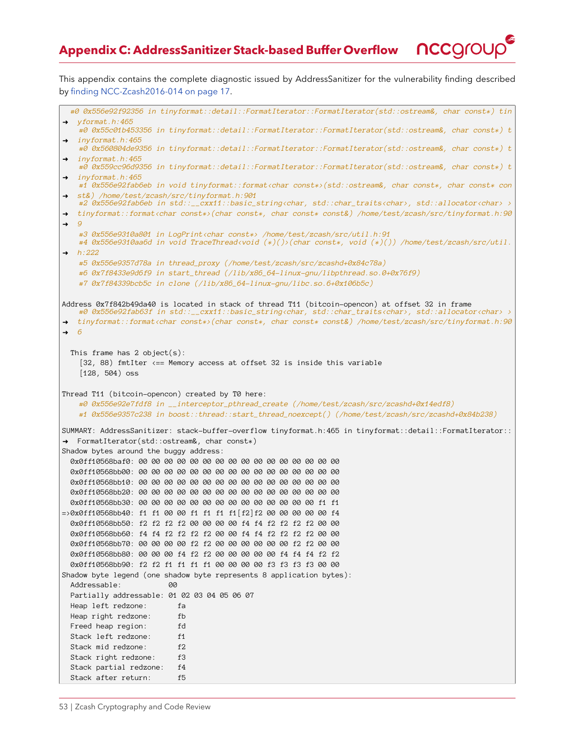## Appendix C: AddressSanitizer Stack-based Buffer Overflow

This appendix contains the complete diagnostic issued by AddressSanitizer for the vulnerability finding described by finding NCC-Zcash2016-014 on page 17.

```
 #0 0x556e92f92356 in tinyformat::detail::FormatIterator::FormatIterator(std::ostream&, char const*) tin
➜ yformat.h:465
   #0 0x55c01b453356 in tinyformat::detail::FormatIterator::FormatIterator(std::ostream&, char const*) t
➜ inyformat.h:465
   #0 0x560804de9356 in tinyformat::detail::FormatIterator::FormatIterator(std::ostream&, char const*) t
➜ inyformat.h:465
   #0 0x559cc96d9356 in tinyformat::detail::FormatIterator::FormatIterator(std::ostream&, char const*) t
➜ inyformat.h:465
   #1 0x556e92fab6eb in void tinyformat::format<char const*>(std::ostream&, char const*, char const* con
➜ st&) /home/test/zcash/src/tinyformat.h:901
   #2 0x556e92fab6eb in std::__cxx11::basic_string<char, std::char_traits<char>, std::allocator<char> >
➜ tinyformat::format<char const*>(char const*, char const* const&) /home/test/zcash/src/tinyformat.h:90
➜ 9
   #3 0x556e9310a801 in LogPrint<char const*> /home/test/zcash/src/util.h:91
   #4 0x556e9310aa6d in void TraceThread<void (*)()>(char const*, void (*)()) /home/test/zcash/src/util.
➜ h:222
   #5 0x556e9357d78a in thread_proxy (/home/test/zcash/src/zcashd+0x84c78a)
   #6 0x7f8433e9d6f9 in start_thread (/lib/x86_64-linux-gnu/libpthread.so.0+0x76f9)
   #7 0x7f84339bcb5c in clone (/lib/x86_64-linux-gnu/libc.so.6+0x106b5c)

Address 0x7f842b49da40 is located in stack of thread T11 (bitcoin-opencon) at offset 32 in frame
   #0 0x556e92fab63f in std::__cxx11::basic_string<char, std::char_traits<char>, std::allocator<char> >
➜ tinyformat::format<char const*>(char const*, char const* const&) /home/test/zcash/src/tinyformat.h:90
➜ 6

 This frame has 2 object(s):
   [32, 88) fmtIter <== Memory access at offset 32 is inside this variable
   [128, 504) oss

Thread T11 (bitcoin-opencon) created by T0 here:
   #0 0x556e92e7fdf8 in __interceptor_pthread_create (/home/test/zcash/src/zcashd+0x14edf8)
   #1 0x556e9357c238 in boost::thread::start_thread_noexcept() (/home/test/zcash/src/zcashd+0x84b238)

SUMMARY: AddressSanitizer: stack-buffer-overflow tinyformat.h:465 in tinyformat::detail::FormatIterator::
➜ FormatIterator(std::ostream&, char const*)
Shadow bytes around the buggy address:
 0x0ff10568baf0: 00 00 00 00 00 00 00 00 00 00 00 00 00 00 00 00
 0x0ff10568bb00: 00 00 00 00 00 00 00 00 00 00 00 00 00 00 00 00
 0x0ff10568bb10: 00 00 00 00 00 00 00 00 00 00 00 00 00 00 00 00
 0x0ff10568bb20: 00 00 00 00 00 00 00 00 00 00 00 00 00 00 00 00
 0x0ff10568bb30: 00 00 00 00 00 00 00 00 00 00 00 00 00 00 f1 f1
=>0x0ff10568bb40: f1 f1 00 00 f1 f1 f1 f1[f2]f2 00 00 00 00 00 f4
 0x0ff10568bb50: f2 f2 f2 f2 00 00 00 00 f4 f4 f2 f2 f2 f2 00 00
 0x0ff10568bb60: f4 f4 f2 f2 f2 f2 00 00 f4 f4 f2 f2 f2 f2 00 00
 0x0ff10568bb70: 00 00 00 00 f2 f2 00 00 00 00 00 00 f2 f2 00 00
 0x0ff10568bb80: 00 00 00 f4 f2 f2 00 00 00 00 00 f4 f4 f4 f2 f2
 0x0ff10568bb90: f2 f2 f1 f1 f1 f1 00 00 00 00 f3 f3 f3 f3 00 00
Shadow byte legend (one shadow byte represents 8 application bytes):
 Addressable:           00
 Partially addressable: 01 02 03 04 05 06 07
 Heap left redzone:       fa
 Heap right redzone:      fb
 Freed heap region:       fd
 Stack left redzone:      f1
 Stack mid redzone:       f2
 Stack right redzone:     f3
 Stack partial redzone:   f4
 Stack after return:      f5
```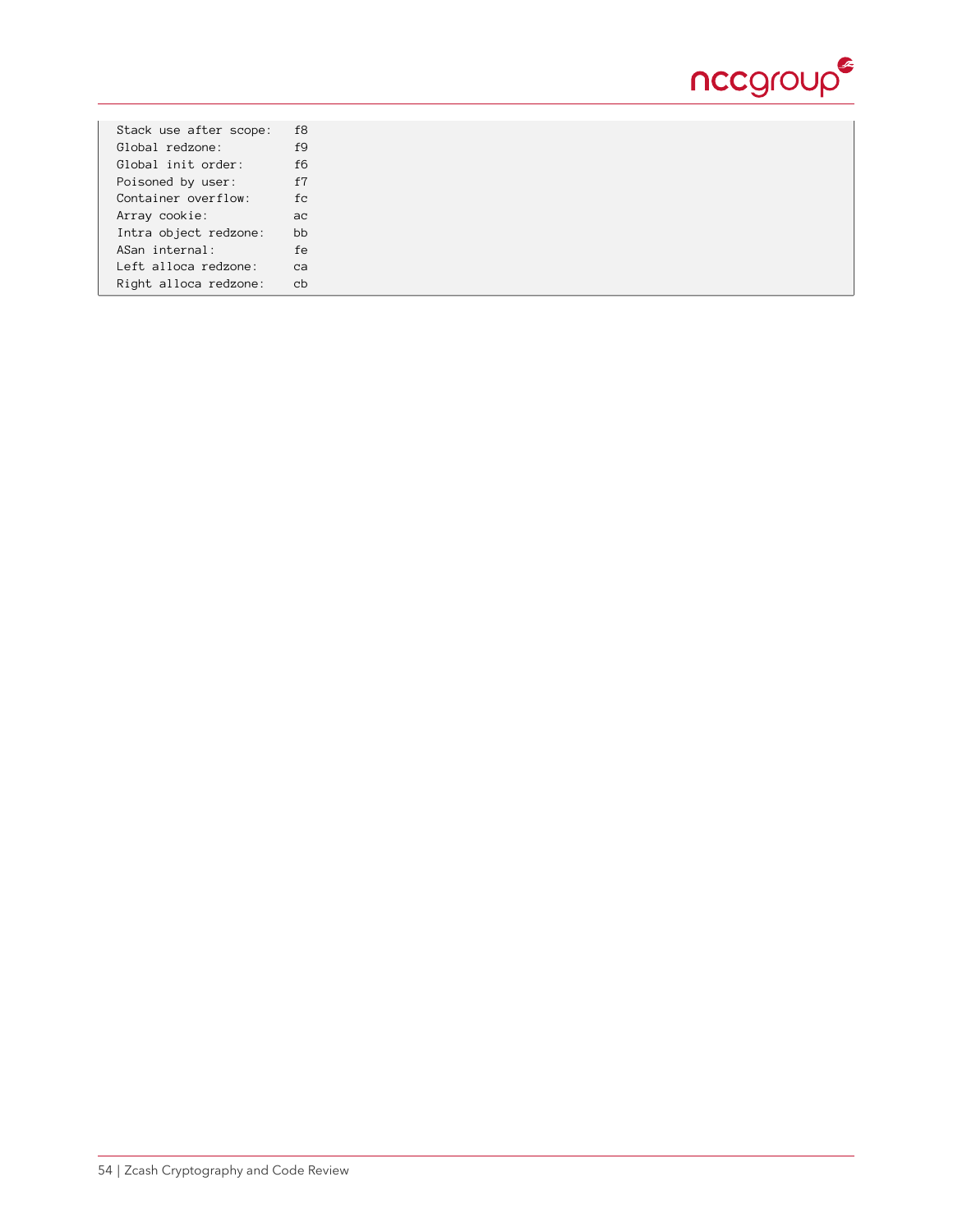```
  Stack use after scope:   f8
  Global redzone:          f9
  Global init order:       f6
  Poisoned by user:        f7
  Container overflow:      fc
  Array cookie:            ac
  Intra object redzone:    bb
  ASan internal:           fe
  Left alloca redzone:     ca
  Right alloca redzone:    cb
```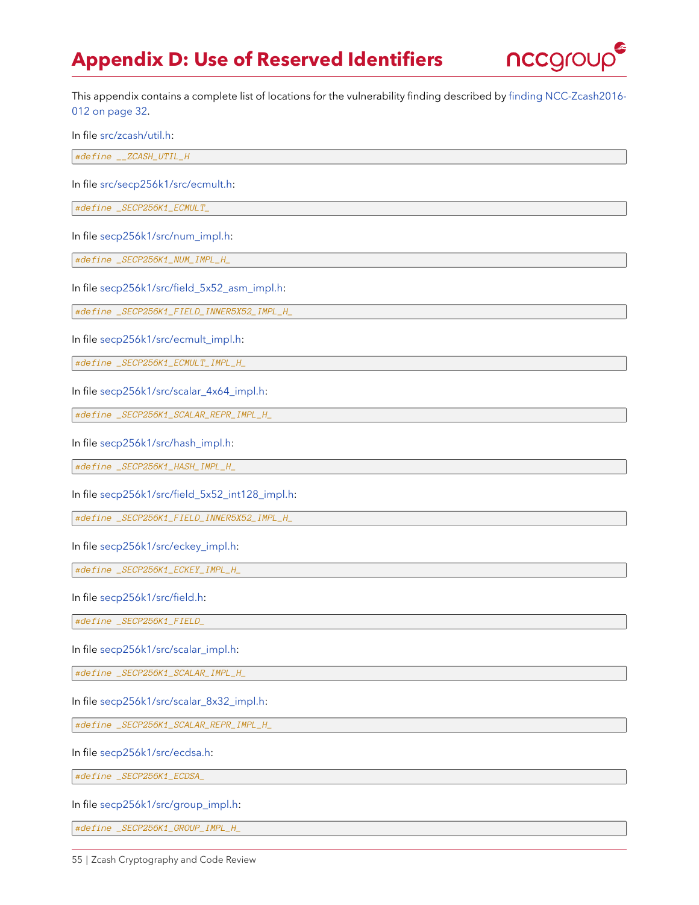# Appendix D: Use of Reserved Identifiers

This appendix contains a complete list of locations for the vulnerability finding described by finding NCC-Zcash2016-012 on page 32.

In file src/zcash/util.h:

```
#define __ZCASH_UTIL_H
```

In file src/secp256k1/src/ecmult.h:

```
#define _SECP256K1_ECMULT_
```

In file secp256k1/src/num_impl.h:

```
#define _SECP256K1_NUM_IMPL_H_
```

In file secp256k1/src/field_5x52_asm_impl.h:

```
#define _SECP256K1_FIELD_INNER5X52_IMPL_H_
```

In file secp256k1/src/ecmult_impl.h:

```
#define _SECP256K1_ECMULT_IMPL_H_
```

In file secp256k1/src/scalar_4x64_impl.h:

```
#define _SECP256K1_SCALAR_REPR_IMPL_H_
```

In file secp256k1/src/hash_impl.h:

```
#define _SECP256K1_HASH_IMPL_H_
```

In file secp256k1/src/field_5x52_int128_impl.h:

```
#define _SECP256K1_FIELD_INNER5X52_IMPL_H_
```

In file secp256k1/src/eckey_impl.h:

```
#define _SECP256K1_ECKEY_IMPL_H_
```

In file secp256k1/src/field.h:

```
#define _SECP256K1_FIELD_
```

In file secp256k1/src/scalar_impl.h:

```
#define _SECP256K1_SCALAR_IMPL_H_
```

In file secp256k1/src/scalar_8x32_impl.h:

```
#define _SECP256K1_SCALAR_REPR_IMPL_H_
```

In file secp256k1/src/ecdsa.h:

```
#define _SECP256K1_ECDSA_
```

In file secp256k1/src/group_impl.h:

```
#define _SECP256K1_GROUP_IMPL_H_
```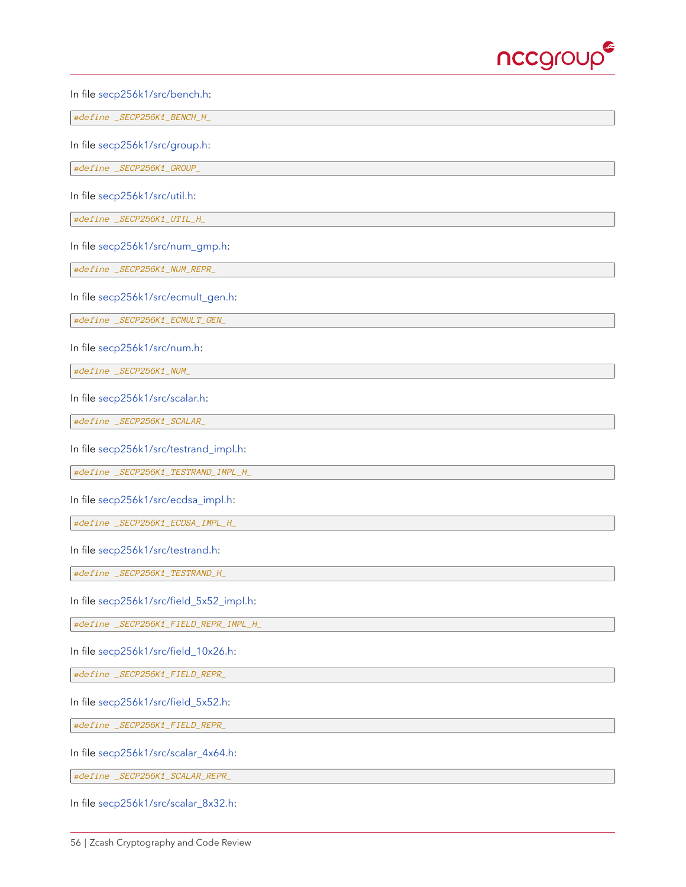In file secp256k1/src/bench.h:

```
#define _SECP256K1_BENCH_H_
```

In file secp256k1/src/group.h:

```
#define _SECP256K1_GROUP_
```

In file secp256k1/src/util.h:

```
#define _SECP256K1_UTIL_H_
```

In file secp256k1/src/num_gmp.h:

```
#define _SECP256K1_NUM_REPR_
```

In file secp256k1/src/ecmult_gen.h:

```
#define _SECP256K1_ECMULT_GEN_
```

In file secp256k1/src/num.h:

```
#define _SECP256K1_NUM_
```

In file secp256k1/src/scalar.h:

```
#define _SECP256K1_SCALAR_
```

In file secp256k1/src/testrand_impl.h:

```
#define _SECP256K1_TESTRAND_IMPL_H_
```

In file secp256k1/src/ecdsa_impl.h:

```
#define _SECP256K1_ECDSA_IMPL_H_
```

In file secp256k1/src/testrand.h:

```
#define _SECP256K1_TESTRAND_H_
```

In file secp256k1/src/field_5x52_impl.h:

```
#define _SECP256K1_FIELD_REPR_IMPL_H_
```

In file secp256k1/src/field_10x26.h:

```
#define _SECP256K1_FIELD_REPR_
```

In file secp256k1/src/field_5x52.h:

```
#define _SECP256K1_FIELD_REPR_
```

In file secp256k1/src/scalar_4x64.h:

```
#define _SECP256K1_SCALAR_REPR_
```

In file secp256k1/src/scalar_8x32.h: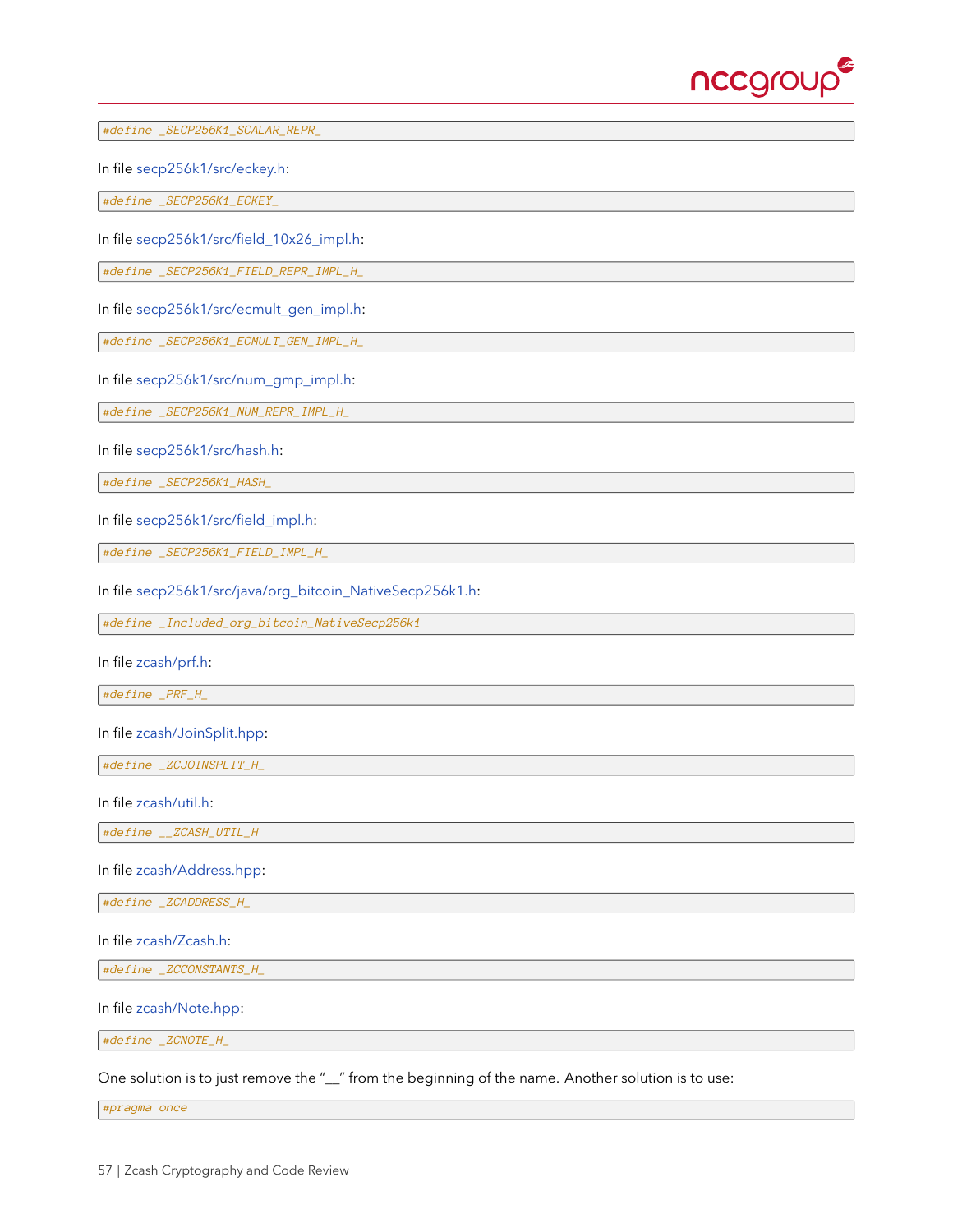```
#define _SECP256K1_SCALAR_REPR_
```

In file secp256k1/src/eckey.h:

```
#define _SECP256K1_ECKEY_
```

In file secp256k1/src/field_10x26_impl.h:

```
#define _SECP256K1_FIELD_REPR_IMPL_H_
```

In file secp256k1/src/ecmult_gen_impl.h:

```
#define _SECP256K1_ECMULT_GEN_IMPL_H_
```

In file secp256k1/src/num_gmp_impl.h:

```
#define _SECP256K1_NUM_REPR_IMPL_H_
```

In file secp256k1/src/hash.h:

```
#define _SECP256K1_HASH_
```

In file secp256k1/src/field_impl.h:

```
#define _SECP256K1_FIELD_IMPL_H_
```

In file secp256k1/src/java/org_bitcoin_NativeSecp256k1.h:

```
#define _Included_org_bitcoin_NativeSecp256k1
```

In file zcash/prf.h:

```
#define _PRF_H_
```

In file zcash/JoinSplit.hpp:

```
#define _ZCJOINSPLIT_H_
```

In file zcash/util.h:

```
#define __ZCASH_UTIL_H
```

In file zcash/Address.hpp:

```
#define _ZCADDRESS_H_
```

In file zcash/Zcash.h:

```
#define _ZCCONSTANTS_H_
```

In file zcash/Note.hpp:

```
#define _ZCNOTE_H_
```

One solution is to just remove the "__" from the beginning of the name. Another solution is to use:

```
#pragma once
```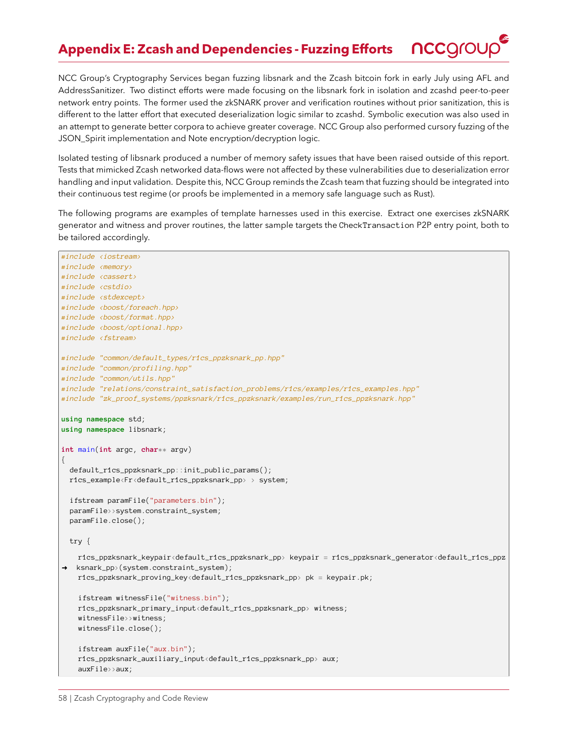# Appendix E: Zcash and Dependencies - Fuzzing Efforts

NCC Group's Cryptography Services began fuzzing libsnark and the Zcash bitcoin fork in early July using AFL and AddressSanitizer. Two distinct efforts were made focusing on the libsnark fork in isolation and zcashd peer-to-peer network entry points. The former used the zkSNARK prover and verification routines without prior sanitization, this is different to the latter effort that executed deserialization logic similar to zcashd. Symbolic execution was also used in an attempt to generate better corpora to achieve greater coverage. NCC Group also performed cursory fuzzing of the JSON_Spirit implementation and Note encryption/decryption logic.

Isolated testing of libsnark produced a number of memory safety issues that have been raised outside of this report. Tests that mimicked Zcash networked data-flows were not affected by these vulnerabilities due to deserialization error handling and input validation. Despite this, NCC Group reminds the Zcash team that fuzzing should be integrated into their continuous test regime (or proofs be implemented in a memory safe language such as Rust).

The following programs are examples of template harnesses used in this exercise. Extract one exercises zkSNARK generator and witness and prover routines, the latter sample targets the `CheckTransaction` P2P entry point, both to be tailored accordingly.

```
#include <iostream>
#include <memory>
#include <cassert>
#include <cstdio>
#include <stdexcept>
#include <boost/foreach.hpp>
#include <boost/format.hpp>
#include <boost/optional.hpp>
#include <fstream>

#include "common/default_types/r1cs_ppzksnark_pp.hpp"
#include "common/profiling.hpp"
#include "common/utils.hpp"
#include "relations/constraint_satisfaction_problems/r1cs/examples/r1cs_examples.hpp"
#include "zk_proof_systems/ppzksnark/r1cs_ppzksnark/examples/run_r1cs_ppzksnark.hpp"

using namespace std;
using namespace libsnark;

int main(int argc, char** argv)
{
  default_r1cs_ppzksnark_pp::init_public_params();
  r1cs_example<Fr<default_r1cs_ppzksnark_pp> > system;

  ifstream paramFile("parameters.bin");
  paramFile>>system.constraint_system;
  paramFile.close();

  try {

    r1cs_ppzksnark_keypair<default_r1cs_ppzksnark_pp> keypair = r1cs_ppzksnark_generator<default_r1cs_ppz
➜  ksnark_pp>(system.constraint_system);
    r1cs_ppzksnark_proving_key<default_r1cs_ppzksnark_pp> pk = keypair.pk;

    ifstream witnessFile("witness.bin");
    r1cs_ppzksnark_primary_input<default_r1cs_ppzksnark_pp> witness;
    witnessFile>>witness;
    witnessFile.close();

    ifstream auxFile("aux.bin");
    r1cs_ppzksnark_auxiliary_input<default_r1cs_ppzksnark_pp> aux;
    auxFile>>aux;
```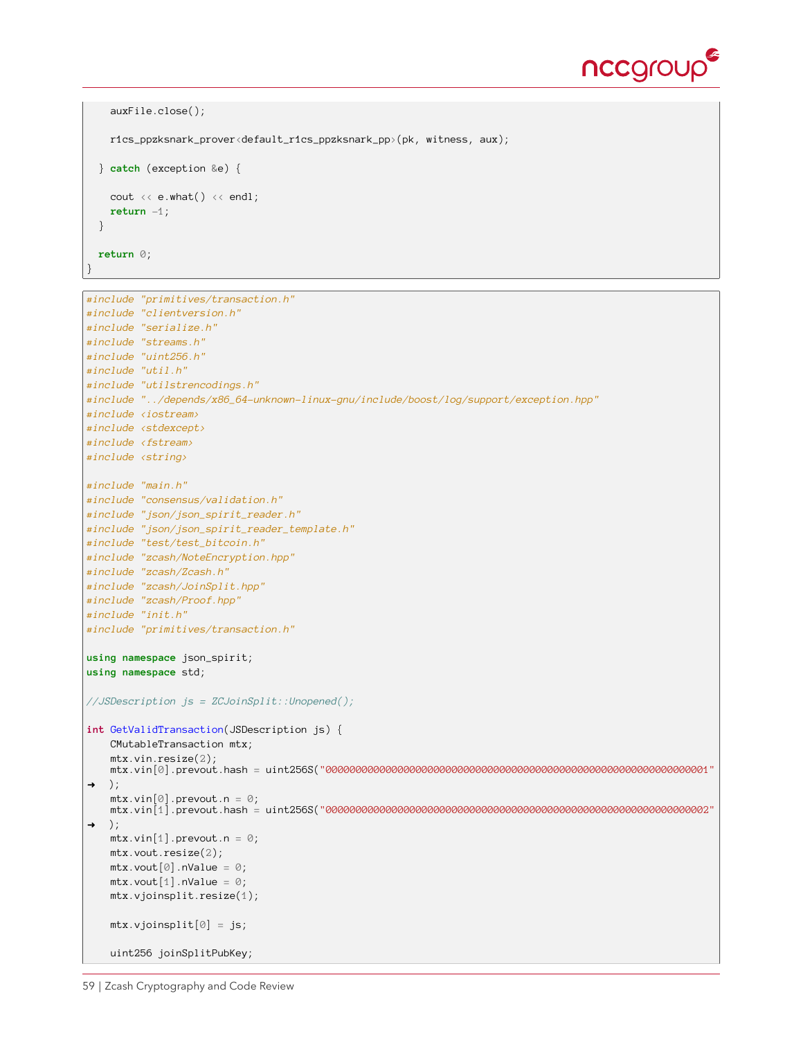```
    auxFile.close();

    r1cs_ppzksnark_prover<default_r1cs_ppzksnark_pp>(pk, witness, aux);

  } catch (exception &e) {

    cout << e.what() << endl;
    return -1;
  }

  return 0;
}
```

```
#include "primitives/transaction.h"
#include "clientversion.h"
#include "serialize.h"
#include "streams.h"
#include "uint256.h"
#include "util.h"
#include "utilstrencodings.h"
#include "../depends/x86_64-unknown-linux-gnu/include/boost/log/support/exception.hpp"
#include <iostream>
#include <stdexcept>
#include <fstream>
#include <string>

#include "main.h"
#include "consensus/validation.h"
#include "json/json_spirit_reader.h"
#include "json/json_spirit_reader_template.h"
#include "test/test_bitcoin.h"
#include "zcash/NoteEncryption.hpp"
#include "zcash/Zcash.h"
#include "zcash/JoinSplit.hpp"
#include "zcash/Proof.hpp"
#include "init.h"
#include "primitives/transaction.h"

using namespace json_spirit;
using namespace std;

//JSDescription js = ZCJoinSplit::Unopened();

int GetValidTransaction(JSDescription js) {
    CMutableTransaction mtx;
    mtx.vin.resize(2);
    mtx.vin[0].prevout.hash = uint256S("0000000000000000000000000000000000000000000000000000000000000001"
➜  );
    mtx.vin[0].prevout.n = 0;
    mtx.vin[1].prevout.hash = uint256S("0000000000000000000000000000000000000000000000000000000000000002"
➜  );
    mtx.vin[1].prevout.n = 0;
    mtx.vout.resize(2);
    mtx.vout[0].nValue = 0;
    mtx.vout[1].nValue = 0;
    mtx.vjoinsplit.resize(1);

    mtx.vjoinsplit[0] = js;

    uint256 joinSplitPubKey;
```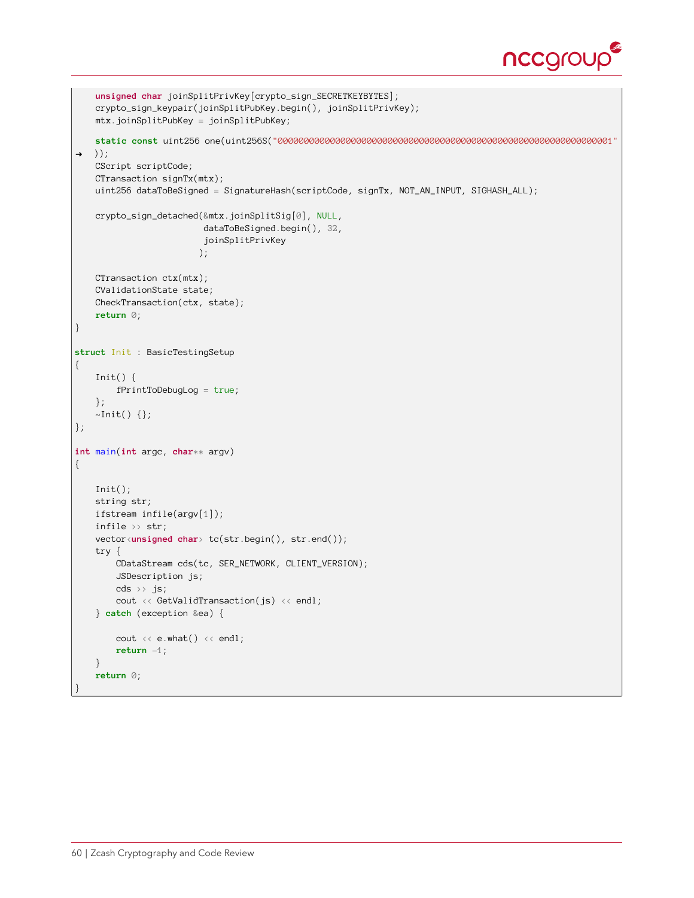```
    unsigned char joinSplitPrivKey[crypto_sign_SECRETKEYBYTES];
    crypto_sign_keypair(joinSplitPubKey.begin(), joinSplitPrivKey);
    mtx.joinSplitPubKey = joinSplitPubKey;

    static const uint256 one(uint256S("0000000000000000000000000000000000000000000000000000000000000001"
➜  ));
    CScript scriptCode;
    CTransaction signTx(mtx);
    uint256 dataToBeSigned = SignatureHash(scriptCode, signTx, NOT_AN_INPUT, SIGHASH_ALL);

    crypto_sign_detached(&mtx.joinSplitSig[0], NULL,
                         dataToBeSigned.begin(), 32,
                         joinSplitPrivKey
                        );

    CTransaction ctx(mtx);
    CValidationState state;
    CheckTransaction(ctx, state);
    return 0;
}

struct Init : BasicTestingSetup
{
    Init() {
        fPrintToDebugLog = true;
    };
    ~Init() {};
};

int main(int argc, char** argv)
{

    Init();
    string str;
    ifstream infile(argv[1]);
    infile >> str;
    vector<unsigned char> tc(str.begin(), str.end());
    try {
        CDataStream cds(tc, SER_NETWORK, CLIENT_VERSION);
        JSDescription js;
        cds >> js;
        cout << GetValidTransaction(js) << endl;
    } catch (exception &ea) {

        cout << e.what() << endl;
        return -1;
    }
    return 0;
}
```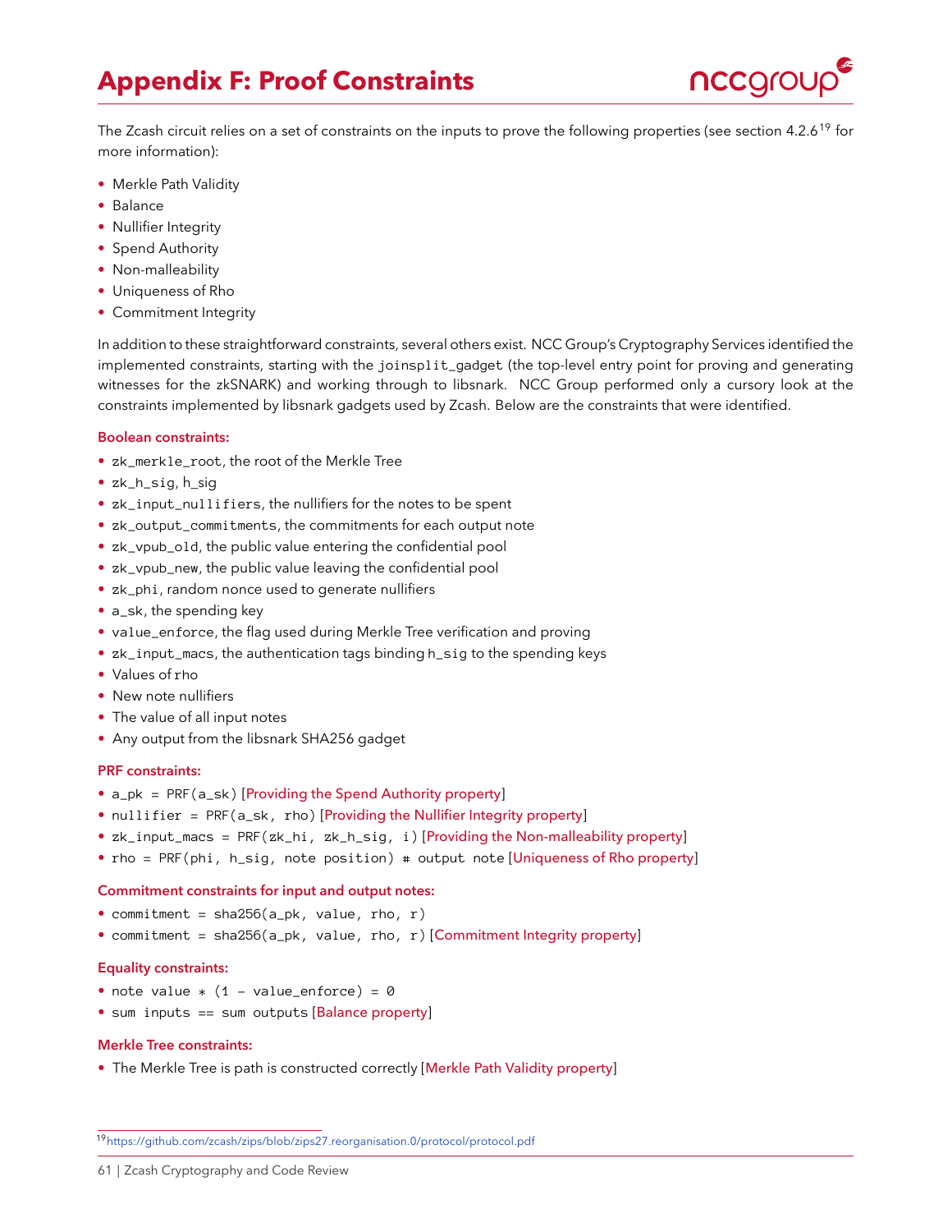# Appendix F: Proof Constraints

The Zcash circuit relies on a set of constraints on the inputs to prove the following properties (see section 4.2.6[19] for more information):

- Merkle Path Validity
- Balance
- Nullifier Integrity
- Spend Authority
- Non-malleability
- Uniqueness of Rho
- Commitment Integrity

In addition to these straightforward constraints, several others exist. NCC Group's Cryptography Services identified the implemented constraints, starting with the `joinsplit_gadget` (the top-level entry point for proving and generating witnesses for the zkSNARK) and working through to libsnark. NCC Group performed only a cursory look at the constraints implemented by libsnark gadgets used by Zcash. Below are the constraints that were identified.

**Boolean constraints:**

- `zk_merkle_root`, the root of the Merkle Tree
- `zk_h_sig`, h_sig
- `zk_input_nullifiers`, the nullifiers for the notes to be spent
- `zk_output_commitments`, the commitments for each output note
- `zk_vpub_old`, the public value entering the confidential pool
- `zk_vpub_new`, the public value leaving the confidential pool
- `zk_phi`, random nonce used to generate nullifiers
- `a_sk`, the spending key
- `value_enforce`, the flag used during Merkle Tree verification and proving
- `zk_input_macs`, the authentication tags binding `h_sig` to the spending keys
- Values of `rho`
- New note nullifiers
- The value of all input notes
- Any output from the libsnark SHA256 gadget

**PRF constraints:**

- `a_pk = PRF(a_sk)` [Providing the Spend Authority property]
- `nullifier = PRF(a_sk, rho)` [Providing the Nullifier Integrity property]
- `zk_input_macs = PRF(zk_hi, zk_h_sig, i)` [Providing the Non-malleability property]
- `rho = PRF(phi, h_sig, note position) # output note` [Uniqueness of Rho property]

**Commitment constraints for input and output notes:**

- `commitment = sha256(a_pk, value, rho, r)`
- `commitment = sha256(a_pk, value, rho, r)` [Commitment Integrity property]

**Equality constraints:**

- `note value * (1 - value_enforce) = 0`
- `sum inputs == sum outputs` [Balance property]

**Merkle Tree constraints:**

- The Merkle Tree is path is constructed correctly [Merkle Path Validity property]

[19] https://github.com/zcash/zips/blob/zips27.reorganisation.0/protocol/protocol.pdf